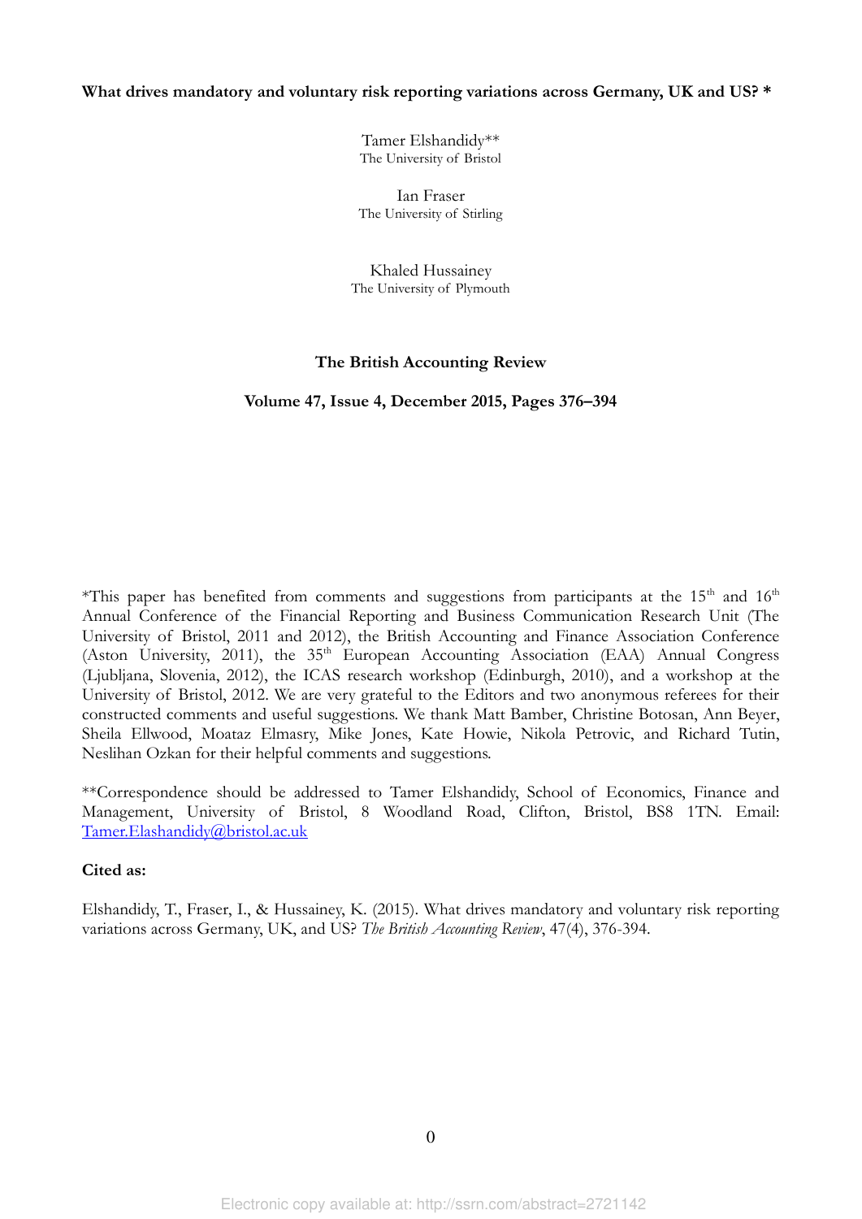**What drives mandatory and voluntary risk reporting variations across Germany, UK and US? ***

Tamer Elshandidy**
The University of Bristol

Ian Fraser
The University of Stirling

Khaled Hussainey
The University of Plymouth

**The British Accounting Review**

**Volume 47, Issue 4, December 2015, Pages 376–394**

*This paper has benefited from comments and suggestions from participants at the 15th and 16th Annual Conference of the Financial Reporting and Business Communication Research Unit (The University of Bristol, 2011 and 2012), the British Accounting and Finance Association Conference (Aston University, 2011), the 35th European Accounting Association (EAA) Annual Congress (Ljubljana, Slovenia, 2012), the ICAS research workshop (Edinburgh, 2010), and a workshop at the University of Bristol, 2012. We are very grateful to the Editors and two anonymous referees for their constructed comments and useful suggestions. We thank Matt Bamber, Christine Botosan, Ann Beyer, Sheila Ellwood, Moataz Elmasry, Mike Jones, Kate Howie, Nikola Petrovic, and Richard Tutin, Neslihan Ozkan for their helpful comments and suggestions.

**Correspondence should be addressed to Tamer Elshandidy, School of Economics, Finance and Management, University of Bristol, 8 Woodland Road, Clifton, Bristol, BS8 1TN. Email: Tamer.Elashandidy@bristol.ac.uk

**Cited as:**

Elshandidy, T., Fraser, I., & Hussainey, K. (2015). What drives mandatory and voluntary risk reporting variations across Germany, UK, and US? *The British Accounting Review*, 47(4), 376-394.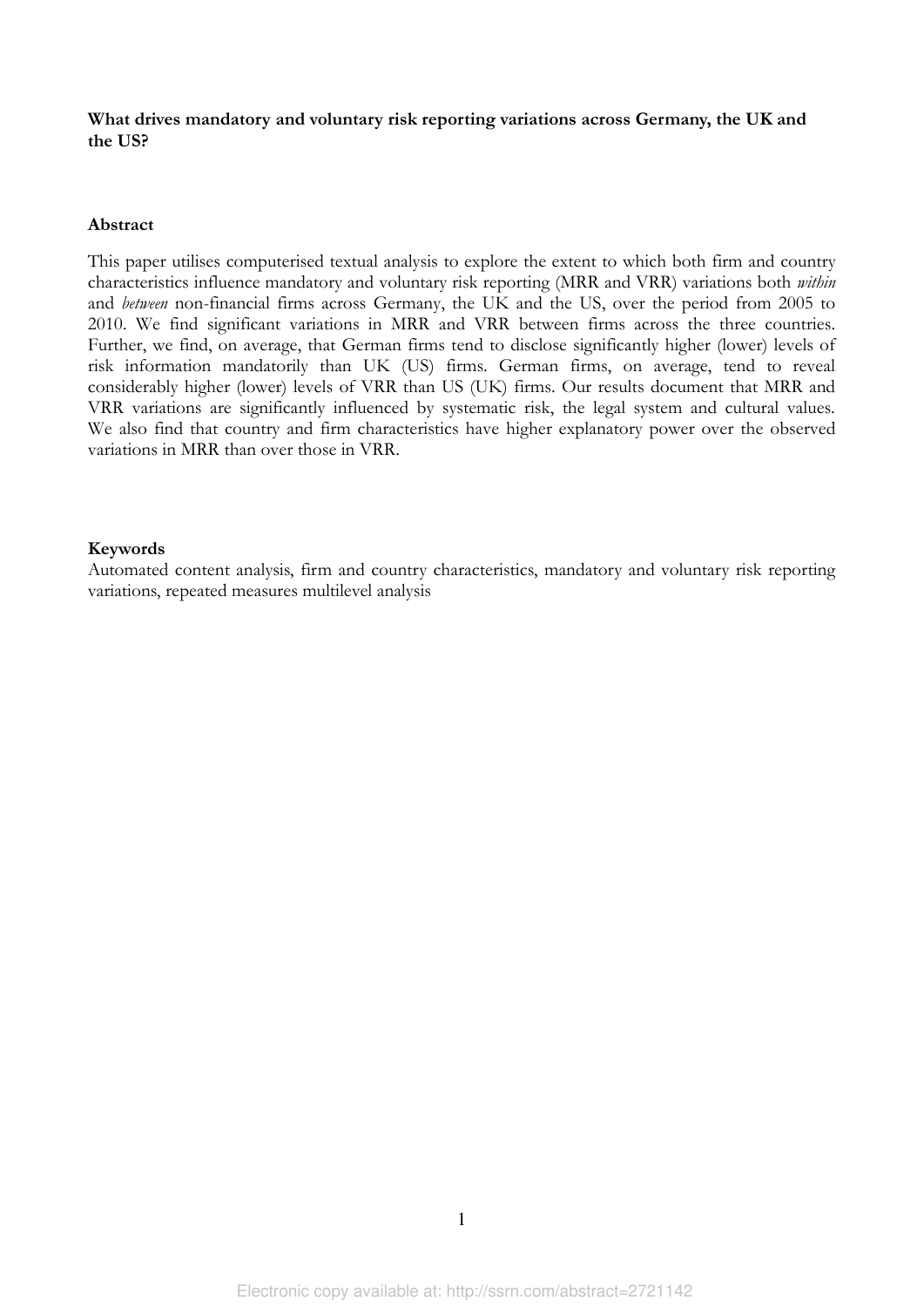**What drives mandatory and voluntary risk reporting variations across Germany, the UK and the US?**

**Abstract**

This paper utilises computerised textual analysis to explore the extent to which both firm and country characteristics influence mandatory and voluntary risk reporting (MRR and VRR) variations both *within* and *between* non-financial firms across Germany, the UK and the US, over the period from 2005 to 2010. We find significant variations in MRR and VRR between firms across the three countries. Further, we find, on average, that German firms tend to disclose significantly higher (lower) levels of risk information mandatorily than UK (US) firms. German firms, on average, tend to reveal considerably higher (lower) levels of VRR than US (UK) firms. Our results document that MRR and VRR variations are significantly influenced by systematic risk, the legal system and cultural values. We also find that country and firm characteristics have higher explanatory power over the observed variations in MRR than over those in VRR.

**Keywords**

Automated content analysis, firm and country characteristics, mandatory and voluntary risk reporting variations, repeated measures multilevel analysis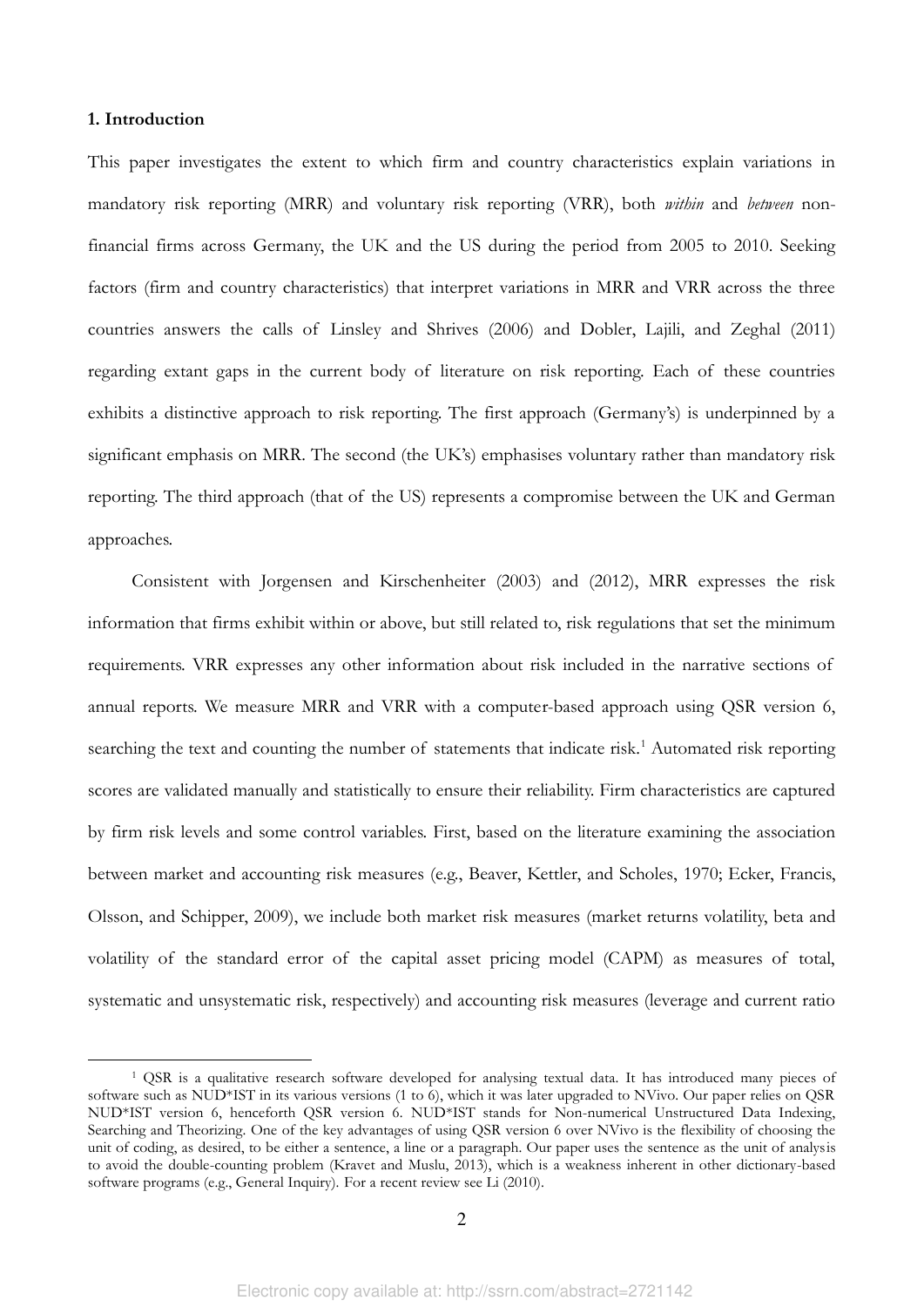**1. Introduction**

This paper investigates the extent to which firm and country characteristics explain variations in mandatory risk reporting (MRR) and voluntary risk reporting (VRR), both *within* and *between* non-financial firms across Germany, the UK and the US during the period from 2005 to 2010. Seeking factors (firm and country characteristics) that interpret variations in MRR and VRR across the three countries answers the calls of Linsley and Shrives (2006) and Dobler, Lajili, and Zeghal (2011) regarding extant gaps in the current body of literature on risk reporting. Each of these countries exhibits a distinctive approach to risk reporting. The first approach (Germany's) is underpinned by a significant emphasis on MRR. The second (the UK's) emphasises voluntary rather than mandatory risk reporting. The third approach (that of the US) represents a compromise between the UK and German approaches.

Consistent with Jorgensen and Kirschenheiter (2003) and (2012), MRR expresses the risk information that firms exhibit within or above, but still related to, risk regulations that set the minimum requirements. VRR expresses any other information about risk included in the narrative sections of annual reports. We measure MRR and VRR with a computer-based approach using QSR version 6, searching the text and counting the number of statements that indicate risk.[1] Automated risk reporting scores are validated manually and statistically to ensure their reliability. Firm characteristics are captured by firm risk levels and some control variables. First, based on the literature examining the association between market and accounting risk measures (e.g., Beaver, Kettler, and Scholes, 1970; Ecker, Francis, Olsson, and Schipper, 2009), we include both market risk measures (market returns volatility, beta and volatility of the standard error of the capital asset pricing model (CAPM) as measures of total, systematic and unsystematic risk, respectively) and accounting risk measures (leverage and current ratio

[1] QSR is a qualitative research software developed for analysing textual data. It has introduced many pieces of software such as NUD*IST in its various versions (1 to 6), which it was later upgraded to NVivo. Our paper relies on QSR NUD*IST version 6, henceforth QSR version 6. NUD*IST stands for Non-numerical Unstructured Data Indexing, Searching and Theorizing. One of the key advantages of using QSR version 6 over NVivo is the flexibility of choosing the unit of coding, as desired, to be either a sentence, a line or a paragraph. Our paper uses the sentence as the unit of analysis to avoid the double-counting problem (Kravet and Muslu, 2013), which is a weakness inherent in other dictionary-based software programs (e.g., General Inquiry). For a recent review see Li (2010).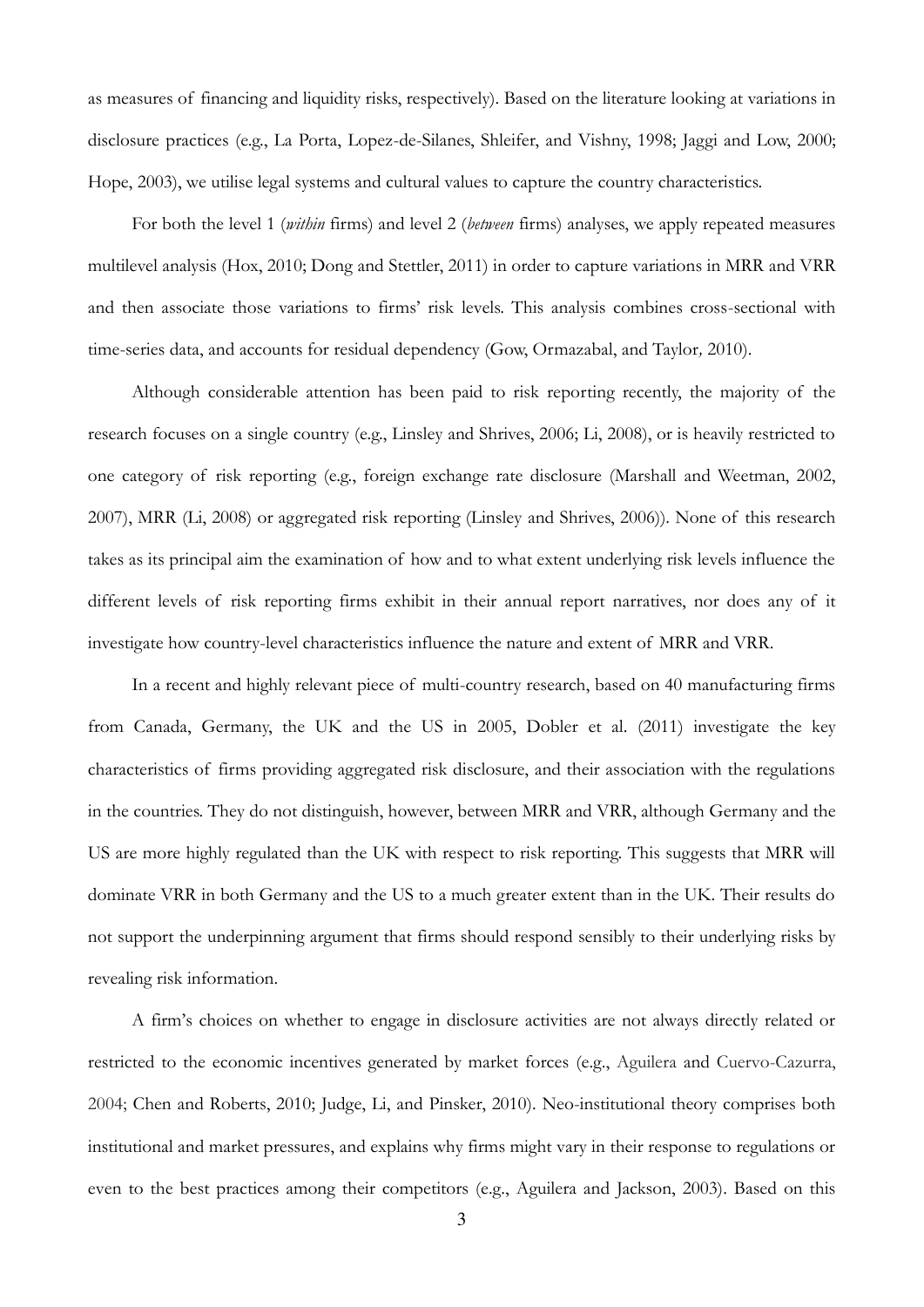as measures of financing and liquidity risks, respectively). Based on the literature looking at variations in disclosure practices (e.g., La Porta, Lopez-de-Silanes, Shleifer, and Vishny, 1998; Jaggi and Low, 2000; Hope, 2003), we utilise legal systems and cultural values to capture the country characteristics.

For both the level 1 (*within* firms) and level 2 (*between* firms) analyses, we apply repeated measures multilevel analysis (Hox, 2010; Dong and Stettler, 2011) in order to capture variations in MRR and VRR and then associate those variations to firms' risk levels. This analysis combines cross-sectional with time-series data, and accounts for residual dependency (Gow, Ormazabal, and Taylor, 2010).

Although considerable attention has been paid to risk reporting recently, the majority of the research focuses on a single country (e.g., Linsley and Shrives, 2006; Li, 2008), or is heavily restricted to one category of risk reporting (e.g., foreign exchange rate disclosure (Marshall and Weetman, 2002, 2007), MRR (Li, 2008) or aggregated risk reporting (Linsley and Shrives, 2006)). None of this research takes as its principal aim the examination of how and to what extent underlying risk levels influence the different levels of risk reporting firms exhibit in their annual report narratives, nor does any of it investigate how country-level characteristics influence the nature and extent of MRR and VRR.

In a recent and highly relevant piece of multi-country research, based on 40 manufacturing firms from Canada, Germany, the UK and the US in 2005, Dobler et al. (2011) investigate the key characteristics of firms providing aggregated risk disclosure, and their association with the regulations in the countries. They do not distinguish, however, between MRR and VRR, although Germany and the US are more highly regulated than the UK with respect to risk reporting. This suggests that MRR will dominate VRR in both Germany and the US to a much greater extent than in the UK. Their results do not support the underpinning argument that firms should respond sensibly to their underlying risks by revealing risk information.

A firm's choices on whether to engage in disclosure activities are not always directly related or restricted to the economic incentives generated by market forces (e.g., Aguilera and Cuervo-Cazurra, 2004; Chen and Roberts, 2010; Judge, Li, and Pinsker, 2010). Neo-institutional theory comprises both institutional and market pressures, and explains why firms might vary in their response to regulations or even to the best practices among their competitors (e.g., Aguilera and Jackson, 2003). Based on this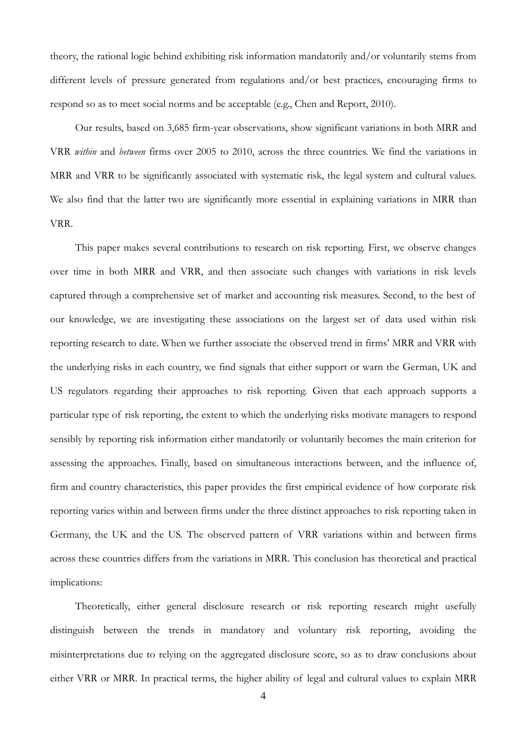theory, the rational logic behind exhibiting risk information mandatorily and/or voluntarily stems from different levels of pressure generated from regulations and/or best practices, encouraging firms to respond so as to meet social norms and be acceptable (e.g., Chen and Report, 2010).

Our results, based on 3,685 firm-year observations, show significant variations in both MRR and VRR *within* and *between* firms over 2005 to 2010, across the three countries. We find the variations in MRR and VRR to be significantly associated with systematic risk, the legal system and cultural values. We also find that the latter two are significantly more essential in explaining variations in MRR than VRR.

This paper makes several contributions to research on risk reporting. First, we observe changes over time in both MRR and VRR, and then associate such changes with variations in risk levels captured through a comprehensive set of market and accounting risk measures. Second, to the best of our knowledge, we are investigating these associations on the largest set of data used within risk reporting research to date. When we further associate the observed trend in firms' MRR and VRR with the underlying risks in each country, we find signals that either support or warn the German, UK and US regulators regarding their approaches to risk reporting. Given that each approach supports a particular type of risk reporting, the extent to which the underlying risks motivate managers to respond sensibly by reporting risk information either mandatorily or voluntarily becomes the main criterion for assessing the approaches. Finally, based on simultaneous interactions between, and the influence of, firm and country characteristics, this paper provides the first empirical evidence of how corporate risk reporting varies within and between firms under the three distinct approaches to risk reporting taken in Germany, the UK and the US. The observed pattern of VRR variations within and between firms across these countries differs from the variations in MRR. This conclusion has theoretical and practical implications:

Theoretically, either general disclosure research or risk reporting research might usefully distinguish between the trends in mandatory and voluntary risk reporting, avoiding the misinterpretations due to relying on the aggregated disclosure score, so as to draw conclusions about either VRR or MRR. In practical terms, the higher ability of legal and cultural values to explain MRR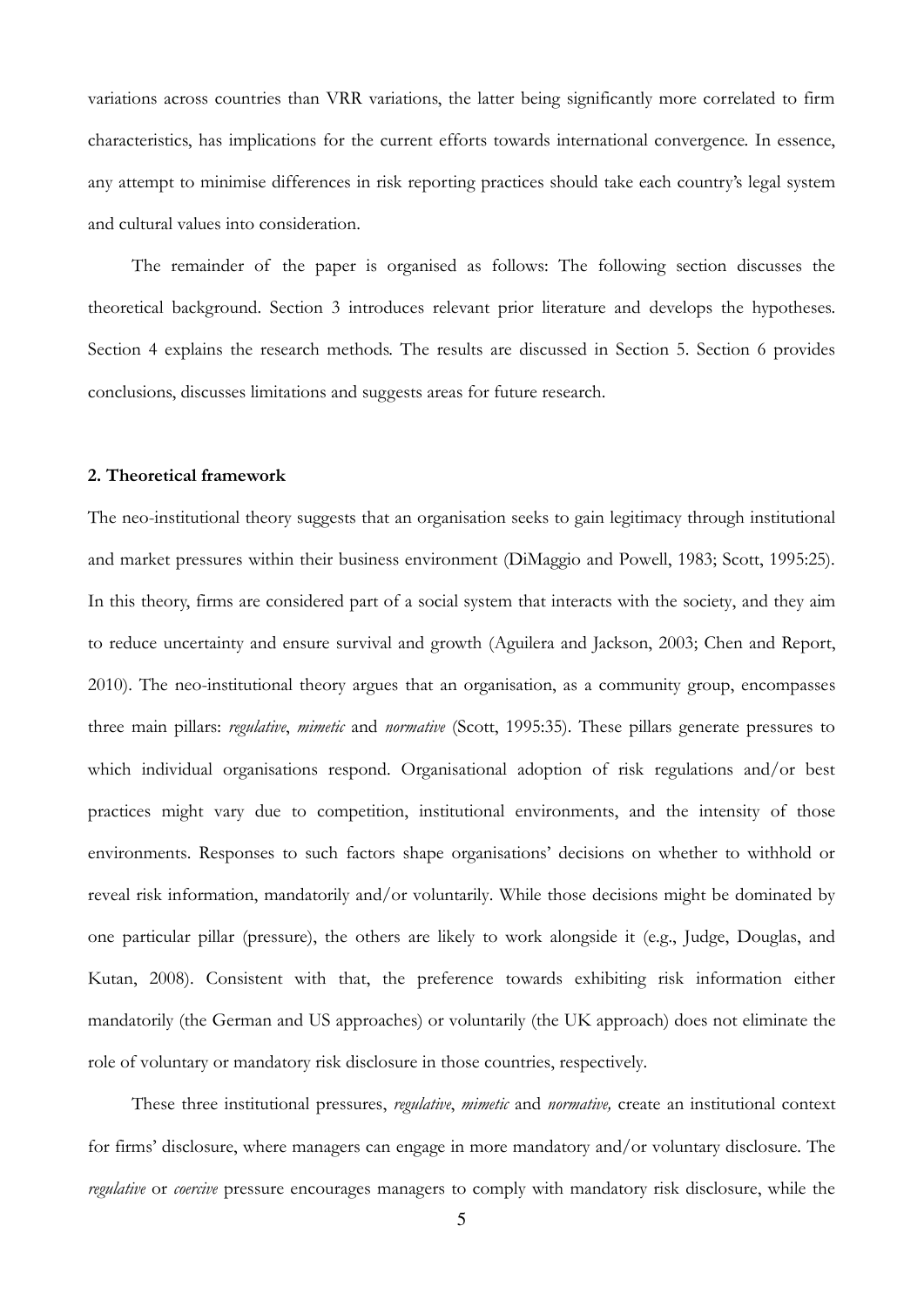variations across countries than VRR variations, the latter being significantly more correlated to firm characteristics, has implications for the current efforts towards international convergence. In essence, any attempt to minimise differences in risk reporting practices should take each country's legal system and cultural values into consideration.

The remainder of the paper is organised as follows: The following section discusses the theoretical background. Section 3 introduces relevant prior literature and develops the hypotheses. Section 4 explains the research methods. The results are discussed in Section 5. Section 6 provides conclusions, discusses limitations and suggests areas for future research.

## 2. Theoretical framework

The neo-institutional theory suggests that an organisation seeks to gain legitimacy through institutional and market pressures within their business environment (DiMaggio and Powell, 1983; Scott, 1995:25). In this theory, firms are considered part of a social system that interacts with the society, and they aim to reduce uncertainty and ensure survival and growth (Aguilera and Jackson, 2003; Chen and Report, 2010). The neo-institutional theory argues that an organisation, as a community group, encompasses three main pillars: *regulative*, *mimetic* and *normative* (Scott, 1995:35). These pillars generate pressures to which individual organisations respond. Organisational adoption of risk regulations and/or best practices might vary due to competition, institutional environments, and the intensity of those environments. Responses to such factors shape organisations' decisions on whether to withhold or reveal risk information, mandatorily and/or voluntarily. While those decisions might be dominated by one particular pillar (pressure), the others are likely to work alongside it (e.g., Judge, Douglas, and Kutan, 2008). Consistent with that, the preference towards exhibiting risk information either mandatorily (the German and US approaches) or voluntarily (the UK approach) does not eliminate the role of voluntary or mandatory risk disclosure in those countries, respectively.

These three institutional pressures, *regulative*, *mimetic* and *normative,* create an institutional context for firms' disclosure, where managers can engage in more mandatory and/or voluntary disclosure. The *regulative* or *coercive* pressure encourages managers to comply with mandatory risk disclosure, while the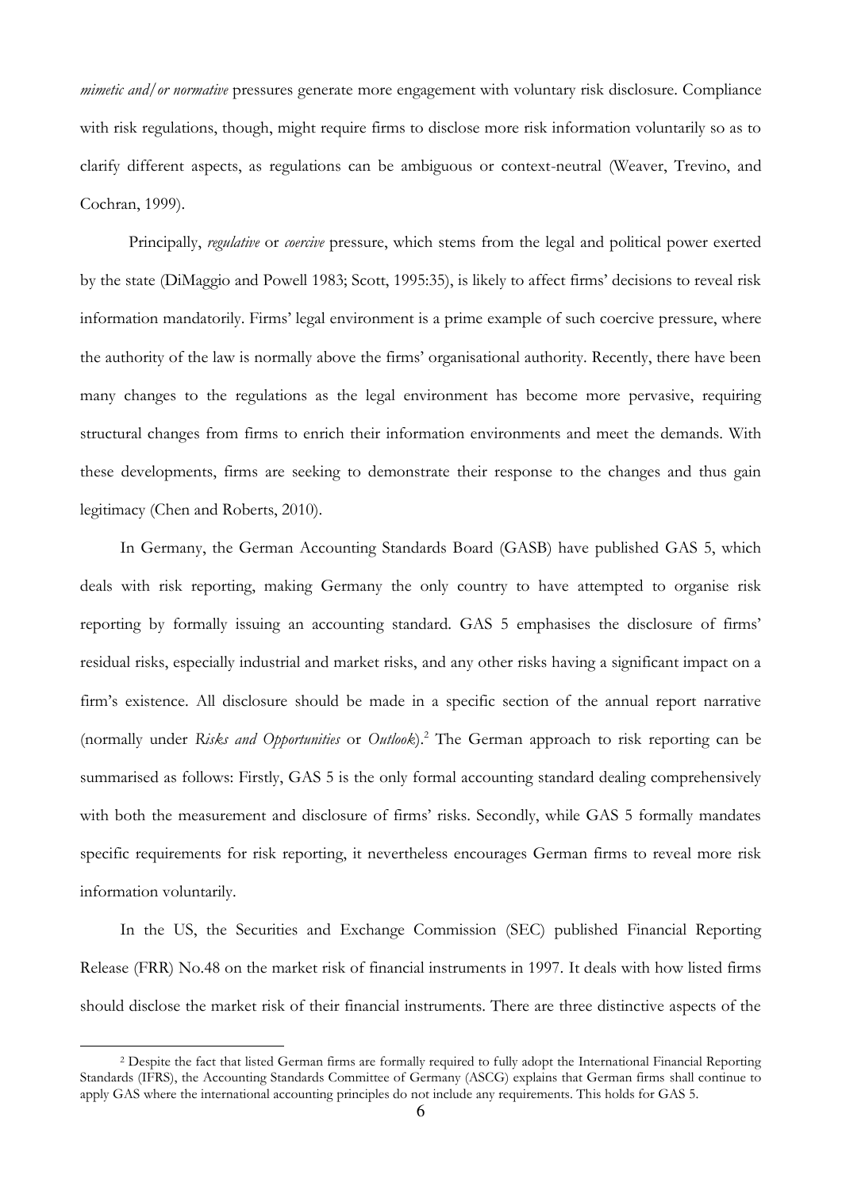*mimetic and/or normative* pressures generate more engagement with voluntary risk disclosure. Compliance with risk regulations, though, might require firms to disclose more risk information voluntarily so as to clarify different aspects, as regulations can be ambiguous or context-neutral (Weaver, Trevino, and Cochran, 1999).

Principally, *regulative* or *coercive* pressure, which stems from the legal and political power exerted by the state (DiMaggio and Powell 1983; Scott, 1995:35), is likely to affect firms' decisions to reveal risk information mandatorily. Firms' legal environment is a prime example of such coercive pressure, where the authority of the law is normally above the firms' organisational authority. Recently, there have been many changes to the regulations as the legal environment has become more pervasive, requiring structural changes from firms to enrich their information environments and meet the demands. With these developments, firms are seeking to demonstrate their response to the changes and thus gain legitimacy (Chen and Roberts, 2010).

In Germany, the German Accounting Standards Board (GASB) have published GAS 5, which deals with risk reporting, making Germany the only country to have attempted to organise risk reporting by formally issuing an accounting standard. GAS 5 emphasises the disclosure of firms' residual risks, especially industrial and market risks, and any other risks having a significant impact on a firm's existence. All disclosure should be made in a specific section of the annual report narrative (normally under *Risks and Opportunities* or *Outlook*).[2] The German approach to risk reporting can be summarised as follows: Firstly, GAS 5 is the only formal accounting standard dealing comprehensively with both the measurement and disclosure of firms' risks. Secondly, while GAS 5 formally mandates specific requirements for risk reporting, it nevertheless encourages German firms to reveal more risk information voluntarily.

In the US, the Securities and Exchange Commission (SEC) published Financial Reporting Release (FRR) No.48 on the market risk of financial instruments in 1997. It deals with how listed firms should disclose the market risk of their financial instruments. There are three distinctive aspects of the

[2] Despite the fact that listed German firms are formally required to fully adopt the International Financial Reporting Standards (IFRS), the Accounting Standards Committee of Germany (ASCG) explains that German firms shall continue to apply GAS where the international accounting principles do not include any requirements. This holds for GAS 5.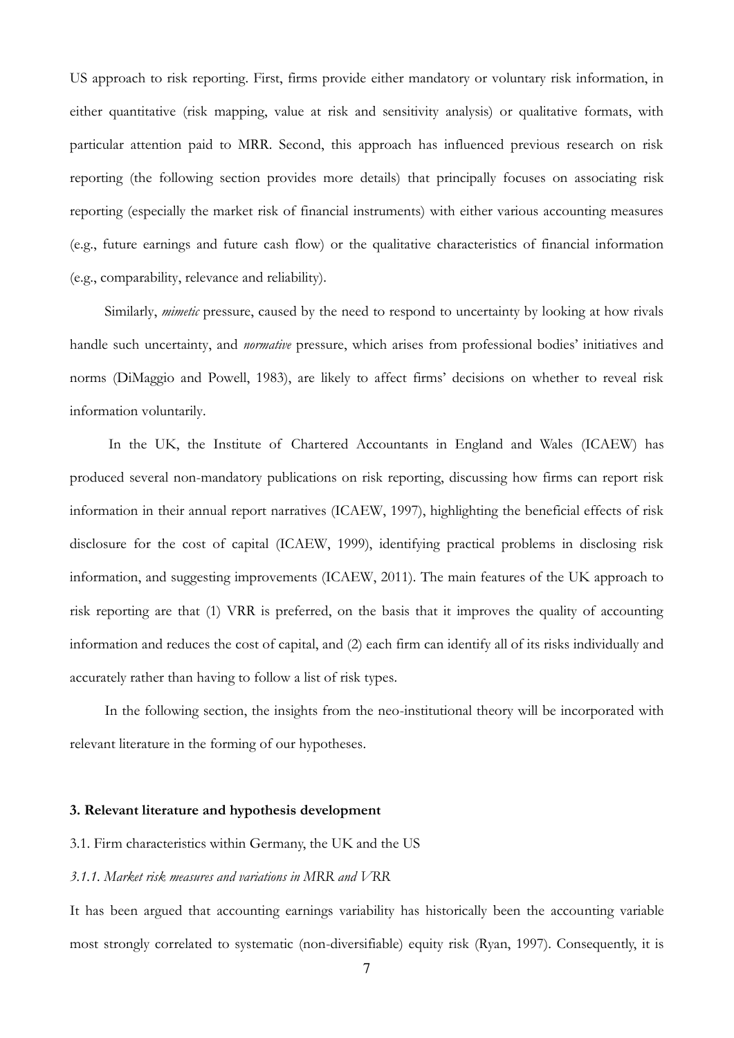US approach to risk reporting. First, firms provide either mandatory or voluntary risk information, in either quantitative (risk mapping, value at risk and sensitivity analysis) or qualitative formats, with particular attention paid to MRR. Second, this approach has influenced previous research on risk reporting (the following section provides more details) that principally focuses on associating risk reporting (especially the market risk of financial instruments) with either various accounting measures (e.g., future earnings and future cash flow) or the qualitative characteristics of financial information (e.g., comparability, relevance and reliability).

Similarly, *mimetic* pressure, caused by the need to respond to uncertainty by looking at how rivals handle such uncertainty, and *normative* pressure, which arises from professional bodies' initiatives and norms (DiMaggio and Powell, 1983), are likely to affect firms' decisions on whether to reveal risk information voluntarily.

In the UK, the Institute of Chartered Accountants in England and Wales (ICAEW) has produced several non-mandatory publications on risk reporting, discussing how firms can report risk information in their annual report narratives (ICAEW, 1997), highlighting the beneficial effects of risk disclosure for the cost of capital (ICAEW, 1999), identifying practical problems in disclosing risk information, and suggesting improvements (ICAEW, 2011). The main features of the UK approach to risk reporting are that (1) VRR is preferred, on the basis that it improves the quality of accounting information and reduces the cost of capital, and (2) each firm can identify all of its risks individually and accurately rather than having to follow a list of risk types.

In the following section, the insights from the neo-institutional theory will be incorporated with relevant literature in the forming of our hypotheses.

## 3. Relevant literature and hypothesis development

### 3.1. Firm characteristics within Germany, the UK and the US

#### *3.1.1. Market risk measures and variations in MRR and VRR*

It has been argued that accounting earnings variability has historically been the accounting variable most strongly correlated to systematic (non-diversifiable) equity risk (Ryan, 1997). Consequently, it is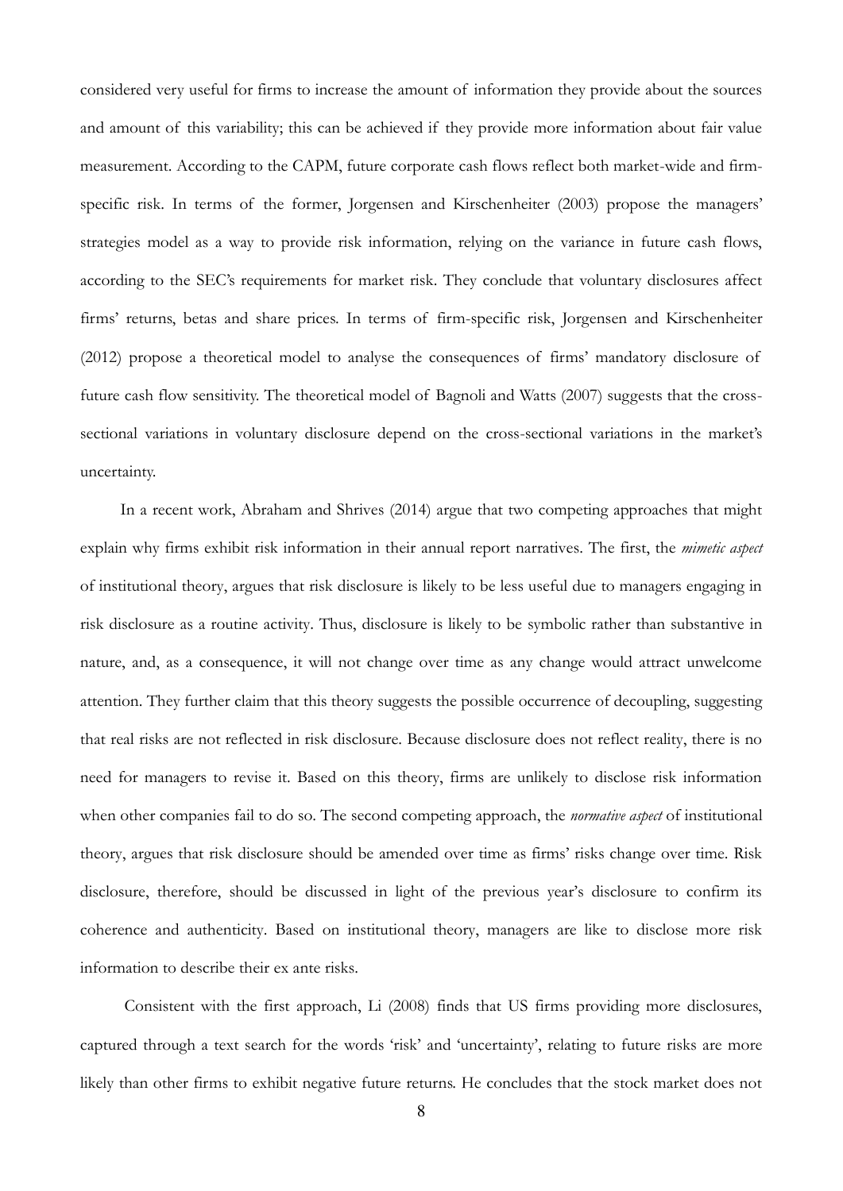considered very useful for firms to increase the amount of information they provide about the sources and amount of this variability; this can be achieved if they provide more information about fair value measurement. According to the CAPM, future corporate cash flows reflect both market-wide and firm-specific risk. In terms of the former, Jorgensen and Kirschenheiter (2003) propose the managers' strategies model as a way to provide risk information, relying on the variance in future cash flows, according to the SEC's requirements for market risk. They conclude that voluntary disclosures affect firms' returns, betas and share prices. In terms of firm-specific risk, Jorgensen and Kirschenheiter (2012) propose a theoretical model to analyse the consequences of firms' mandatory disclosure of future cash flow sensitivity. The theoretical model of Bagnoli and Watts (2007) suggests that the cross-sectional variations in voluntary disclosure depend on the cross-sectional variations in the market's uncertainty.

In a recent work, Abraham and Shrives (2014) argue that two competing approaches that might explain why firms exhibit risk information in their annual report narratives. The first, the *mimetic aspect* of institutional theory, argues that risk disclosure is likely to be less useful due to managers engaging in risk disclosure as a routine activity. Thus, disclosure is likely to be symbolic rather than substantive in nature, and, as a consequence, it will not change over time as any change would attract unwelcome attention. They further claim that this theory suggests the possible occurrence of decoupling, suggesting that real risks are not reflected in risk disclosure. Because disclosure does not reflect reality, there is no need for managers to revise it. Based on this theory, firms are unlikely to disclose risk information when other companies fail to do so. The second competing approach, the *normative aspect* of institutional theory, argues that risk disclosure should be amended over time as firms' risks change over time. Risk disclosure, therefore, should be discussed in light of the previous year's disclosure to confirm its coherence and authenticity. Based on institutional theory, managers are like to disclose more risk information to describe their ex ante risks.

Consistent with the first approach, Li (2008) finds that US firms providing more disclosures, captured through a text search for the words 'risk' and 'uncertainty', relating to future risks are more likely than other firms to exhibit negative future returns. He concludes that the stock market does not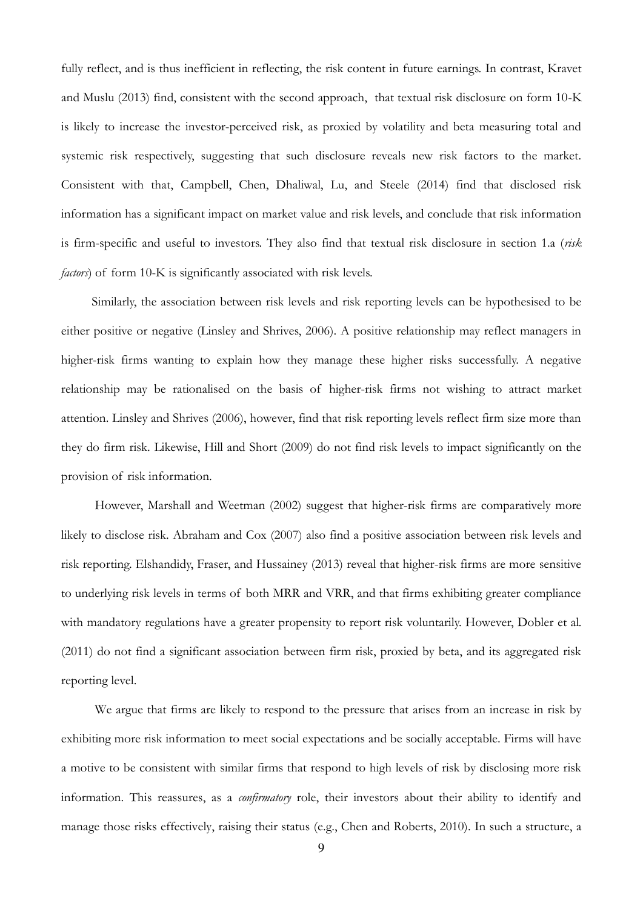fully reflect, and is thus inefficient in reflecting, the risk content in future earnings. In contrast, Kravet and Muslu (2013) find, consistent with the second approach, that textual risk disclosure on form 10-K is likely to increase the investor-perceived risk, as proxied by volatility and beta measuring total and systemic risk respectively, suggesting that such disclosure reveals new risk factors to the market. Consistent with that, Campbell, Chen, Dhaliwal, Lu, and Steele (2014) find that disclosed risk information has a significant impact on market value and risk levels, and conclude that risk information is firm-specific and useful to investors. They also find that textual risk disclosure in section 1.a (*risk factors*) of form 10-K is significantly associated with risk levels.

Similarly, the association between risk levels and risk reporting levels can be hypothesised to be either positive or negative (Linsley and Shrives, 2006). A positive relationship may reflect managers in higher-risk firms wanting to explain how they manage these higher risks successfully. A negative relationship may be rationalised on the basis of higher-risk firms not wishing to attract market attention. Linsley and Shrives (2006), however, find that risk reporting levels reflect firm size more than they do firm risk. Likewise, Hill and Short (2009) do not find risk levels to impact significantly on the provision of risk information.

However, Marshall and Weetman (2002) suggest that higher-risk firms are comparatively more likely to disclose risk. Abraham and Cox (2007) also find a positive association between risk levels and risk reporting. Elshandidy, Fraser, and Hussainey (2013) reveal that higher-risk firms are more sensitive to underlying risk levels in terms of both MRR and VRR, and that firms exhibiting greater compliance with mandatory regulations have a greater propensity to report risk voluntarily. However, Dobler et al. (2011) do not find a significant association between firm risk, proxied by beta, and its aggregated risk reporting level.

We argue that firms are likely to respond to the pressure that arises from an increase in risk by exhibiting more risk information to meet social expectations and be socially acceptable. Firms will have a motive to be consistent with similar firms that respond to high levels of risk by disclosing more risk information. This reassures, as a *confirmatory* role, their investors about their ability to identify and manage those risks effectively, raising their status (e.g., Chen and Roberts, 2010). In such a structure, a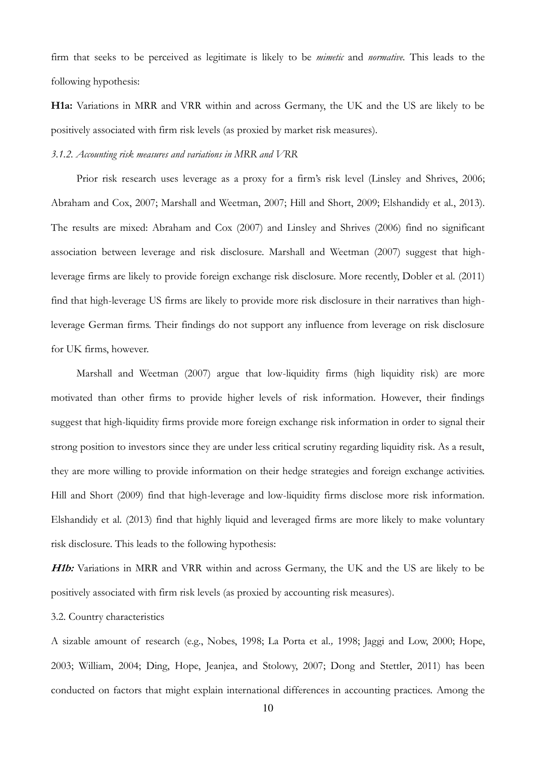firm that seeks to be perceived as legitimate is likely to be *mimetic* and *normative*. This leads to the following hypothesis:

**H1a:** Variations in MRR and VRR within and across Germany, the UK and the US are likely to be positively associated with firm risk levels (as proxied by market risk measures).

### *3.1.2. Accounting risk measures and variations in MRR and VRR*

Prior risk research uses leverage as a proxy for a firm's risk level (Linsley and Shrives, 2006; Abraham and Cox, 2007; Marshall and Weetman, 2007; Hill and Short, 2009; Elshandidy et al., 2013). The results are mixed: Abraham and Cox (2007) and Linsley and Shrives (2006) find no significant association between leverage and risk disclosure. Marshall and Weetman (2007) suggest that high-leverage firms are likely to provide foreign exchange risk disclosure. More recently, Dobler et al. (2011) find that high-leverage US firms are likely to provide more risk disclosure in their narratives than high-leverage German firms. Their findings do not support any influence from leverage on risk disclosure for UK firms, however.

Marshall and Weetman (2007) argue that low-liquidity firms (high liquidity risk) are more motivated than other firms to provide higher levels of risk information. However, their findings suggest that high-liquidity firms provide more foreign exchange risk information in order to signal their strong position to investors since they are under less critical scrutiny regarding liquidity risk. As a result, they are more willing to provide information on their hedge strategies and foreign exchange activities. Hill and Short (2009) find that high-leverage and low-liquidity firms disclose more risk information. Elshandidy et al. (2013) find that highly liquid and leveraged firms are more likely to make voluntary risk disclosure. This leads to the following hypothesis:

***H1b:*** Variations in MRR and VRR within and across Germany, the UK and the US are likely to be positively associated with firm risk levels (as proxied by accounting risk measures).

### 3.2. Country characteristics

A sizable amount of research (e.g., Nobes, 1998; La Porta et al., 1998; Jaggi and Low, 2000; Hope, 2003; William, 2004; Ding, Hope, Jeanjea, and Stolowy, 2007; Dong and Stettler, 2011) has been conducted on factors that might explain international differences in accounting practices. Among the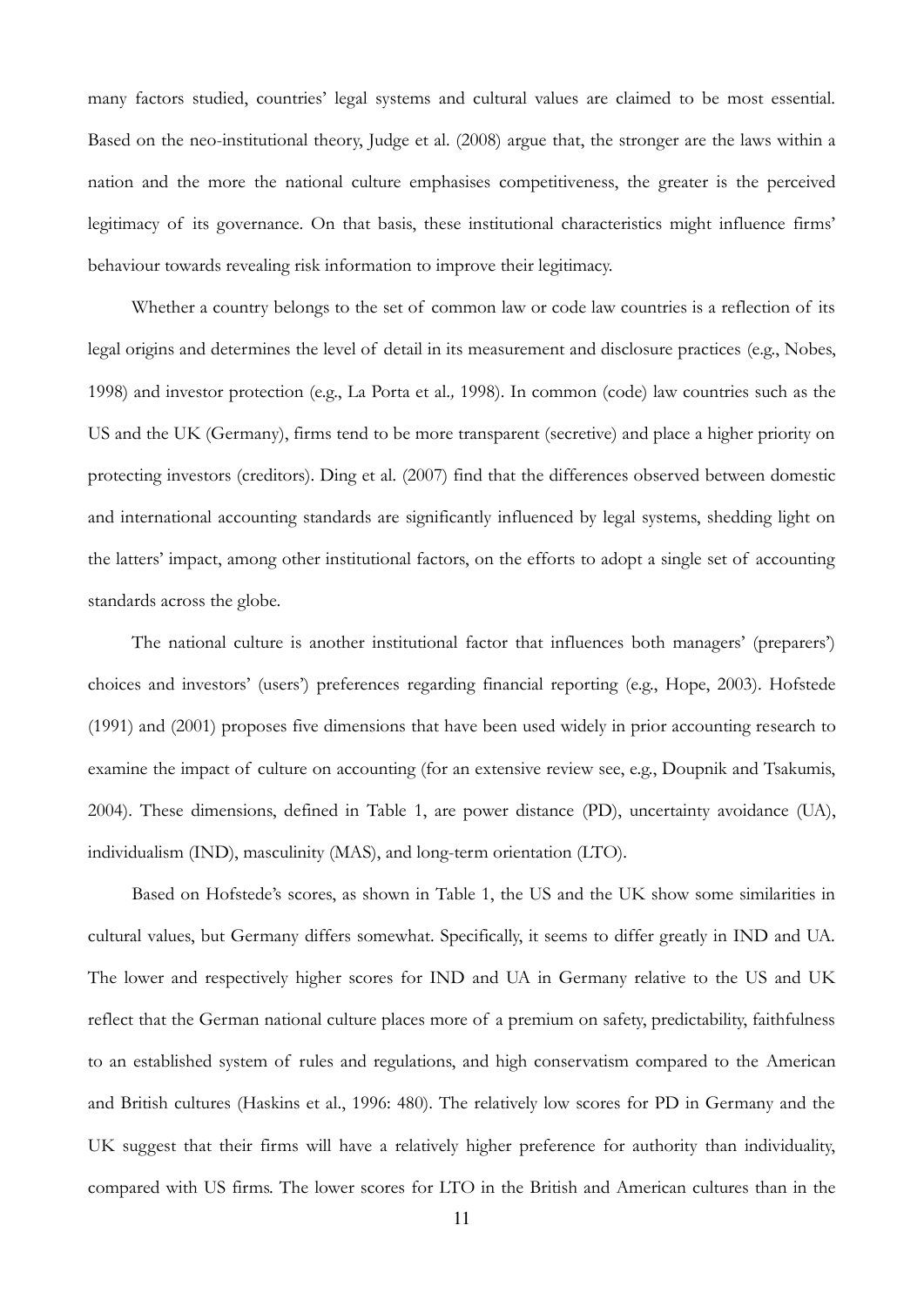many factors studied, countries' legal systems and cultural values are claimed to be most essential. Based on the neo-institutional theory, Judge et al. (2008) argue that, the stronger are the laws within a nation and the more the national culture emphasises competitiveness, the greater is the perceived legitimacy of its governance. On that basis, these institutional characteristics might influence firms' behaviour towards revealing risk information to improve their legitimacy.

Whether a country belongs to the set of common law or code law countries is a reflection of its legal origins and determines the level of detail in its measurement and disclosure practices (e.g., Nobes, 1998) and investor protection (e.g., La Porta et al*.,* 1998). In common (code) law countries such as the US and the UK (Germany), firms tend to be more transparent (secretive) and place a higher priority on protecting investors (creditors). Ding et al. (2007) find that the differences observed between domestic and international accounting standards are significantly influenced by legal systems, shedding light on the latters' impact, among other institutional factors, on the efforts to adopt a single set of accounting standards across the globe.

The national culture is another institutional factor that influences both managers' (preparers') choices and investors' (users') preferences regarding financial reporting (e.g., Hope, 2003). Hofstede (1991) and (2001) proposes five dimensions that have been used widely in prior accounting research to examine the impact of culture on accounting (for an extensive review see, e.g., Doupnik and Tsakumis, 2004). These dimensions, defined in Table 1, are power distance (PD), uncertainty avoidance (UA), individualism (IND), masculinity (MAS), and long-term orientation (LTO).

Based on Hofstede's scores, as shown in Table 1, the US and the UK show some similarities in cultural values, but Germany differs somewhat. Specifically, it seems to differ greatly in IND and UA. The lower and respectively higher scores for IND and UA in Germany relative to the US and UK reflect that the German national culture places more of a premium on safety, predictability, faithfulness to an established system of rules and regulations, and high conservatism compared to the American and British cultures (Haskins et al., 1996: 480). The relatively low scores for PD in Germany and the UK suggest that their firms will have a relatively higher preference for authority than individuality, compared with US firms. The lower scores for LTO in the British and American cultures than in the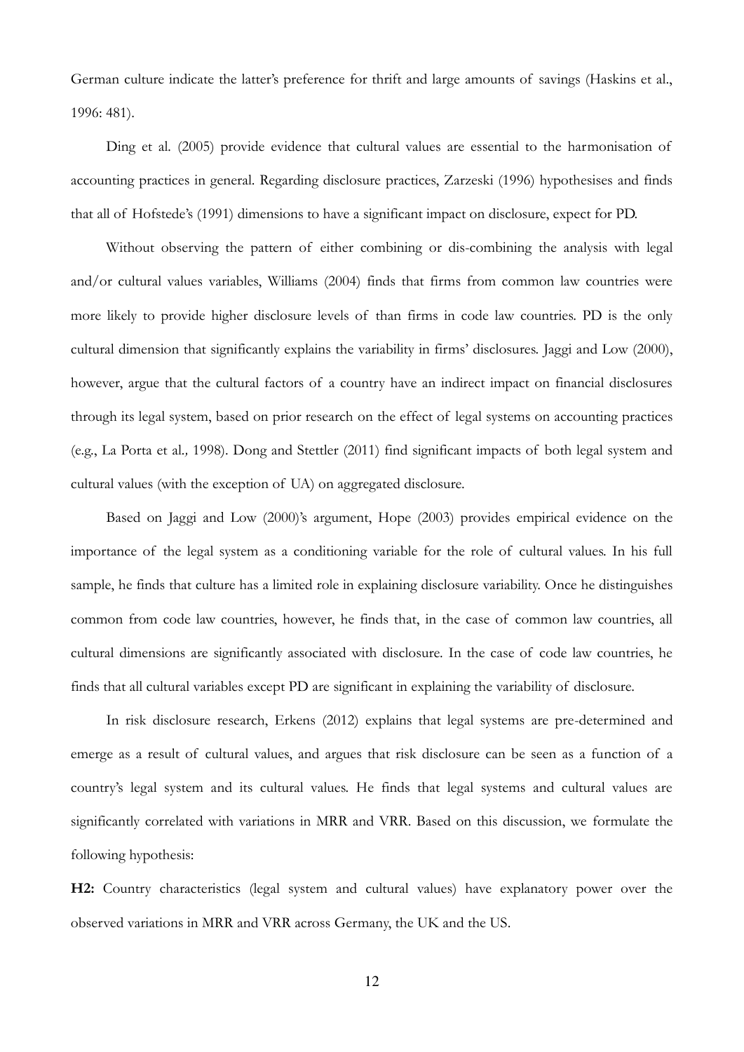German culture indicate the latter's preference for thrift and large amounts of savings (Haskins et al., 1996: 481).

Ding et al. (2005) provide evidence that cultural values are essential to the harmonisation of accounting practices in general. Regarding disclosure practices, Zarzeski (1996) hypothesises and finds that all of Hofstede's (1991) dimensions to have a significant impact on disclosure, expect for PD.

Without observing the pattern of either combining or dis-combining the analysis with legal and/or cultural values variables, Williams (2004) finds that firms from common law countries were more likely to provide higher disclosure levels of than firms in code law countries. PD is the only cultural dimension that significantly explains the variability in firms' disclosures. Jaggi and Low (2000), however, argue that the cultural factors of a country have an indirect impact on financial disclosures through its legal system, based on prior research on the effect of legal systems on accounting practices (e.g., La Porta et al*.,* 1998). Dong and Stettler (2011) find significant impacts of both legal system and cultural values (with the exception of UA) on aggregated disclosure.

Based on Jaggi and Low (2000)'s argument, Hope (2003) provides empirical evidence on the importance of the legal system as a conditioning variable for the role of cultural values. In his full sample, he finds that culture has a limited role in explaining disclosure variability. Once he distinguishes common from code law countries, however, he finds that, in the case of common law countries, all cultural dimensions are significantly associated with disclosure. In the case of code law countries, he finds that all cultural variables except PD are significant in explaining the variability of disclosure.

In risk disclosure research, Erkens (2012) explains that legal systems are pre-determined and emerge as a result of cultural values, and argues that risk disclosure can be seen as a function of a country's legal system and its cultural values. He finds that legal systems and cultural values are significantly correlated with variations in MRR and VRR. Based on this discussion, we formulate the following hypothesis:

**H2:** Country characteristics (legal system and cultural values) have explanatory power over the observed variations in MRR and VRR across Germany, the UK and the US.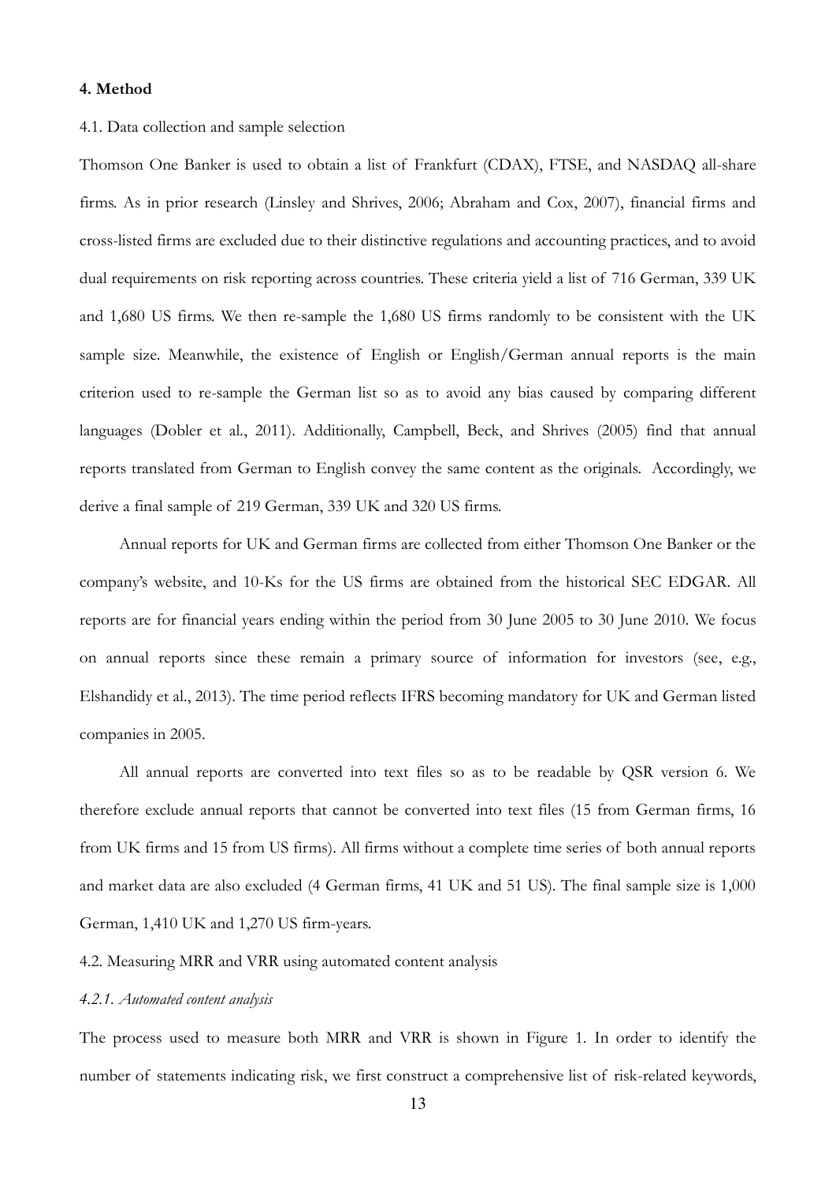## 4. Method

4.1. Data collection and sample selection

Thomson One Banker is used to obtain a list of Frankfurt (CDAX), FTSE, and NASDAQ all-share firms. As in prior research (Linsley and Shrives, 2006; Abraham and Cox, 2007), financial firms and cross-listed firms are excluded due to their distinctive regulations and accounting practices, and to avoid dual requirements on risk reporting across countries. These criteria yield a list of 716 German, 339 UK and 1,680 US firms. We then re-sample the 1,680 US firms randomly to be consistent with the UK sample size. Meanwhile, the existence of English or English/German annual reports is the main criterion used to re-sample the German list so as to avoid any bias caused by comparing different languages (Dobler et al., 2011). Additionally, Campbell, Beck, and Shrives (2005) find that annual reports translated from German to English convey the same content as the originals. Accordingly, we derive a final sample of 219 German, 339 UK and 320 US firms.

Annual reports for UK and German firms are collected from either Thomson One Banker or the company's website, and 10-Ks for the US firms are obtained from the historical SEC EDGAR. All reports are for financial years ending within the period from 30 June 2005 to 30 June 2010. We focus on annual reports since these remain a primary source of information for investors (see, e.g., Elshandidy et al., 2013). The time period reflects IFRS becoming mandatory for UK and German listed companies in 2005.

All annual reports are converted into text files so as to be readable by QSR version 6. We therefore exclude annual reports that cannot be converted into text files (15 from German firms, 16 from UK firms and 15 from US firms). All firms without a complete time series of both annual reports and market data are also excluded (4 German firms, 41 UK and 51 US). The final sample size is 1,000 German, 1,410 UK and 1,270 US firm-years.

4.2. Measuring MRR and VRR using automated content analysis

*4.2.1. Automated content analysis*

The process used to measure both MRR and VRR is shown in Figure 1. In order to identify the number of statements indicating risk, we first construct a comprehensive list of risk-related keywords,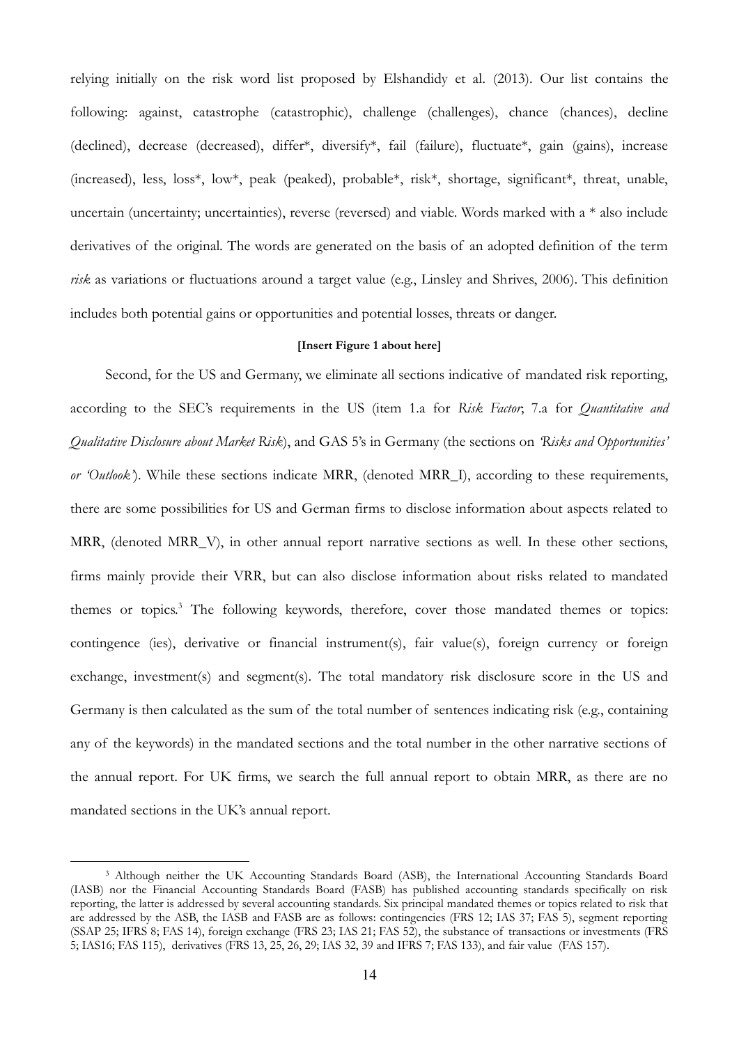relying initially on the risk word list proposed by Elshandidy et al. (2013). Our list contains the following: against, catastrophe (catastrophic), challenge (challenges), chance (chances), decline (declined), decrease (decreased), differ*, diversify*, fail (failure), fluctuate*, gain (gains), increase (increased), less, loss*, low*, peak (peaked), probable*, risk*, shortage, significant*, threat, unable, uncertain (uncertainty; uncertainties), reverse (reversed) and viable. Words marked with a * also include derivatives of the original. The words are generated on the basis of an adopted definition of the term *risk* as variations or fluctuations around a target value (e.g., Linsley and Shrives, 2006). This definition includes both potential gains or opportunities and potential losses, threats or danger.

**[Insert Figure 1 about here]**

Second, for the US and Germany, we eliminate all sections indicative of mandated risk reporting, according to the SEC's requirements in the US (item 1.a for *Risk Factor*; 7.a for *Quantitative and Qualitative Disclosure about Market Risk*), and GAS 5's in Germany (the sections on *'Risks and Opportunities' or 'Outlook'*). While these sections indicate MRR, (denoted MRR_I), according to these requirements, there are some possibilities for US and German firms to disclose information about aspects related to MRR, (denoted MRR_V), in other annual report narrative sections as well. In these other sections, firms mainly provide their VRR, but can also disclose information about risks related to mandated themes or topics.[3] The following keywords, therefore, cover those mandated themes or topics: contingence (ies), derivative or financial instrument(s), fair value(s), foreign currency or foreign exchange, investment(s) and segment(s). The total mandatory risk disclosure score in the US and Germany is then calculated as the sum of the total number of sentences indicating risk (e.g., containing any of the keywords) in the mandated sections and the total number in the other narrative sections of the annual report. For UK firms, we search the full annual report to obtain MRR, as there are no mandated sections in the UK's annual report.

[3] Although neither the UK Accounting Standards Board (ASB), the International Accounting Standards Board (IASB) nor the Financial Accounting Standards Board (FASB) has published accounting standards specifically on risk reporting, the latter is addressed by several accounting standards. Six principal mandated themes or topics related to risk that are addressed by the ASB, the IASB and FASB are as follows: contingencies (FRS 12; IAS 37; FAS 5), segment reporting (SSAP 25; IFRS 8; FAS 14), foreign exchange (FRS 23; IAS 21; FAS 52), the substance of transactions or investments (FRS 5; IAS16; FAS 115), derivatives (FRS 13, 25, 26, 29; IAS 32, 39 and IFRS 7; FAS 133), and fair value (FAS 157).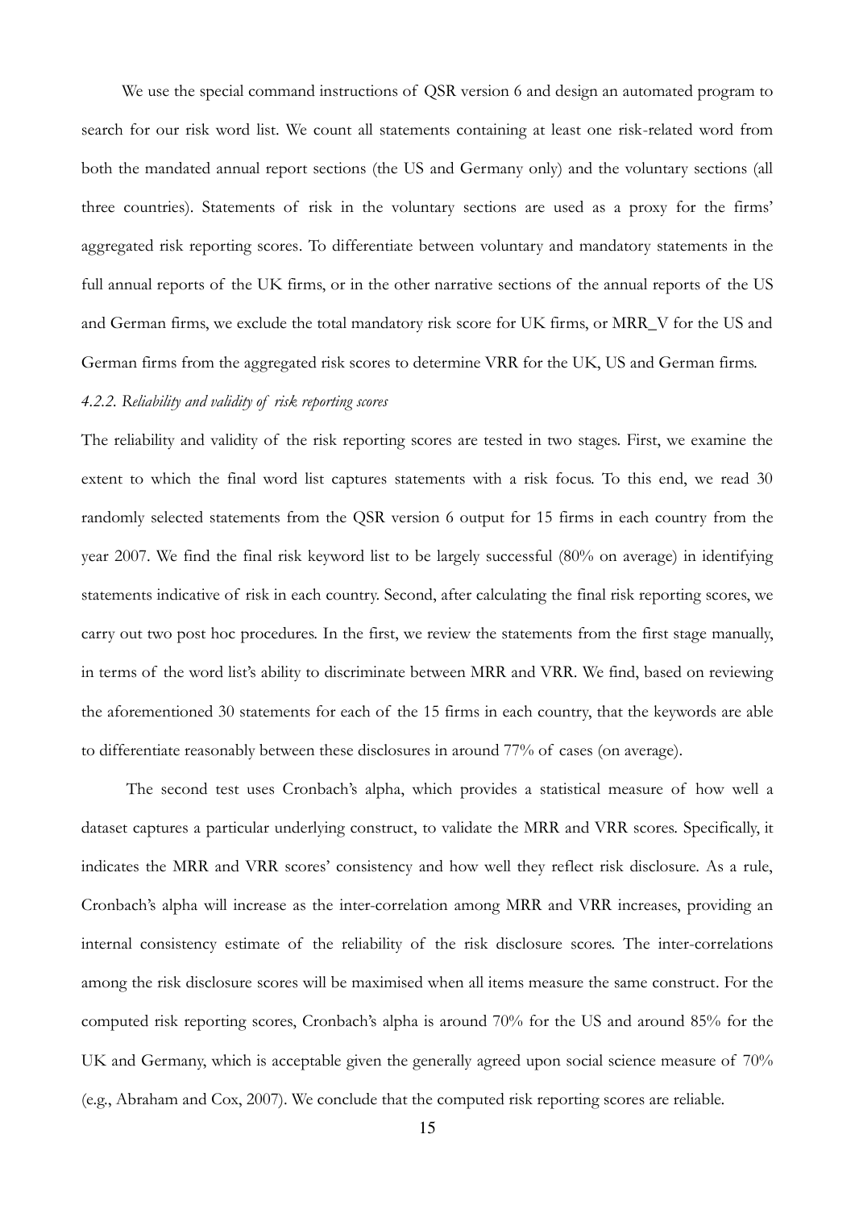We use the special command instructions of QSR version 6 and design an automated program to search for our risk word list. We count all statements containing at least one risk-related word from both the mandated annual report sections (the US and Germany only) and the voluntary sections (all three countries). Statements of risk in the voluntary sections are used as a proxy for the firms' aggregated risk reporting scores. To differentiate between voluntary and mandatory statements in the full annual reports of the UK firms, or in the other narrative sections of the annual reports of the US and German firms, we exclude the total mandatory risk score for UK firms, or MRR_V for the US and German firms from the aggregated risk scores to determine VRR for the UK, US and German firms.

#### *4.2.2. Reliability and validity of risk reporting scores*

The reliability and validity of the risk reporting scores are tested in two stages. First, we examine the extent to which the final word list captures statements with a risk focus. To this end, we read 30 randomly selected statements from the QSR version 6 output for 15 firms in each country from the year 2007. We find the final risk keyword list to be largely successful (80% on average) in identifying statements indicative of risk in each country. Second, after calculating the final risk reporting scores, we carry out two post hoc procedures. In the first, we review the statements from the first stage manually, in terms of the word list's ability to discriminate between MRR and VRR. We find, based on reviewing the aforementioned 30 statements for each of the 15 firms in each country, that the keywords are able to differentiate reasonably between these disclosures in around 77% of cases (on average).

The second test uses Cronbach's alpha, which provides a statistical measure of how well a dataset captures a particular underlying construct, to validate the MRR and VRR scores. Specifically, it indicates the MRR and VRR scores' consistency and how well they reflect risk disclosure. As a rule, Cronbach's alpha will increase as the inter-correlation among MRR and VRR increases, providing an internal consistency estimate of the reliability of the risk disclosure scores. The inter-correlations among the risk disclosure scores will be maximised when all items measure the same construct. For the computed risk reporting scores, Cronbach's alpha is around 70% for the US and around 85% for the UK and Germany, which is acceptable given the generally agreed upon social science measure of 70% (e.g., Abraham and Cox, 2007). We conclude that the computed risk reporting scores are reliable.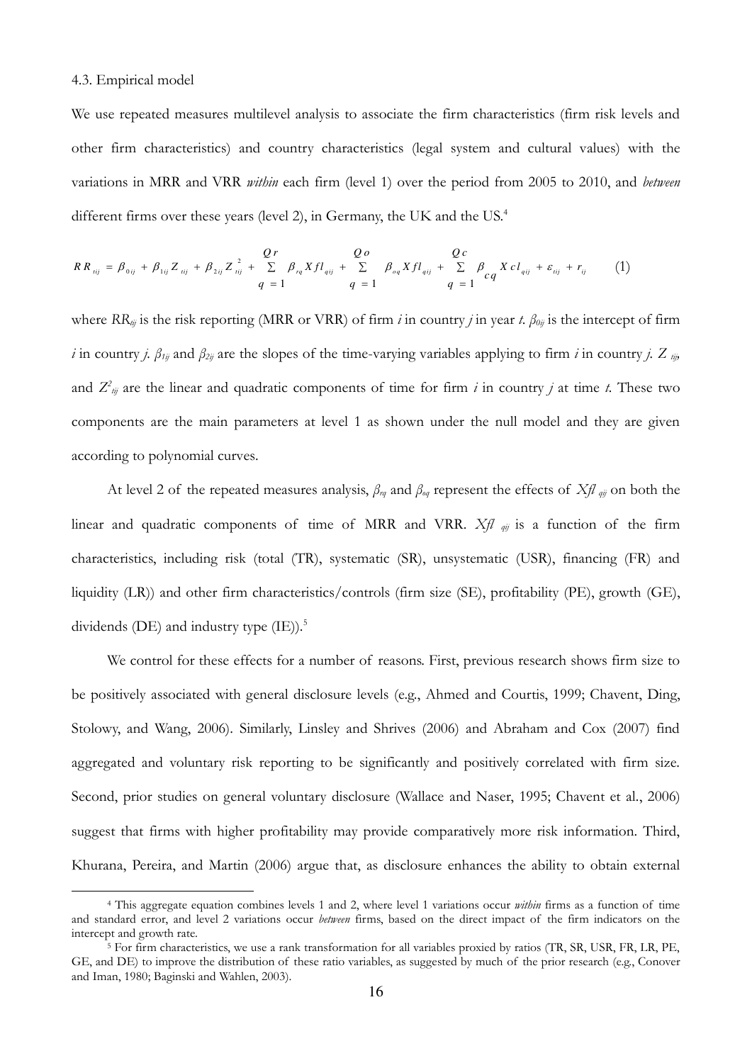### 4.3. Empirical model

We use repeated measures multilevel analysis to associate the firm characteristics (firm risk levels and other firm characteristics) and country characteristics (legal system and cultural values) with the variations in MRR and VRR *within* each firm (level 1) over the period from 2005 to 2010, and *between* different firms over these years (level 2), in Germany, the UK and the US.[4]

$$RR_{tij} = \beta_{0ij} + \beta_{1ij} Z_{tij} + \beta_{2ij} Z_{tij}^{2} + \sum_{q=1}^{Qr} \beta_{rq} Xfl_{qij} + \sum_{q=1}^{Qo} \beta_{oq} Xfl_{qij} + \sum_{q=1}^{Qc} \beta_{cq} Xcl_{qij} + \varepsilon_{tij} + r_{ij} \qquad (1)$$

where $RR_{tij}$ is the risk reporting (MRR or VRR) of firm *i* in country *j* in year *t*. $\beta_{0ij}$ is the intercept of firm *i* in country *j*. $\beta_{1ij}$ and $\beta_{2ij}$ are the slopes of the time-varying variables applying to firm *i* in country *j*. $Z_{tij}$, and $Z^2_{tij}$ are the linear and quadratic components of time for firm *i* in country *j* at time *t*. These two components are the main parameters at level 1 as shown under the null model and they are given according to polynomial curves.

At level 2 of the repeated measures analysis, $\beta_{rq}$ and $\beta_{oq}$ represent the effects of $Xfl_{qij}$ on both the linear and quadratic components of time of MRR and VRR. $Xfl_{qij}$ is a function of the firm characteristics, including risk (total (TR), systematic (SR), unsystematic (USR), financing (FR) and liquidity (LR)) and other firm characteristics/controls (firm size (SE), profitability (PE), growth (GE), dividends (DE) and industry type (IE)).[5]

We control for these effects for a number of reasons. First, previous research shows firm size to be positively associated with general disclosure levels (e.g., Ahmed and Courtis, 1999; Chavent, Ding, Stolowy, and Wang, 2006). Similarly, Linsley and Shrives (2006) and Abraham and Cox (2007) find aggregated and voluntary risk reporting to be significantly and positively correlated with firm size. Second, prior studies on general voluntary disclosure (Wallace and Naser, 1995; Chavent et al., 2006) suggest that firms with higher profitability may provide comparatively more risk information. Third, Khurana, Pereira, and Martin (2006) argue that, as disclosure enhances the ability to obtain external

[4] This aggregate equation combines levels 1 and 2, where level 1 variations occur *within* firms as a function of time and standard error, and level 2 variations occur *between* firms, based on the direct impact of the firm indicators on the intercept and growth rate.

[5] For firm characteristics, we use a rank transformation for all variables proxied by ratios (TR, SR, USR, FR, LR, PE, GE, and DE) to improve the distribution of these ratio variables, as suggested by much of the prior research (e.g., Conover and Iman, 1980; Baginski and Wahlen, 2003).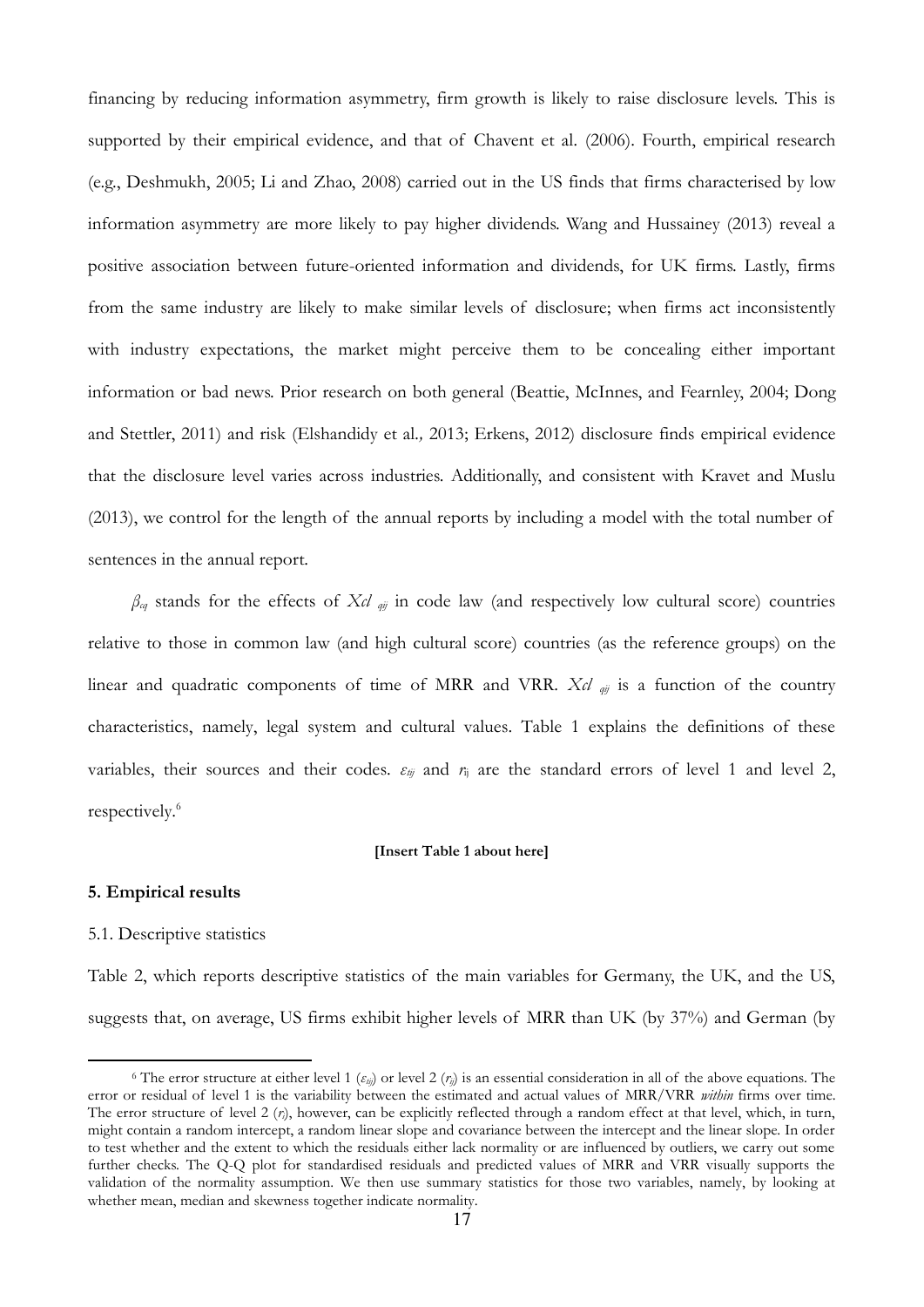financing by reducing information asymmetry, firm growth is likely to raise disclosure levels. This is supported by their empirical evidence, and that of Chavent et al. (2006). Fourth, empirical research (e.g., Deshmukh, 2005; Li and Zhao, 2008) carried out in the US finds that firms characterised by low information asymmetry are more likely to pay higher dividends. Wang and Hussainey (2013) reveal a positive association between future-oriented information and dividends, for UK firms. Lastly, firms from the same industry are likely to make similar levels of disclosure; when firms act inconsistently with industry expectations, the market might perceive them to be concealing either important information or bad news. Prior research on both general (Beattie, McInnes, and Fearnley, 2004; Dong and Stettler, 2011) and risk (Elshandidy et al., 2013; Erkens, 2012) disclosure finds empirical evidence that the disclosure level varies across industries. Additionally, and consistent with Kravet and Muslu (2013), we control for the length of the annual reports by including a model with the total number of sentences in the annual report.

$\beta_{cq}$ stands for the effects of $Xcl_{qij}$ in code law (and respectively low cultural score) countries relative to those in common law (and high cultural score) countries (as the reference groups) on the linear and quadratic components of time of MRR and VRR. $Xcl_{qij}$ is a function of the country characteristics, namely, legal system and cultural values. Table 1 explains the definitions of these variables, their sources and their codes. $\varepsilon_{tij}$ and $r_{ij}$ are the standard errors of level 1 and level 2, respectively.[6]

**[Insert Table 1 about here]**

## 5. Empirical results

### 5.1. Descriptive statistics

Table 2, which reports descriptive statistics of the main variables for Germany, the UK, and the US, suggests that, on average, US firms exhibit higher levels of MRR than UK (by 37%) and German (by

[6] The error structure at either level 1 ($\varepsilon_{tij}$) or level 2 ($r_{ij}$) is an essential consideration in all of the above equations. The error or residual of level 1 is the variability between the estimated and actual values of MRR/VRR *within* firms over time. The error structure of level 2 ($r_j$), however, can be explicitly reflected through a random effect at that level, which, in turn, might contain a random intercept, a random linear slope and covariance between the intercept and the linear slope. In order to test whether and the extent to which the residuals either lack normality or are influenced by outliers, we carry out some further checks. The Q-Q plot for standardised residuals and predicted values of MRR and VRR visually supports the validation of the normality assumption. We then use summary statistics for those two variables, namely, by looking at whether mean, median and skewness together indicate normality.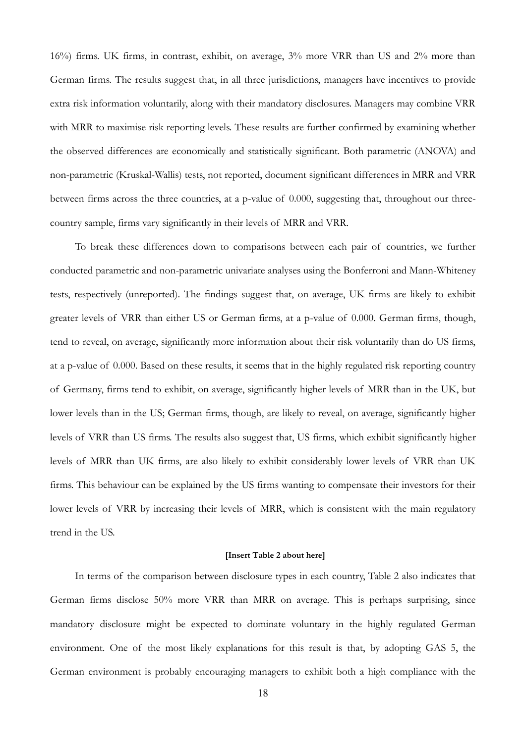16%) firms. UK firms, in contrast, exhibit, on average, 3% more VRR than US and 2% more than German firms. The results suggest that, in all three jurisdictions, managers have incentives to provide extra risk information voluntarily, along with their mandatory disclosures. Managers may combine VRR with MRR to maximise risk reporting levels. These results are further confirmed by examining whether the observed differences are economically and statistically significant. Both parametric (ANOVA) and non-parametric (Kruskal-Wallis) tests, not reported, document significant differences in MRR and VRR between firms across the three countries, at a p-value of 0.000, suggesting that, throughout our three-country sample, firms vary significantly in their levels of MRR and VRR.

To break these differences down to comparisons between each pair of countries, we further conducted parametric and non-parametric univariate analyses using the Bonferroni and Mann-Whiteney tests, respectively (unreported). The findings suggest that, on average, UK firms are likely to exhibit greater levels of VRR than either US or German firms, at a p-value of 0.000. German firms, though, tend to reveal, on average, significantly more information about their risk voluntarily than do US firms, at a p-value of 0.000. Based on these results, it seems that in the highly regulated risk reporting country of Germany, firms tend to exhibit, on average, significantly higher levels of MRR than in the UK, but lower levels than in the US; German firms, though, are likely to reveal, on average, significantly higher levels of VRR than US firms. The results also suggest that, US firms, which exhibit significantly higher levels of MRR than UK firms, are also likely to exhibit considerably lower levels of VRR than UK firms. This behaviour can be explained by the US firms wanting to compensate their investors for their lower levels of VRR by increasing their levels of MRR, which is consistent with the main regulatory trend in the US.

**[Insert Table 2 about here]**

In terms of the comparison between disclosure types in each country, Table 2 also indicates that German firms disclose 50% more VRR than MRR on average. This is perhaps surprising, since mandatory disclosure might be expected to dominate voluntary in the highly regulated German environment. One of the most likely explanations for this result is that, by adopting GAS 5, the German environment is probably encouraging managers to exhibit both a high compliance with the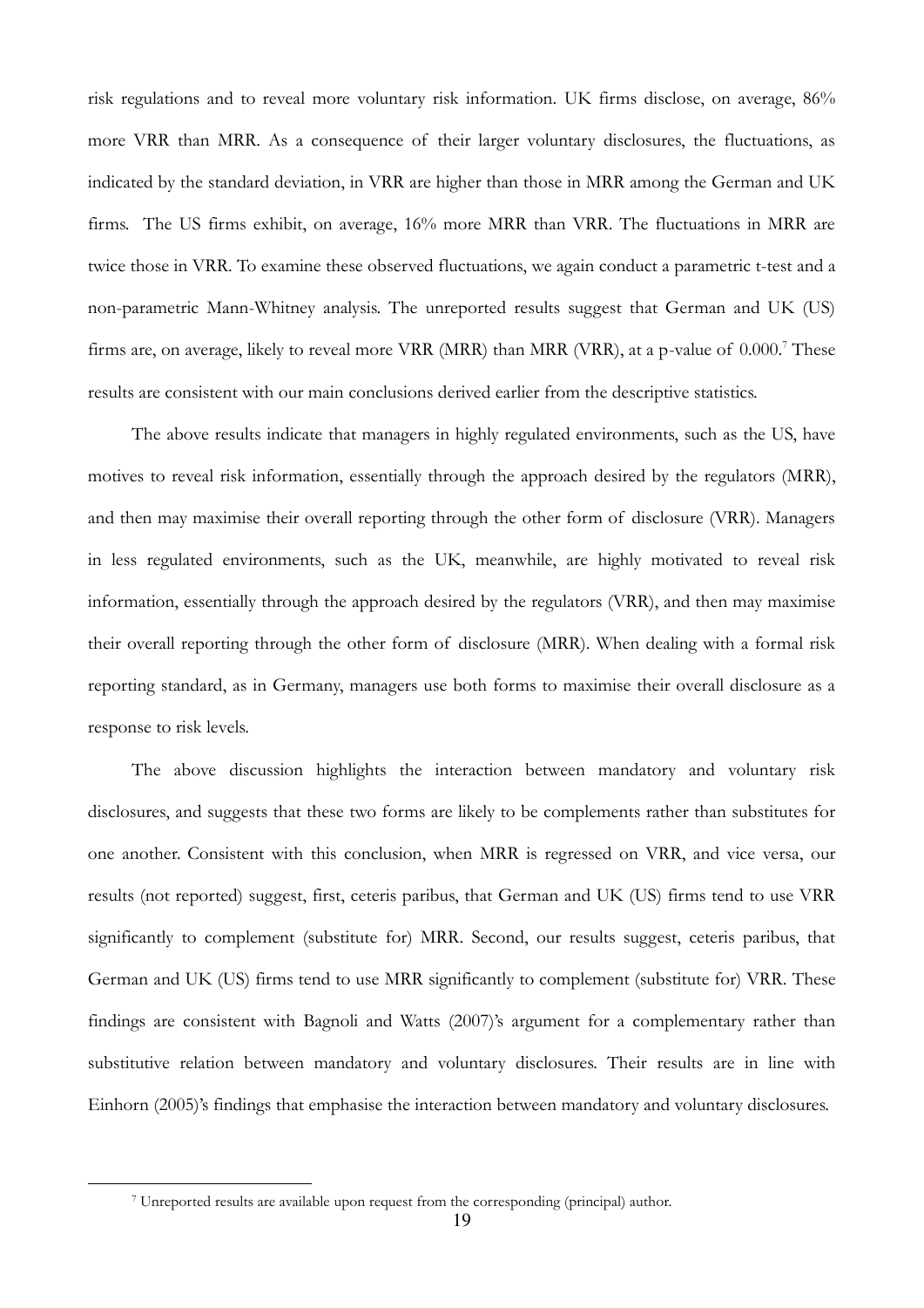risk regulations and to reveal more voluntary risk information. UK firms disclose, on average, 86% more VRR than MRR. As a consequence of their larger voluntary disclosures, the fluctuations, as indicated by the standard deviation, in VRR are higher than those in MRR among the German and UK firms. The US firms exhibit, on average, 16% more MRR than VRR. The fluctuations in MRR are twice those in VRR. To examine these observed fluctuations, we again conduct a parametric t-test and a non-parametric Mann-Whitney analysis. The unreported results suggest that German and UK (US) firms are, on average, likely to reveal more VRR (MRR) than MRR (VRR), at a p-value of 0.000.[7] These results are consistent with our main conclusions derived earlier from the descriptive statistics.

The above results indicate that managers in highly regulated environments, such as the US, have motives to reveal risk information, essentially through the approach desired by the regulators (MRR), and then may maximise their overall reporting through the other form of disclosure (VRR). Managers in less regulated environments, such as the UK, meanwhile, are highly motivated to reveal risk information, essentially through the approach desired by the regulators (VRR), and then may maximise their overall reporting through the other form of disclosure (MRR). When dealing with a formal risk reporting standard, as in Germany, managers use both forms to maximise their overall disclosure as a response to risk levels.

The above discussion highlights the interaction between mandatory and voluntary risk disclosures, and suggests that these two forms are likely to be complements rather than substitutes for one another. Consistent with this conclusion, when MRR is regressed on VRR, and vice versa, our results (not reported) suggest, first, ceteris paribus, that German and UK (US) firms tend to use VRR significantly to complement (substitute for) MRR. Second, our results suggest, ceteris paribus, that German and UK (US) firms tend to use MRR significantly to complement (substitute for) VRR. These findings are consistent with Bagnoli and Watts (2007)'s argument for a complementary rather than substitutive relation between mandatory and voluntary disclosures. Their results are in line with Einhorn (2005)'s findings that emphasise the interaction between mandatory and voluntary disclosures.

[7] Unreported results are available upon request from the corresponding (principal) author.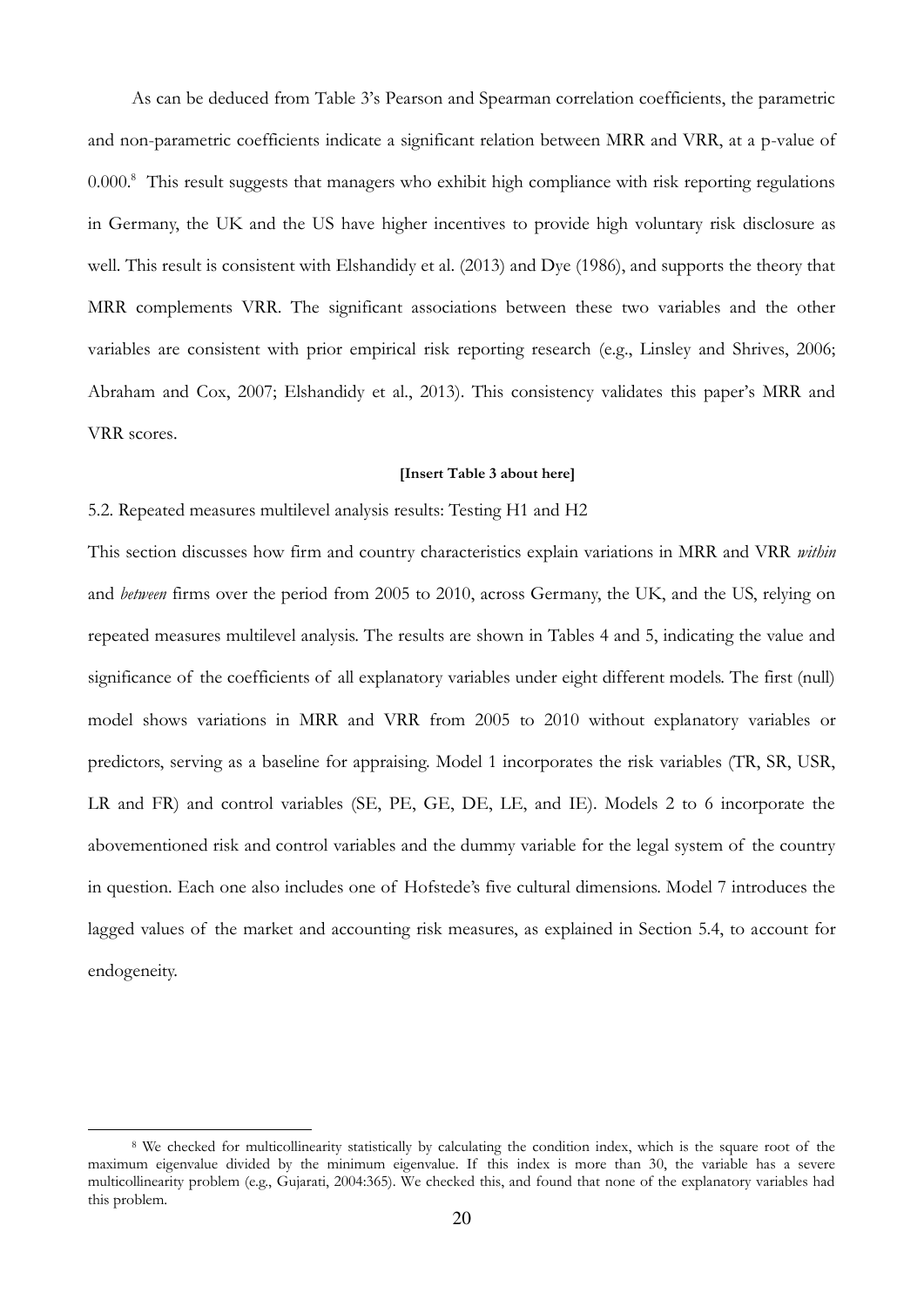As can be deduced from Table 3's Pearson and Spearman correlation coefficients, the parametric and non-parametric coefficients indicate a significant relation between MRR and VRR, at a p-value of 0.000.[8] This result suggests that managers who exhibit high compliance with risk reporting regulations in Germany, the UK and the US have higher incentives to provide high voluntary risk disclosure as well. This result is consistent with Elshandidy et al. (2013) and Dye (1986), and supports the theory that MRR complements VRR. The significant associations between these two variables and the other variables are consistent with prior empirical risk reporting research (e.g., Linsley and Shrives, 2006; Abraham and Cox, 2007; Elshandidy et al., 2013). This consistency validates this paper's MRR and VRR scores.

**[Insert Table 3 about here]**

5.2. Repeated measures multilevel analysis results: Testing H1 and H2

This section discusses how firm and country characteristics explain variations in MRR and VRR *within* and *between* firms over the period from 2005 to 2010, across Germany, the UK, and the US, relying on repeated measures multilevel analysis. The results are shown in Tables 4 and 5, indicating the value and significance of the coefficients of all explanatory variables under eight different models. The first (null) model shows variations in MRR and VRR from 2005 to 2010 without explanatory variables or predictors, serving as a baseline for appraising. Model 1 incorporates the risk variables (TR, SR, USR, LR and FR) and control variables (SE, PE, GE, DE, LE, and IE). Models 2 to 6 incorporate the abovementioned risk and control variables and the dummy variable for the legal system of the country in question. Each one also includes one of Hofstede's five cultural dimensions. Model 7 introduces the lagged values of the market and accounting risk measures, as explained in Section 5.4, to account for endogeneity.

[8] We checked for multicollinearity statistically by calculating the condition index, which is the square root of the maximum eigenvalue divided by the minimum eigenvalue. If this index is more than 30, the variable has a severe multicollinearity problem (e.g., Gujarati, 2004:365). We checked this, and found that none of the explanatory variables had this problem.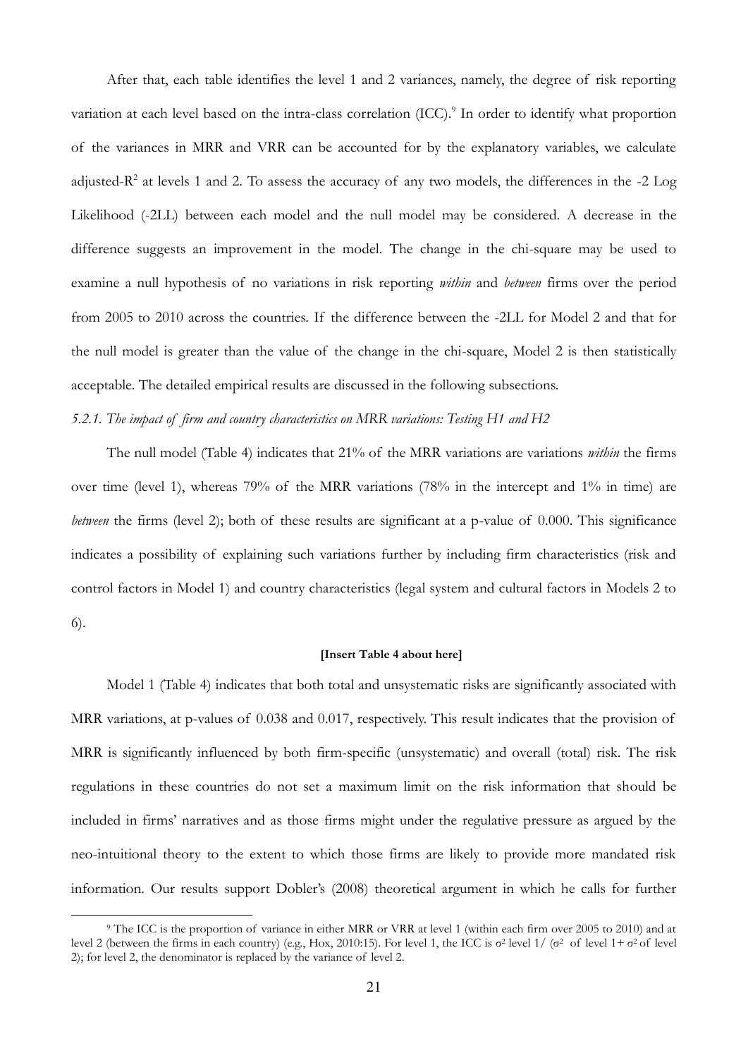After that, each table identifies the level 1 and 2 variances, namely, the degree of risk reporting variation at each level based on the intra-class correlation (ICC).[9] In order to identify what proportion of the variances in MRR and VRR can be accounted for by the explanatory variables, we calculate adjusted-$R^2$ at levels 1 and 2. To assess the accuracy of any two models, the differences in the -2 Log Likelihood (-2LL) between each model and the null model may be considered. A decrease in the difference suggests an improvement in the model. The change in the chi-square may be used to examine a null hypothesis of no variations in risk reporting *within* and *between* firms over the period from 2005 to 2010 across the countries. If the difference between the -2LL for Model 2 and that for the null model is greater than the value of the change in the chi-square, Model 2 is then statistically acceptable. The detailed empirical results are discussed in the following subsections.

*5.2.1. The impact of firm and country characteristics on MRR variations: Testing H1 and H2*

The null model (Table 4) indicates that 21% of the MRR variations are variations *within* the firms over time (level 1), whereas 79% of the MRR variations (78% in the intercept and 1% in time) are *between* the firms (level 2); both of these results are significant at a p-value of 0.000. This significance indicates a possibility of explaining such variations further by including firm characteristics (risk and control factors in Model 1) and country characteristics (legal system and cultural factors in Models 2 to 6).

**[Insert Table 4 about here]**

Model 1 (Table 4) indicates that both total and unsystematic risks are significantly associated with MRR variations, at p-values of 0.038 and 0.017, respectively. This result indicates that the provision of MRR is significantly influenced by both firm-specific (unsystematic) and overall (total) risk. The risk regulations in these countries do not set a maximum limit on the risk information that should be included in firms' narratives and as those firms might under the regulative pressure as argued by the neo-intuitional theory to the extent to which those firms are likely to provide more mandated risk information. Our results support Dobler's (2008) theoretical argument in which he calls for further

[9] The ICC is the proportion of variance in either MRR or VRR at level 1 (within each firm over 2005 to 2010) and at level 2 (between the firms in each country) (e.g., Hox, 2010:15). For level 1, the ICC is $\sigma^2$ level 1/ ($\sigma^2$ of level 1+ $\sigma^2$ of level 2); for level 2, the denominator is replaced by the variance of level 2.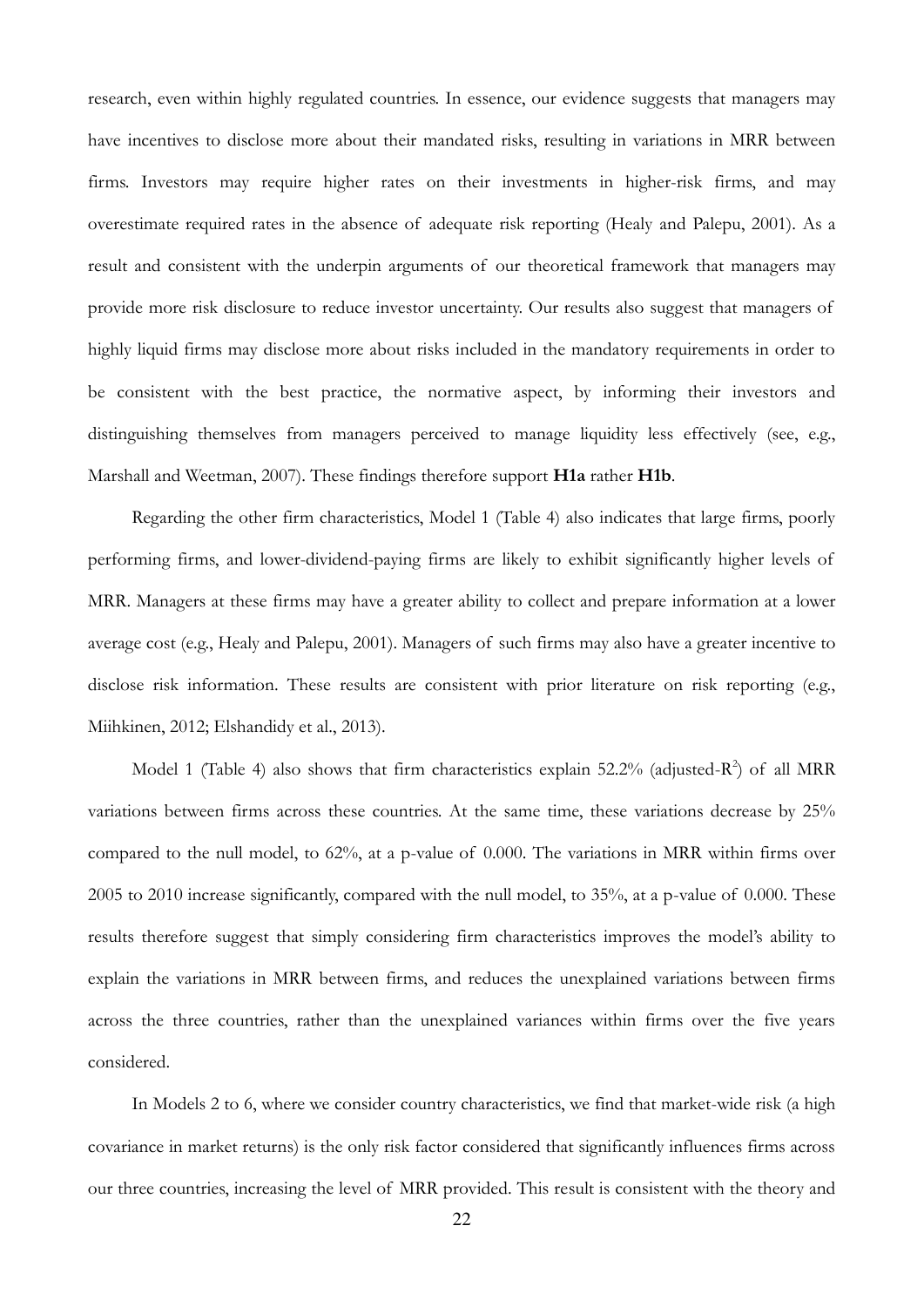research, even within highly regulated countries. In essence, our evidence suggests that managers may have incentives to disclose more about their mandated risks, resulting in variations in MRR between firms. Investors may require higher rates on their investments in higher-risk firms, and may overestimate required rates in the absence of adequate risk reporting (Healy and Palepu, 2001). As a result and consistent with the underpin arguments of our theoretical framework that managers may provide more risk disclosure to reduce investor uncertainty. Our results also suggest that managers of highly liquid firms may disclose more about risks included in the mandatory requirements in order to be consistent with the best practice, the normative aspect, by informing their investors and distinguishing themselves from managers perceived to manage liquidity less effectively (see, e.g., Marshall and Weetman, 2007). These findings therefore support **H1a** rather **H1b**.

Regarding the other firm characteristics, Model 1 (Table 4) also indicates that large firms, poorly performing firms, and lower-dividend-paying firms are likely to exhibit significantly higher levels of MRR. Managers at these firms may have a greater ability to collect and prepare information at a lower average cost (e.g., Healy and Palepu, 2001). Managers of such firms may also have a greater incentive to disclose risk information. These results are consistent with prior literature on risk reporting (e.g., Miihkinen, 2012; Elshandidy et al., 2013).

Model 1 (Table 4) also shows that firm characteristics explain 52.2% (adjusted-$R^2$) of all MRR variations between firms across these countries. At the same time, these variations decrease by 25% compared to the null model, to 62%, at a p-value of 0.000. The variations in MRR within firms over 2005 to 2010 increase significantly, compared with the null model, to 35%, at a p-value of 0.000. These results therefore suggest that simply considering firm characteristics improves the model's ability to explain the variations in MRR between firms, and reduces the unexplained variations between firms across the three countries, rather than the unexplained variances within firms over the five years considered.

In Models 2 to 6, where we consider country characteristics, we find that market-wide risk (a high covariance in market returns) is the only risk factor considered that significantly influences firms across our three countries, increasing the level of MRR provided. This result is consistent with the theory and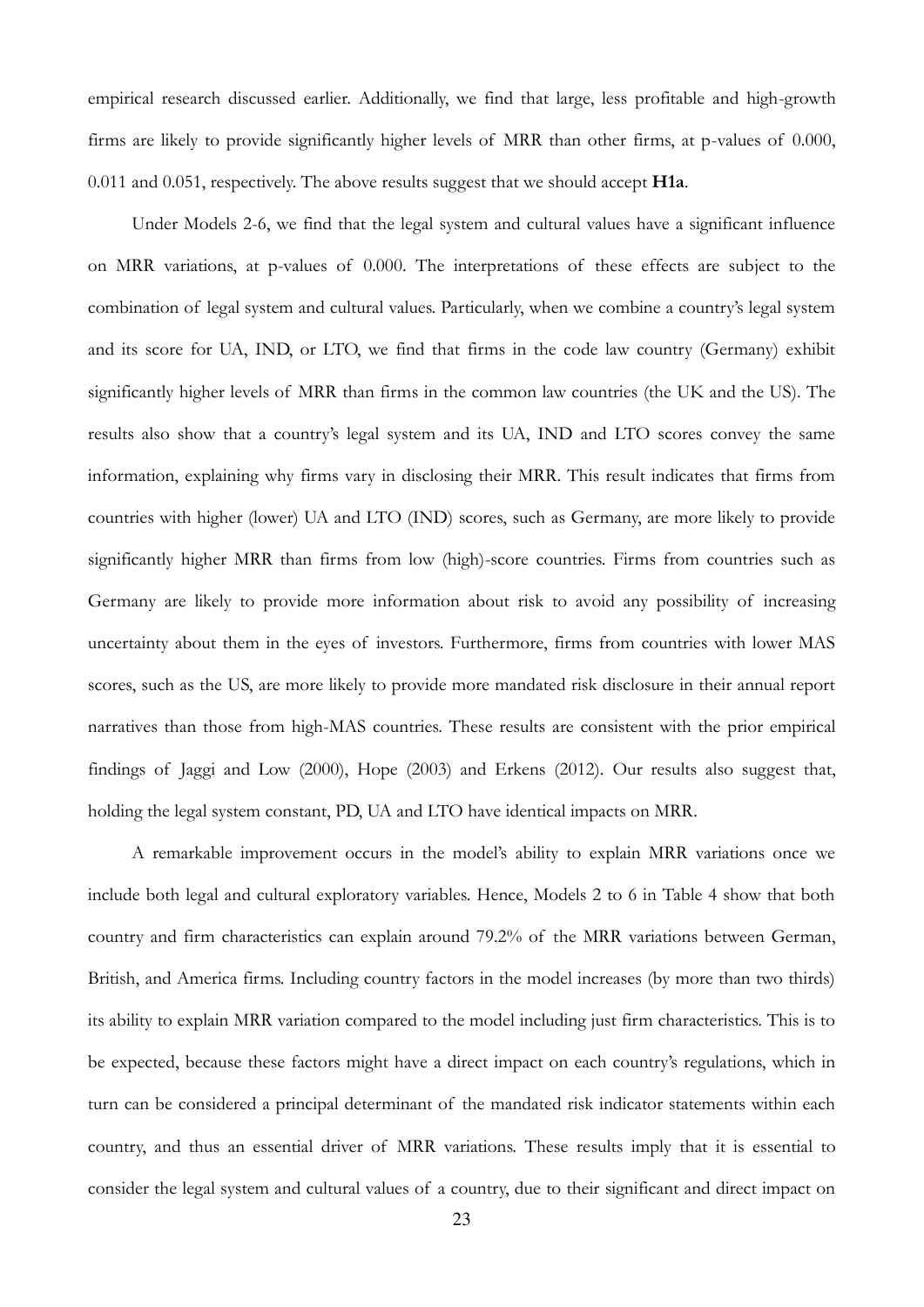empirical research discussed earlier. Additionally, we find that large, less profitable and high-growth firms are likely to provide significantly higher levels of MRR than other firms, at p-values of 0.000, 0.011 and 0.051, respectively. The above results suggest that we should accept **H1a**.

Under Models 2-6, we find that the legal system and cultural values have a significant influence on MRR variations, at p-values of 0.000. The interpretations of these effects are subject to the combination of legal system and cultural values. Particularly, when we combine a country's legal system and its score for UA, IND, or LTO, we find that firms in the code law country (Germany) exhibit significantly higher levels of MRR than firms in the common law countries (the UK and the US). The results also show that a country's legal system and its UA, IND and LTO scores convey the same information, explaining why firms vary in disclosing their MRR. This result indicates that firms from countries with higher (lower) UA and LTO (IND) scores, such as Germany, are more likely to provide significantly higher MRR than firms from low (high)-score countries. Firms from countries such as Germany are likely to provide more information about risk to avoid any possibility of increasing uncertainty about them in the eyes of investors. Furthermore, firms from countries with lower MAS scores, such as the US, are more likely to provide more mandated risk disclosure in their annual report narratives than those from high-MAS countries. These results are consistent with the prior empirical findings of Jaggi and Low (2000), Hope (2003) and Erkens (2012). Our results also suggest that, holding the legal system constant, PD, UA and LTO have identical impacts on MRR.

A remarkable improvement occurs in the model's ability to explain MRR variations once we include both legal and cultural exploratory variables. Hence, Models 2 to 6 in Table 4 show that both country and firm characteristics can explain around 79.2% of the MRR variations between German, British, and America firms. Including country factors in the model increases (by more than two thirds) its ability to explain MRR variation compared to the model including just firm characteristics. This is to be expected, because these factors might have a direct impact on each country's regulations, which in turn can be considered a principal determinant of the mandated risk indicator statements within each country, and thus an essential driver of MRR variations. These results imply that it is essential to consider the legal system and cultural values of a country, due to their significant and direct impact on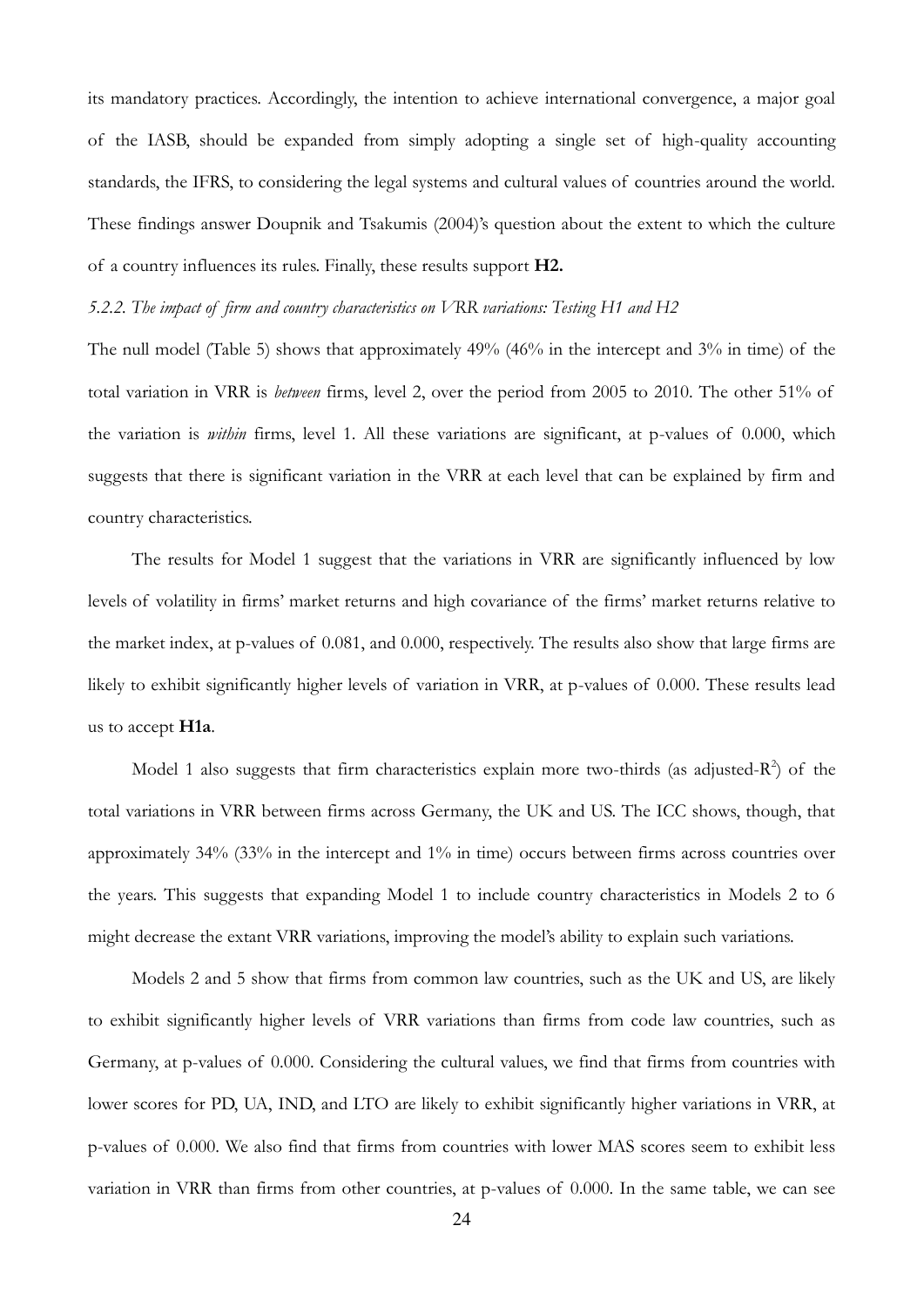its mandatory practices. Accordingly, the intention to achieve international convergence, a major goal of the IASB, should be expanded from simply adopting a single set of high-quality accounting standards, the IFRS, to considering the legal systems and cultural values of countries around the world. These findings answer Doupnik and Tsakumis (2004)'s question about the extent to which the culture of a country influences its rules. Finally, these results support **H2.**

*5.2.2. The impact of firm and country characteristics on VRR variations: Testing H1 and H2*

The null model (Table 5) shows that approximately 49% (46% in the intercept and 3% in time) of the total variation in VRR is *between* firms, level 2, over the period from 2005 to 2010. The other 51% of the variation is *within* firms, level 1. All these variations are significant, at p-values of 0.000, which suggests that there is significant variation in the VRR at each level that can be explained by firm and country characteristics.

The results for Model 1 suggest that the variations in VRR are significantly influenced by low levels of volatility in firms' market returns and high covariance of the firms' market returns relative to the market index, at p-values of 0.081, and 0.000, respectively. The results also show that large firms are likely to exhibit significantly higher levels of variation in VRR, at p-values of 0.000. These results lead us to accept **H1a**.

Model 1 also suggests that firm characteristics explain more two-thirds (as adjusted-$R^2$) of the total variations in VRR between firms across Germany, the UK and US. The ICC shows, though, that approximately 34% (33% in the intercept and 1% in time) occurs between firms across countries over the years. This suggests that expanding Model 1 to include country characteristics in Models 2 to 6 might decrease the extant VRR variations, improving the model's ability to explain such variations.

Models 2 and 5 show that firms from common law countries, such as the UK and US, are likely to exhibit significantly higher levels of VRR variations than firms from code law countries, such as Germany, at p-values of 0.000. Considering the cultural values, we find that firms from countries with lower scores for PD, UA, IND, and LTO are likely to exhibit significantly higher variations in VRR, at p-values of 0.000. We also find that firms from countries with lower MAS scores seem to exhibit less variation in VRR than firms from other countries, at p-values of 0.000. In the same table, we can see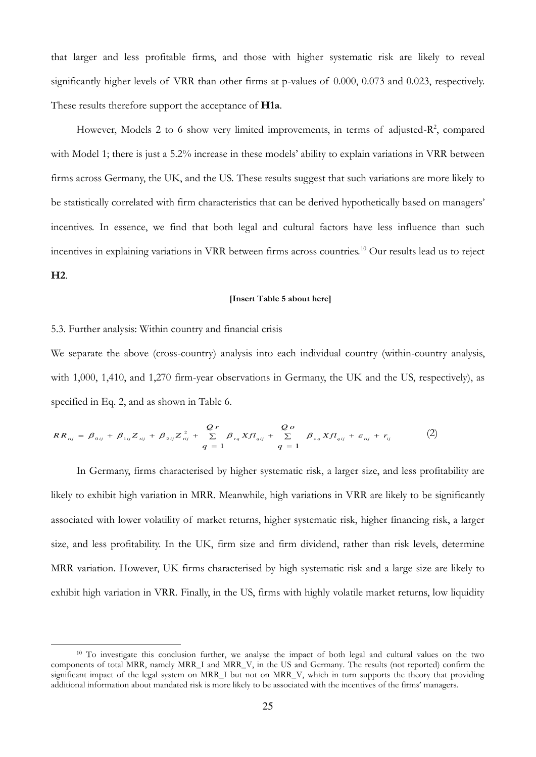that larger and less profitable firms, and those with higher systematic risk are likely to reveal significantly higher levels of VRR than other firms at p-values of 0.000, 0.073 and 0.023, respectively. These results therefore support the acceptance of **H1a**.

However, Models 2 to 6 show very limited improvements, in terms of adjusted-$R^2$, compared with Model 1; there is just a 5.2% increase in these models' ability to explain variations in VRR between firms across Germany, the UK, and the US. These results suggest that such variations are more likely to be statistically correlated with firm characteristics that can be derived hypothetically based on managers' incentives. In essence, we find that both legal and cultural factors have less influence than such incentives in explaining variations in VRR between firms across countries.[10] Our results lead us to reject **H2**.

**[Insert Table 5 about here]**

5.3. Further analysis: Within country and financial crisis

We separate the above (cross-country) analysis into each individual country (within-country analysis, with 1,000, 1,410, and 1,270 firm-year observations in Germany, the UK and the US, respectively), as specified in Eq. 2, and as shown in Table 6.

$$RR_{tij} = \beta_{0ij} + \beta_{1ij} Z_{tij} + \beta_{2ij} Z_{tij}^{2} + \sum_{q=1}^{Qr} \beta_{rq} Xfl_{qij} + \sum_{q=1}^{Qo} \beta_{oq} Xfl_{qij} + \varepsilon_{tij} + r_{ij} \qquad (2)$$

In Germany, firms characterised by higher systematic risk, a larger size, and less profitability are likely to exhibit high variation in MRR. Meanwhile, high variations in VRR are likely to be significantly associated with lower volatility of market returns, higher systematic risk, higher financing risk, a larger size, and less profitability. In the UK, firm size and firm dividend, rather than risk levels, determine MRR variation. However, UK firms characterised by high systematic risk and a large size are likely to exhibit high variation in VRR. Finally, in the US, firms with highly volatile market returns, low liquidity

[10] To investigate this conclusion further, we analyse the impact of both legal and cultural values on the two components of total MRR, namely MRR_I and MRR_V, in the US and Germany. The results (not reported) confirm the significant impact of the legal system on MRR_I but not on MRR_V, which in turn supports the theory that providing additional information about mandated risk is more likely to be associated with the incentives of the firms' managers.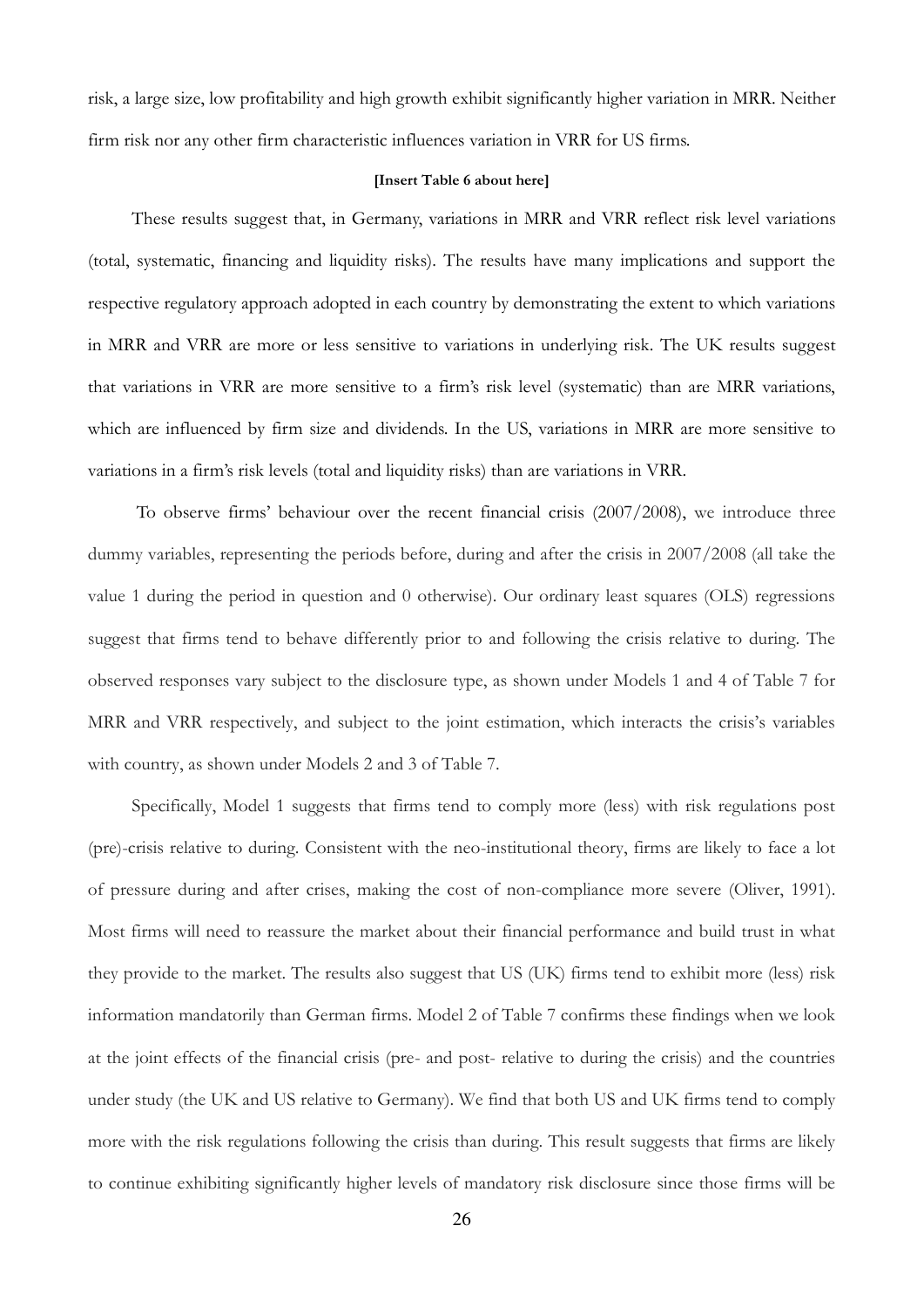risk, a large size, low profitability and high growth exhibit significantly higher variation in MRR. Neither firm risk nor any other firm characteristic influences variation in VRR for US firms.

**[Insert Table 6 about here]**

These results suggest that, in Germany, variations in MRR and VRR reflect risk level variations (total, systematic, financing and liquidity risks). The results have many implications and support the respective regulatory approach adopted in each country by demonstrating the extent to which variations in MRR and VRR are more or less sensitive to variations in underlying risk. The UK results suggest that variations in VRR are more sensitive to a firm's risk level (systematic) than are MRR variations, which are influenced by firm size and dividends. In the US, variations in MRR are more sensitive to variations in a firm's risk levels (total and liquidity risks) than are variations in VRR.

To observe firms' behaviour over the recent financial crisis (2007/2008), we introduce three dummy variables, representing the periods before, during and after the crisis in 2007/2008 (all take the value 1 during the period in question and 0 otherwise). Our ordinary least squares (OLS) regressions suggest that firms tend to behave differently prior to and following the crisis relative to during. The observed responses vary subject to the disclosure type, as shown under Models 1 and 4 of Table 7 for MRR and VRR respectively, and subject to the joint estimation, which interacts the crisis's variables with country, as shown under Models 2 and 3 of Table 7.

Specifically, Model 1 suggests that firms tend to comply more (less) with risk regulations post (pre)-crisis relative to during. Consistent with the neo-institutional theory, firms are likely to face a lot of pressure during and after crises, making the cost of non-compliance more severe (Oliver, 1991). Most firms will need to reassure the market about their financial performance and build trust in what they provide to the market. The results also suggest that US (UK) firms tend to exhibit more (less) risk information mandatorily than German firms. Model 2 of Table 7 confirms these findings when we look at the joint effects of the financial crisis (pre- and post- relative to during the crisis) and the countries under study (the UK and US relative to Germany). We find that both US and UK firms tend to comply more with the risk regulations following the crisis than during. This result suggests that firms are likely to continue exhibiting significantly higher levels of mandatory risk disclosure since those firms will be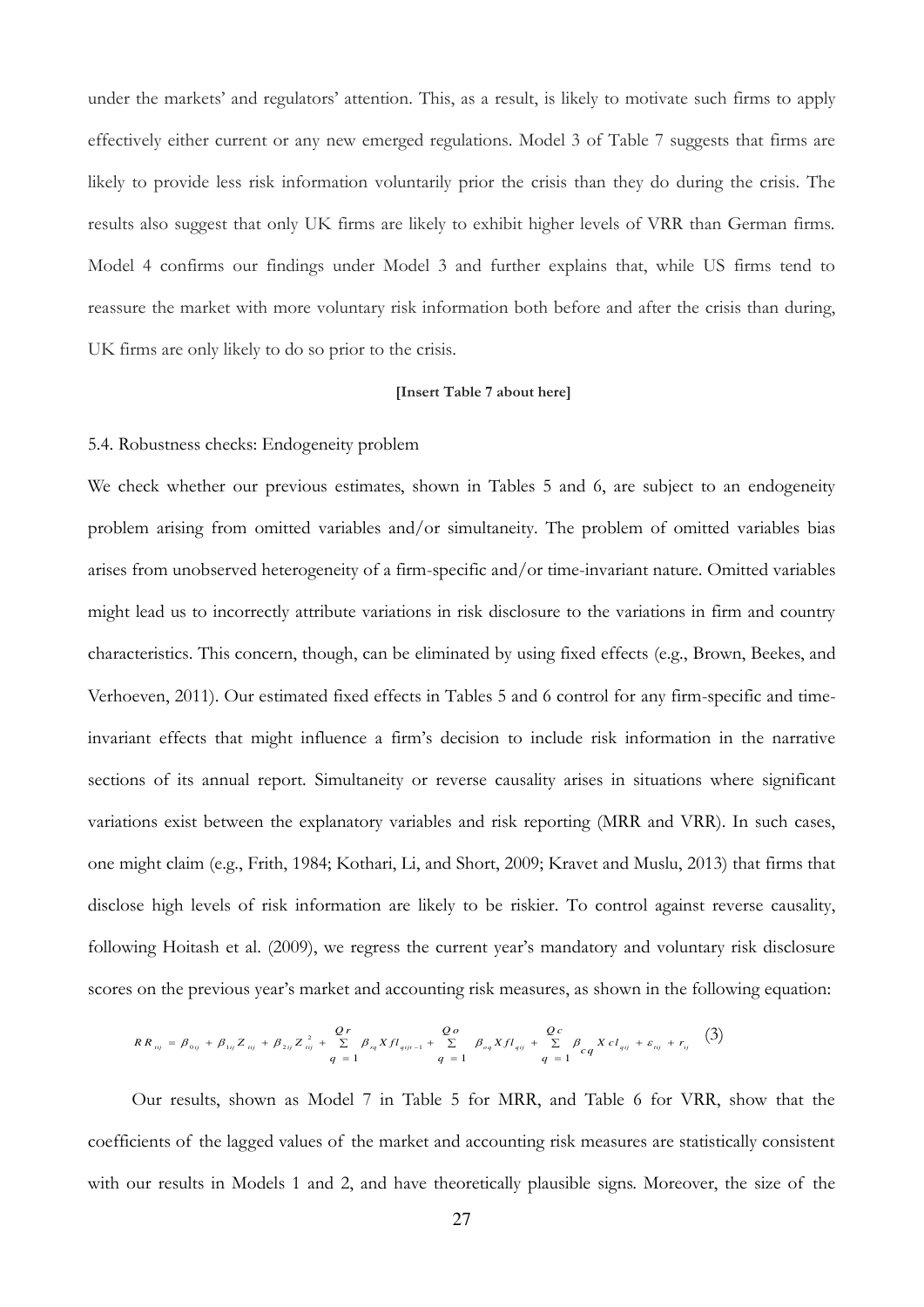under the markets' and regulators' attention. This, as a result, is likely to motivate such firms to apply effectively either current or any new emerged regulations. Model 3 of Table 7 suggests that firms are likely to provide less risk information voluntarily prior the crisis than they do during the crisis. The results also suggest that only UK firms are likely to exhibit higher levels of VRR than German firms. Model 4 confirms our findings under Model 3 and further explains that, while US firms tend to reassure the market with more voluntary risk information both before and after the crisis than during, UK firms are only likely to do so prior to the crisis.

**[Insert Table 7 about here]**

5.4. Robustness checks: Endogeneity problem

We check whether our previous estimates, shown in Tables 5 and 6, are subject to an endogeneity problem arising from omitted variables and/or simultaneity. The problem of omitted variables bias arises from unobserved heterogeneity of a firm-specific and/or time-invariant nature. Omitted variables might lead us to incorrectly attribute variations in risk disclosure to the variations in firm and country characteristics. This concern, though, can be eliminated by using fixed effects (e.g., Brown, Beekes, and Verhoeven, 2011). Our estimated fixed effects in Tables 5 and 6 control for any firm-specific and time-invariant effects that might influence a firm's decision to include risk information in the narrative sections of its annual report. Simultaneity or reverse causality arises in situations where significant variations exist between the explanatory variables and risk reporting (MRR and VRR). In such cases, one might claim (e.g., Frith, 1984; Kothari, Li, and Short, 2009; Kravet and Muslu, 2013) that firms that disclose high levels of risk information are likely to be riskier. To control against reverse causality, following Hoitash et al. (2009), we regress the current year's mandatory and voluntary risk disclosure scores on the previous year's market and accounting risk measures, as shown in the following equation:

$$RR_{tij} = \beta_{0tj} + \beta_{1tj} Z_{tij} + \beta_{2tj} Z_{tij}^{2} + \sum_{q=1}^{Qr} \beta_{rq} Xfl_{qijt-1} + \sum_{q=1}^{Qo} \beta_{oq} Xfl_{qtj} + \sum_{q=1}^{Qc} \beta_{cq} Xcl_{qtj} + \varepsilon_{tij} + r_{tj} \quad (3)$$

Our results, shown as Model 7 in Table 5 for MRR, and Table 6 for VRR, show that the coefficients of the lagged values of the market and accounting risk measures are statistically consistent with our results in Models 1 and 2, and have theoretically plausible signs. Moreover, the size of the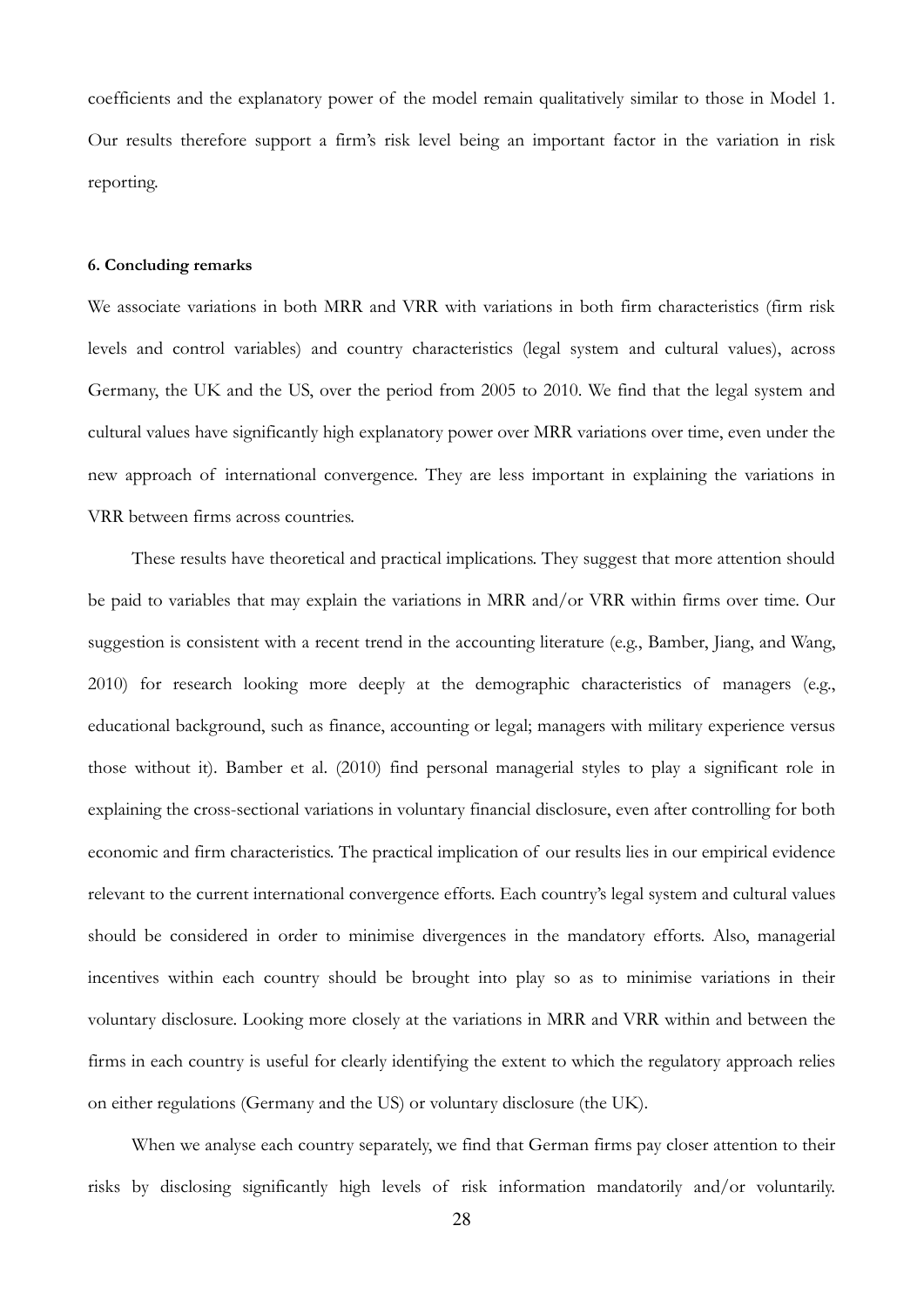coefficients and the explanatory power of the model remain qualitatively similar to those in Model 1. Our results therefore support a firm's risk level being an important factor in the variation in risk reporting.

## 6. Concluding remarks

We associate variations in both MRR and VRR with variations in both firm characteristics (firm risk levels and control variables) and country characteristics (legal system and cultural values), across Germany, the UK and the US, over the period from 2005 to 2010. We find that the legal system and cultural values have significantly high explanatory power over MRR variations over time, even under the new approach of international convergence. They are less important in explaining the variations in VRR between firms across countries.

These results have theoretical and practical implications. They suggest that more attention should be paid to variables that may explain the variations in MRR and/or VRR within firms over time. Our suggestion is consistent with a recent trend in the accounting literature (e.g., Bamber, Jiang, and Wang, 2010) for research looking more deeply at the demographic characteristics of managers (e.g., educational background, such as finance, accounting or legal; managers with military experience versus those without it). Bamber et al. (2010) find personal managerial styles to play a significant role in explaining the cross-sectional variations in voluntary financial disclosure, even after controlling for both economic and firm characteristics. The practical implication of our results lies in our empirical evidence relevant to the current international convergence efforts. Each country's legal system and cultural values should be considered in order to minimise divergences in the mandatory efforts. Also, managerial incentives within each country should be brought into play so as to minimise variations in their voluntary disclosure. Looking more closely at the variations in MRR and VRR within and between the firms in each country is useful for clearly identifying the extent to which the regulatory approach relies on either regulations (Germany and the US) or voluntary disclosure (the UK).

When we analyse each country separately, we find that German firms pay closer attention to their risks by disclosing significantly high levels of risk information mandatorily and/or voluntarily.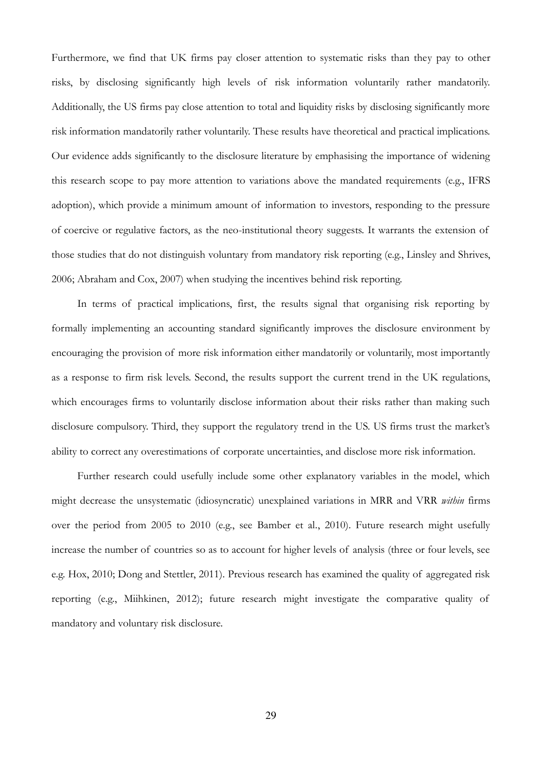Furthermore, we find that UK firms pay closer attention to systematic risks than they pay to other risks, by disclosing significantly high levels of risk information voluntarily rather mandatorily. Additionally, the US firms pay close attention to total and liquidity risks by disclosing significantly more risk information mandatorily rather voluntarily. These results have theoretical and practical implications. Our evidence adds significantly to the disclosure literature by emphasising the importance of widening this research scope to pay more attention to variations above the mandated requirements (e.g., IFRS adoption), which provide a minimum amount of information to investors, responding to the pressure of coercive or regulative factors, as the neo-institutional theory suggests. It warrants the extension of those studies that do not distinguish voluntary from mandatory risk reporting (e.g., Linsley and Shrives, 2006; Abraham and Cox, 2007) when studying the incentives behind risk reporting.

In terms of practical implications, first, the results signal that organising risk reporting by formally implementing an accounting standard significantly improves the disclosure environment by encouraging the provision of more risk information either mandatorily or voluntarily, most importantly as a response to firm risk levels. Second, the results support the current trend in the UK regulations, which encourages firms to voluntarily disclose information about their risks rather than making such disclosure compulsory. Third, they support the regulatory trend in the US. US firms trust the market's ability to correct any overestimations of corporate uncertainties, and disclose more risk information.

Further research could usefully include some other explanatory variables in the model, which might decrease the unsystematic (idiosyncratic) unexplained variations in MRR and VRR *within* firms over the period from 2005 to 2010 (e.g., see Bamber et al., 2010). Future research might usefully increase the number of countries so as to account for higher levels of analysis (three or four levels, see e.g. Hox, 2010; Dong and Stettler, 2011). Previous research has examined the quality of aggregated risk reporting (e.g., Miihkinen, 2012); future research might investigate the comparative quality of mandatory and voluntary risk disclosure.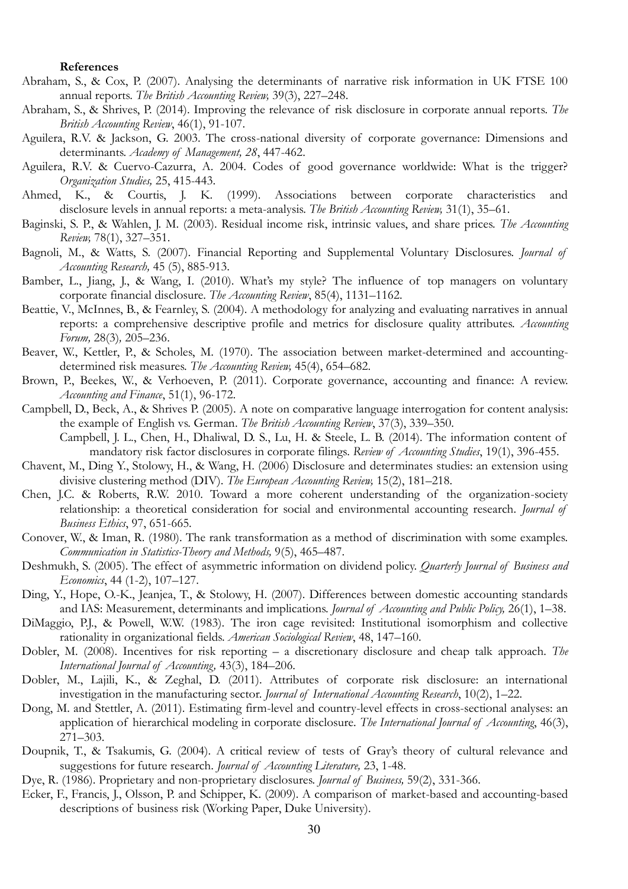**References**

Abraham, S., & Cox, P. (2007). Analysing the determinants of narrative risk information in UK FTSE 100 annual reports. *The British Accounting Review,* 39(3), 227–248.

Abraham, S., & Shrives, P. (2014). Improving the relevance of risk disclosure in corporate annual reports. *The British Accounting Review*, 46(1), 91-107.

Aguilera, R.V. & Jackson, G. 2003. The cross-national diversity of corporate governance: Dimensions and determinants. *Academy of Management, 28*, 447-462.

Aguilera, R.V. & Cuervo-Cazurra, A. 2004. Codes of good governance worldwide: What is the trigger? *Organization Studies,* 25, 415-443.

Ahmed, K., & Courtis, J. K. (1999). Associations between corporate characteristics and disclosure levels in annual reports: a meta-analysis. *The British Accounting Review,* 31(1), 35–61.

Baginski, S. P., & Wahlen, J. M. (2003). Residual income risk, intrinsic values, and share prices. *The Accounting Review,* 78(1), 327–351.

Bagnoli, M., & Watts, S. (2007). Financial Reporting and Supplemental Voluntary Disclosures. *Journal of Accounting Research,* 45 (5), 885-913.

Bamber, L., Jiang, J., & Wang, I. (2010). What's my style? The influence of top managers on voluntary corporate financial disclosure. *The Accounting Review*, 85(4), 1131–1162.

Beattie, V., McInnes, B., & Fearnley, S. (2004). A methodology for analyzing and evaluating narratives in annual reports: a comprehensive descriptive profile and metrics for disclosure quality attributes. *Accounting Forum,* 28(3)*,* 205–236.

Beaver, W., Kettler, P., & Scholes, M. (1970). The association between market-determined and accounting-determined risk measures. *The Accounting Review,* 45(4), 654–682.

Brown, P., Beekes, W., & Verhoeven, P. (2011). Corporate governance, accounting and finance: A review. *Accounting and Finance*, 51(1), 96-172.

Campbell, D., Beck, A., & Shrives P. (2005). A note on comparative language interrogation for content analysis: the example of English vs. German. *The British Accounting Review*, 37(3), 339–350.

Campbell, J. L., Chen, H., Dhaliwal, D. S., Lu, H. & Steele, L. B. (2014). The information content of mandatory risk factor disclosures in corporate filings. *Review of Accounting Studies*, 19(1), 396-455.

Chavent, M., Ding Y., Stolowy, H., & Wang, H. (2006) Disclosure and determinates studies: an extension using divisive clustering method (DIV). *The European Accounting Review,* 15(2), 181–218.

Chen, J.C. & Roberts, R.W. 2010. Toward a more coherent understanding of the organization-society relationship: a theoretical consideration for social and environmental accounting research. *Journal of Business Ethics*, 97, 651-665.

Conover, W., & Iman, R. (1980). The rank transformation as a method of discrimination with some examples. *Communication in Statistics-Theory and Methods,* 9(5), 465–487.

Deshmukh, S. (2005). The effect of asymmetric information on dividend policy. *Quarterly Journal of Business and Economics*, 44 (1-2), 107–127.

Ding, Y., Hope, O.-K., Jeanjea, T., & Stolowy, H. (2007). Differences between domestic accounting standards and IAS: Measurement, determinants and implications. *Journal of Accounting and Public Policy,* 26(1), 1–38.

DiMaggio, P.J., & Powell, W.W. (1983). The iron cage revisited: Institutional isomorphism and collective rationality in organizational fields. *American Sociological Review*, 48, 147–160.

Dobler, M. (2008). Incentives for risk reporting – a discretionary disclosure and cheap talk approach. *The International Journal of Accounting,* 43(3), 184–206.

Dobler, M., Lajili, K., & Zeghal, D. (2011). Attributes of corporate risk disclosure: an international investigation in the manufacturing sector. *Journal of International Accounting Research*, 10(2), 1–22.

Dong, M. and Stettler, A. (2011). Estimating firm-level and country-level effects in cross-sectional analyses: an application of hierarchical modeling in corporate disclosure. *The International Journal of Accounting*, 46(3), 271–303.

Doupnik, T., & Tsakumis, G. (2004). A critical review of tests of Gray's theory of cultural relevance and suggestions for future research. *Journal of Accounting Literature,* 23, 1-48.

Dye, R. (1986). Proprietary and non-proprietary disclosures. *Journal of Business,* 59(2), 331-366.

Ecker, F., Francis, J., Olsson, P. and Schipper, K. (2009). A comparison of market-based and accounting-based descriptions of business risk (Working Paper, Duke University).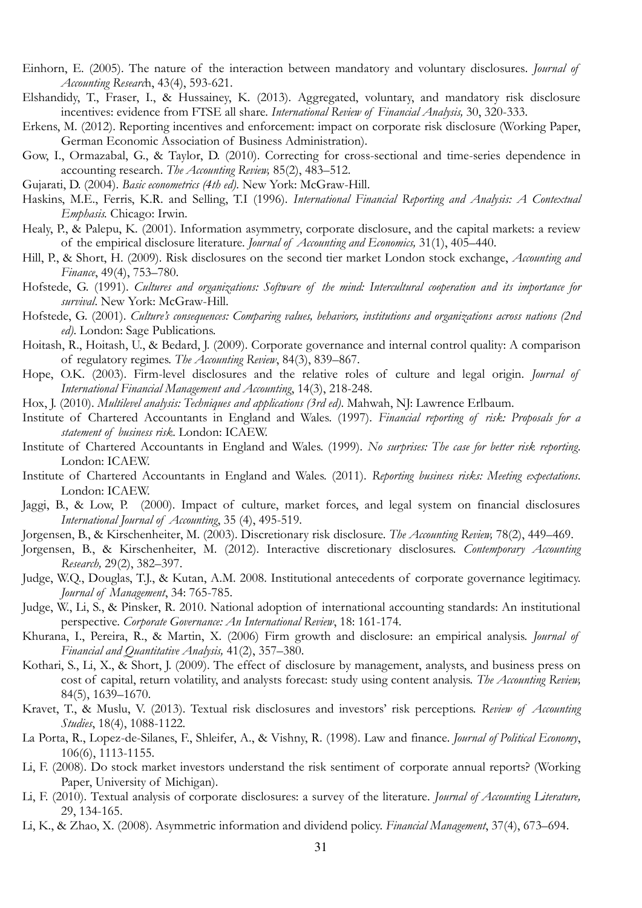Einhorn, E. (2005). The nature of the interaction between mandatory and voluntary disclosures. *Journal of Accounting Research*, 43(4), 593-621.

Elshandidy, T., Fraser, I., & Hussainey, K. (2013). Aggregated, voluntary, and mandatory risk disclosure incentives: evidence from FTSE all share. *International Review of Financial Analysis,* 30, 320-333.

Erkens, M. (2012). Reporting incentives and enforcement: impact on corporate risk disclosure (Working Paper, German Economic Association of Business Administration).

Gow, I., Ormazabal, G., & Taylor, D. (2010). Correcting for cross-sectional and time-series dependence in accounting research. *The Accounting Review,* 85(2), 483–512.

Gujarati, D. (2004). *Basic econometrics (4th ed).* New York: McGraw-Hill.

Haskins, M.E., Ferris, K.R. and Selling, T.I (1996). *International Financial Reporting and Analysis: A Contextual Emphasis.* Chicago: Irwin.

Healy, P., & Palepu, K. (2001). Information asymmetry, corporate disclosure, and the capital markets: a review of the empirical disclosure literature. *Journal of Accounting and Economics,* 31(1), 405–440.

Hill, P., & Short, H. (2009). Risk disclosures on the second tier market London stock exchange, *Accounting and Finance*, 49(4), 753–780.

Hofstede, G. (1991). *Cultures and organizations: Software of the mind: Intercultural cooperation and its importance for survival*. New York: McGraw-Hill.

Hofstede, G. (2001). *Culture's consequences: Comparing values, behaviors, institutions and organizations across nations (2nd ed).* London: Sage Publications.

Hoitash, R., Hoitash, U., & Bedard, J. (2009). Corporate governance and internal control quality: A comparison of regulatory regimes. *The Accounting Review*, 84(3), 839–867.

Hope, O.K. (2003). Firm-level disclosures and the relative roles of culture and legal origin. *Journal of International Financial Management and Accounting*, 14(3), 218-248.

Hox, J. (2010). *Multilevel analysis: Techniques and applications (3rd ed).* Mahwah, NJ: Lawrence Erlbaum.

Institute of Chartered Accountants in England and Wales. (1997). *Financial reporting of risk: Proposals for a statement of business risk*. London: ICAEW.

Institute of Chartered Accountants in England and Wales. (1999). *No surprises: The case for better risk reporting*. London: ICAEW.

Institute of Chartered Accountants in England and Wales. (2011). *Reporting business risks: Meeting expectations*. London: ICAEW.

Jaggi, B., & Low, P. (2000). Impact of culture, market forces, and legal system on financial disclosures *International Journal of Accounting*, 35 (4), 495-519.

Jorgensen, B., & Kirschenheiter, M. (2003). Discretionary risk disclosure. *The Accounting Review,* 78(2), 449–469.

Jorgensen, B., & Kirschenheiter, M. (2012). Interactive discretionary disclosures. *Contemporary Accounting Research,* 29(2), 382–397.

Judge, W.Q., Douglas, T.J., & Kutan, A.M. 2008. Institutional antecedents of corporate governance legitimacy. *Journal of Management*, 34: 765-785.

Judge, W., Li, S., & Pinsker, R. 2010. National adoption of international accounting standards: An institutional perspective. *Corporate Governance: An International Review*, 18: 161-174.

Khurana, I., Pereira, R., & Martin, X. (2006) Firm growth and disclosure: an empirical analysis. *Journal of Financial and Quantitative Analysis,* 41(2), 357–380.

Kothari, S., Li, X., & Short, J. (2009). The effect of disclosure by management, analysts, and business press on cost of capital, return volatility, and analysts forecast: study using content analysis. *The Accounting Review,* 84(5), 1639–1670.

Kravet, T., & Muslu, V. (2013). Textual risk disclosures and investors' risk perceptions. *Review of Accounting Studies*, 18(4), 1088-1122.

La Porta, R., Lopez-de-Silanes, F., Shleifer, A., & Vishny, R. (1998). Law and finance. *Journal of Political Economy*, 106(6), 1113-1155.

Li, F. (2008). Do stock market investors understand the risk sentiment of corporate annual reports? (Working Paper, University of Michigan).

Li, F. (2010). Textual analysis of corporate disclosures: a survey of the literature. *Journal of Accounting Literature,* 29, 134-165.

Li, K., & Zhao, X. (2008). Asymmetric information and dividend policy. *Financial Management*, 37(4), 673–694.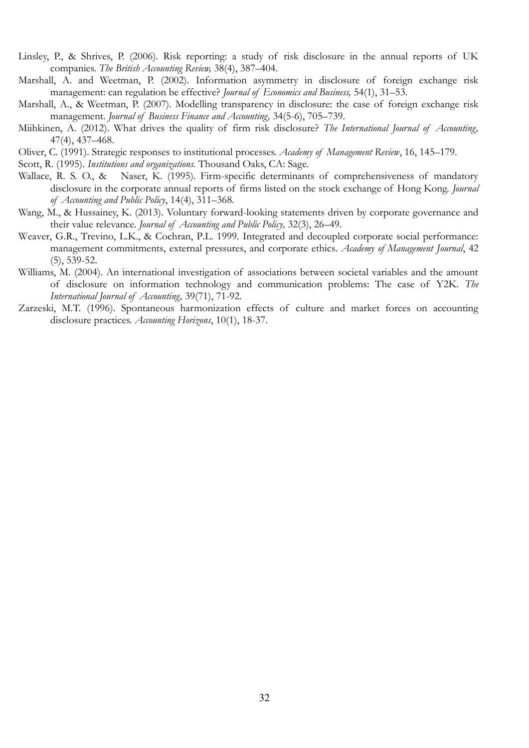Linsley, P., & Shrives, P. (2006). Risk reporting: a study of risk disclosure in the annual reports of UK companies. *The British Accounting Review,* 38(4), 387–404.

Marshall, A. and Weetman, P. (2002). Information asymmetry in disclosure of foreign exchange risk management: can regulation be effective? *Journal of Economics and Business,* 54(1), 31–53.

Marshall, A., & Weetman, P. (2007). Modelling transparency in disclosure: the case of foreign exchange risk management. *Journal of Business Finance and Accounting,* 34(5-6), 705–739.

Miihkinen, A. (2012). What drives the quality of firm risk disclosure? *The International Journal of Accounting,* 47(4), 437–468.

Oliver, C. (1991). Strategic responses to institutional processes. *Academy of Management Review*, 16, 145–179.

Scott, R. (1995). *Institutions and organizations.* Thousand Oaks, CA: Sage.

Wallace, R. S. O., & Naser, K. (1995). Firm-specific determinants of comprehensiveness of mandatory disclosure in the corporate annual reports of firms listed on the stock exchange of Hong Kong. *Journal of Accounting and Public Policy*, 14(4), 311–368.

Wang, M., & Hussainey, K. (2013). Voluntary forward-looking statements driven by corporate governance and their value relevance. *Journal of Accounting and Public Policy,* 32(3), 26–49.

Weaver, G.R., Trevino, L.K., & Cochran, P.L. 1999. Integrated and decoupled corporate social performance: management commitments, external pressures, and corporate ethics. *Academy of Management Journal*, 42 (5), 539-52.

Williams, M. (2004). An international investigation of associations between societal variables and the amount of disclosure on information technology and communication problems: The case of Y2K. *The International Journal of Accounting,* 39(71), 71-92.

Zarzeski, M.T. (1996). Spontaneous harmonization effects of culture and market forces on accounting disclosure practices. *Accounting Horizons*, 10(1), 18-37.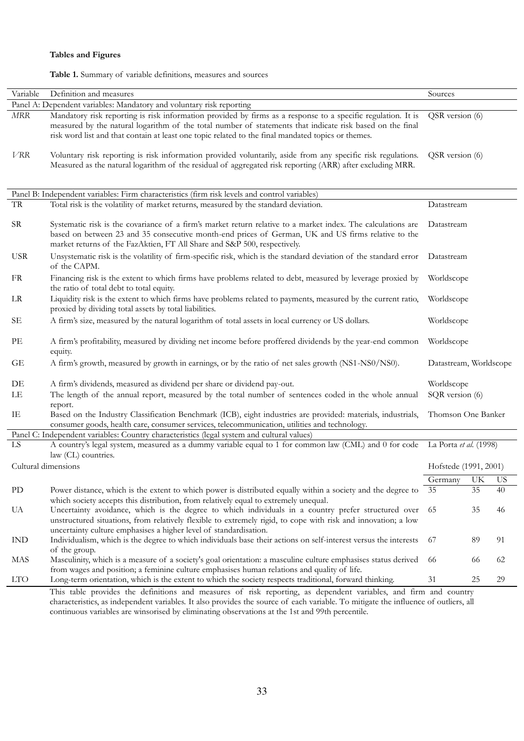**Tables and Figures**

**Table 1.** Summary of variable definitions, measures and sources

| Variable | Definition and measures | Sources | | |
|---|---|---|---|---|
| Panel A: Dependent variables: Mandatory and voluntary risk reporting | | | | |
| *MRR* | Mandatory risk reporting is risk information provided by firms as a response to a specific regulation. It is measured by the natural logarithm of the total number of statements that indicate risk based on the final risk word list and that contain at least one topic related to the final mandated topics or themes. | QSR version (6) | | |
| *VRR* | Voluntary risk reporting is risk information provided voluntarily, aside from any specific risk regulations. Measured as the natural logarithm of the residual of aggregated risk reporting (ARR) after excluding MRR. | QSR version (6) | | |
| Panel B: Independent variables: Firm characteristics (firm risk levels and control variables) | | | | |
| TR | Total risk is the volatility of market returns, measured by the standard deviation. | Datastream | | |
| SR | Systematic risk is the covariance of a firm's market return relative to a market index. The calculations are based on between 23 and 35 consecutive month-end prices of German, UK and US firms relative to the market returns of the FazAktien, FT All Share and S&P 500, respectively. | Datastream | | |
| USR | Unsystematic risk is the volatility of firm-specific risk, which is the standard deviation of the standard error of the CAPM. | Datastream | | |
| FR | Financing risk is the extent to which firms have problems related to debt, measured by leverage proxied by the ratio of total debt to total equity. | Worldscope | | |
| LR | Liquidity risk is the extent to which firms have problems related to payments, measured by the current ratio, proxied by dividing total assets by total liabilities. | Worldscope | | |
| SE | A firm's size, measured by the natural logarithm of total assets in local currency or US dollars. | Worldscope | | |
| PE | A firm's profitability, measured by dividing net income before proffered dividends by the year-end common equity. | Worldscope | | |
| GE | A firm's growth, measured by growth in earnings, or by the ratio of net sales growth (NS1-NS0/NS0). | Datastream, Worldscope | | |
| DE | A firm's dividends, measured as dividend per share or dividend pay-out. | Worldscope | | |
| LE | The length of the annual report, measured by the total number of sentences coded in the whole annual report. | SQR version (6) | | |
| IE | Based on the Industry Classification Benchmark (ICB), eight industries are provided: materials, industrials, consumer goods, health care, consumer services, telecommunication, utilities and technology. | Thomson One Banker | | |
| Panel C: Independent variables: Country characteristics (legal system and cultural values) | | | | |
| LS | A country's legal system, measured as a dummy variable equal to 1 for common law (CML) and 0 for code law (CL) countries. | La Porta *et al.* (1998) | | |
| Cultural dimensions | | Hofstede (1991, 2001) | | |
| | | Germany | UK | US |
| PD | Power distance, which is the extent to which power is distributed equally within a society and the degree to which society accepts this distribution, from relatively equal to extremely unequal. | 35 | 35 | 40 |
| UA | Uncertainty avoidance, which is the degree to which individuals in a country prefer structured over unstructured situations, from relatively flexible to extremely rigid, to cope with risk and innovation; a low uncertainty culture emphasises a higher level of standardisation. | 65 | 35 | 46 |
| IND | Individualism, which is the degree to which individuals base their actions on self-interest versus the interests of the group. | 67 | 89 | 91 |
| MAS | Masculinity, which is a measure of a society's goal orientation: a masculine culture emphasises status derived from wages and position; a feminine culture emphasises human relations and quality of life. | 66 | 66 | 62 |
| LTO | Long-term orientation, which is the extent to which the society respects traditional, forward thinking. | 31 | 25 | 29 |

This table provides the definitions and measures of risk reporting, as dependent variables, and firm and country characteristics, as independent variables. It also provides the source of each variable. To mitigate the influence of outliers, all continuous variables are winsorised by eliminating observations at the 1st and 99th percentile.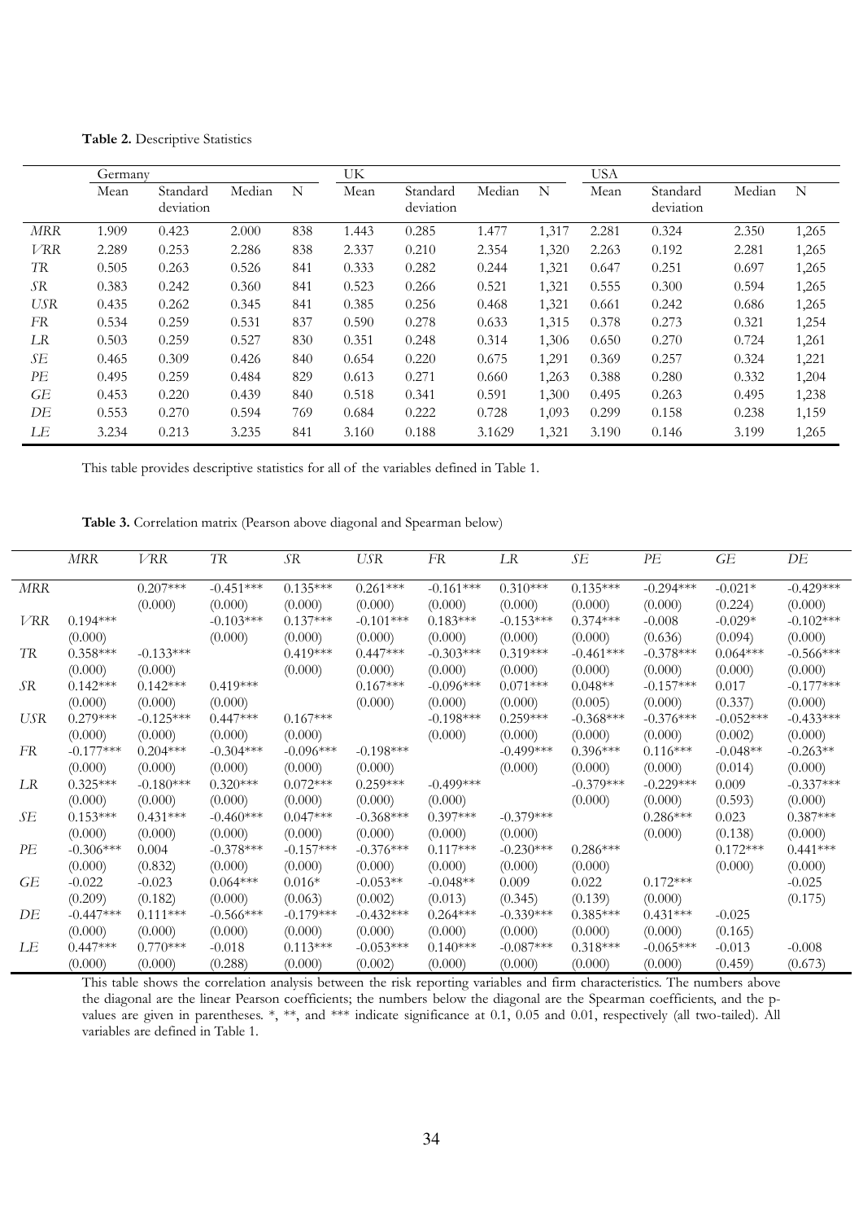**Table 2.** Descriptive Statistics

| | Germany | | | | UK | | | | USA | | | |
|---|---|---|---|---|---|---|---|---|---|---|---|---|
| | Mean | Standard deviation | Median | N | Mean | Standard deviation | Median | N | Mean | Standard deviation | Median | N |
| *MRR* | 1.909 | 0.423 | 2.000 | 838 | 1.443 | 0.285 | 1.477 | 1,317 | 2.281 | 0.324 | 2.350 | 1,265 |
| *VRR* | 2.289 | 0.253 | 2.286 | 838 | 2.337 | 0.210 | 2.354 | 1,320 | 2.263 | 0.192 | 2.281 | 1,265 |
| *TR* | 0.505 | 0.263 | 0.526 | 841 | 0.333 | 0.282 | 0.244 | 1,321 | 0.647 | 0.251 | 0.697 | 1,265 |
| *SR* | 0.383 | 0.242 | 0.360 | 841 | 0.523 | 0.266 | 0.521 | 1,321 | 0.555 | 0.300 | 0.594 | 1,265 |
| *USR* | 0.435 | 0.262 | 0.345 | 841 | 0.385 | 0.256 | 0.468 | 1,321 | 0.661 | 0.242 | 0.686 | 1,265 |
| *FR* | 0.534 | 0.259 | 0.531 | 837 | 0.590 | 0.278 | 0.633 | 1,315 | 0.378 | 0.273 | 0.321 | 1,254 |
| *LR* | 0.503 | 0.259 | 0.527 | 830 | 0.351 | 0.248 | 0.314 | 1,306 | 0.650 | 0.270 | 0.724 | 1,261 |
| *SE* | 0.465 | 0.309 | 0.426 | 840 | 0.654 | 0.220 | 0.675 | 1,291 | 0.369 | 0.257 | 0.324 | 1,221 |
| *PE* | 0.495 | 0.259 | 0.484 | 829 | 0.613 | 0.271 | 0.660 | 1,263 | 0.388 | 0.280 | 0.332 | 1,204 |
| *GE* | 0.453 | 0.220 | 0.439 | 840 | 0.518 | 0.341 | 0.591 | 1,300 | 0.495 | 0.263 | 0.495 | 1,238 |
| *DE* | 0.553 | 0.270 | 0.594 | 769 | 0.684 | 0.222 | 0.728 | 1,093 | 0.299 | 0.158 | 0.238 | 1,159 |
| *LE* | 3.234 | 0.213 | 3.235 | 841 | 3.160 | 0.188 | 3.1629 | 1,321 | 3.190 | 0.146 | 3.199 | 1,265 |

This table provides descriptive statistics for all of the variables defined in Table 1.

**Table 3.** Correlation matrix (Pearson above diagonal and Spearman below)

| | *MRR* | *VRR* | *TR* | *SR* | *USR* | *FR* | *LR* | *SE* | *PE* | *GE* | *DE* |
|---|---|---|---|---|---|---|---|---|---|---|---|
| *MRR* | | 0.207*** | -0.451*** | 0.135*** | 0.261*** | -0.161*** | 0.310*** | 0.135*** | -0.294*** | -0.021* | -0.429*** |
| | | (0.000) | (0.000) | (0.000) | (0.000) | (0.000) | (0.000) | (0.000) | (0.000) | (0.224) | (0.000) |
| *VRR* | 0.194*** | | -0.103*** | 0.137*** | -0.101*** | 0.183*** | -0.153*** | 0.374*** | -0.008 | -0.029* | -0.102*** |
| | (0.000) | | (0.000) | (0.000) | (0.000) | (0.000) | (0.000) | (0.000) | (0.636) | (0.094) | (0.000) |
| *TR* | 0.358*** | -0.133*** | | 0.419*** | 0.447*** | -0.303*** | 0.319*** | -0.461*** | -0.378*** | 0.064*** | -0.566*** |
| | (0.000) | (0.000) | | (0.000) | (0.000) | (0.000) | (0.000) | (0.000) | (0.000) | (0.000) | (0.000) |
| *SR* | 0.142*** | 0.142*** | 0.419*** | | 0.167*** | -0.096*** | 0.071*** | 0.048** | -0.157*** | 0.017 | -0.177*** |
| | (0.000) | (0.000) | (0.000) | | (0.000) | (0.000) | (0.000) | (0.005) | (0.000) | (0.337) | (0.000) |
| *USR* | 0.279*** | -0.125*** | 0.447*** | 0.167*** | | -0.198*** | 0.259*** | -0.368*** | -0.376*** | -0.052*** | -0.433*** |
| | (0.000) | (0.000) | (0.000) | (0.000) | | (0.000) | (0.000) | (0.000) | (0.000) | (0.002) | (0.000) |
| *FR* | -0.177*** | 0.204*** | -0.304*** | -0.096*** | -0.198*** | | -0.499*** | 0.396*** | 0.116*** | -0.048** | -0.263** |
| | (0.000) | (0.000) | (0.000) | (0.000) | (0.000) | | (0.000) | (0.000) | (0.000) | (0.014) | (0.000) |
| *LR* | 0.325*** | -0.180*** | 0.320*** | 0.072*** | 0.259*** | -0.499*** | | -0.379*** | -0.229*** | 0.009 | -0.337*** |
| | (0.000) | (0.000) | (0.000) | (0.000) | (0.000) | (0.000) | | (0.000) | (0.000) | (0.593) | (0.000) |
| *SE* | 0.153*** | 0.431*** | -0.460*** | 0.047*** | -0.368*** | 0.397*** | -0.379*** | | 0.286*** | 0.023 | 0.387*** |
| | (0.000) | (0.000) | (0.000) | (0.000) | (0.000) | (0.000) | (0.000) | | (0.000) | (0.138) | (0.000) |
| *PE* | -0.306*** | 0.004 | -0.378*** | -0.157*** | -0.376*** | 0.117*** | -0.230*** | 0.286*** | | 0.172*** | 0.441*** |
| | (0.000) | (0.832) | (0.000) | (0.000) | (0.000) | (0.000) | (0.000) | (0.000) | | (0.000) | (0.000) |
| *GE* | -0.022 | -0.023 | 0.064*** | 0.016* | -0.053** | -0.048** | 0.009 | 0.022 | 0.172*** | | -0.025 |
| | (0.209) | (0.182) | (0.000) | (0.063) | (0.002) | (0.013) | (0.345) | (0.139) | (0.000) | | (0.175) |
| *DE* | -0.447*** | 0.111*** | -0.566*** | -0.179*** | -0.432*** | 0.264*** | -0.339*** | 0.385*** | 0.431*** | -0.025 | |
| | (0.000) | (0.000) | (0.000) | (0.000) | (0.000) | (0.000) | (0.000) | (0.000) | (0.000) | (0.165) | |
| *LE* | 0.447*** | 0.770*** | -0.018 | 0.113*** | -0.053*** | 0.140*** | -0.087*** | 0.318*** | -0.065*** | -0.013 | -0.008 |
| | (0.000) | (0.000) | (0.288) | (0.000) | (0.002) | (0.000) | (0.000) | (0.000) | (0.000) | (0.459) | (0.673) |

This table shows the correlation analysis between the risk reporting variables and firm characteristics. The numbers above the diagonal are the linear Pearson coefficients; the numbers below the diagonal are the Spearman coefficients, and the p-values are given in parentheses. *, **, and *** indicate significance at 0.1, 0.05 and 0.01, respectively (all two-tailed). All variables are defined in Table 1.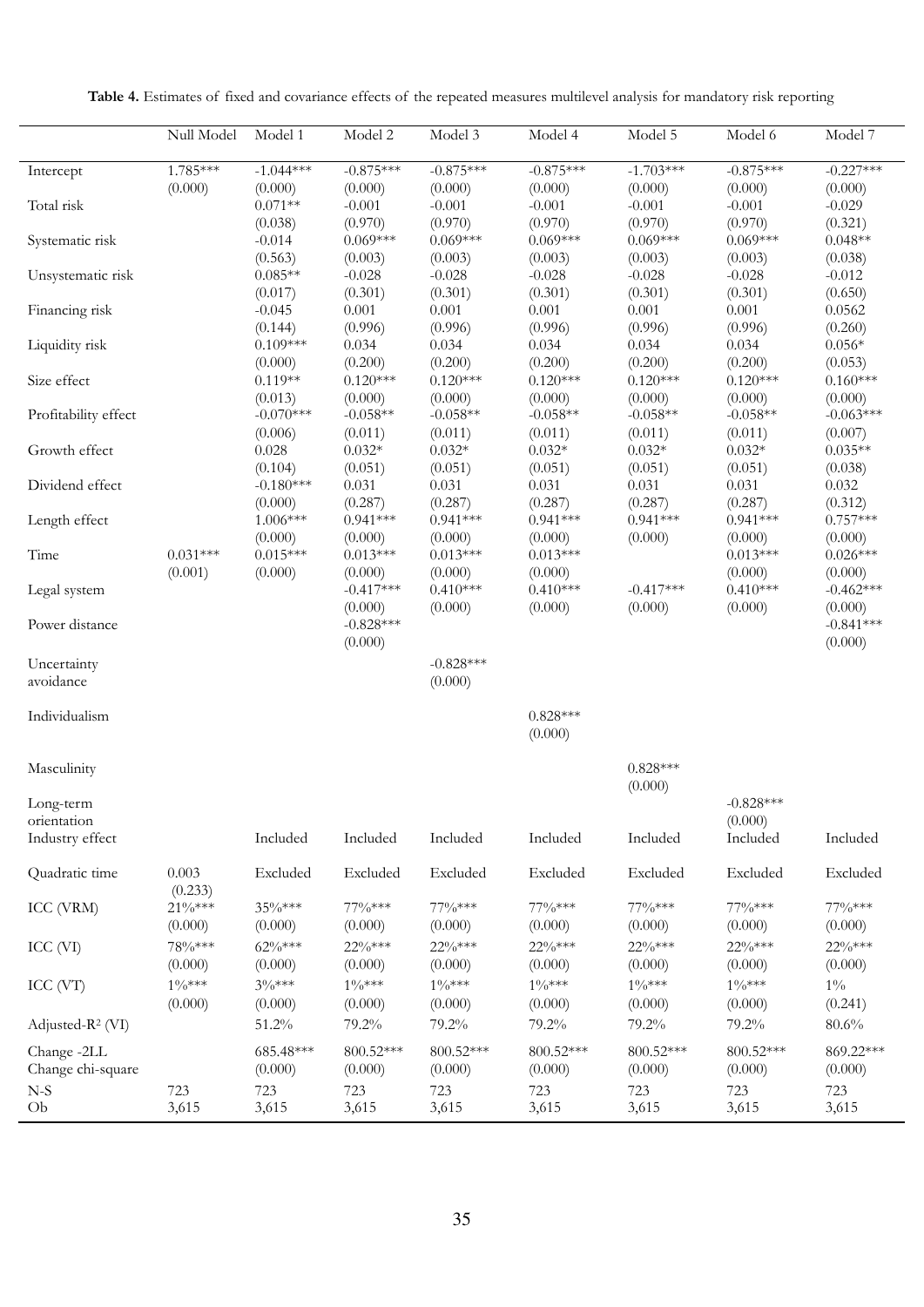**Table 4.** Estimates of fixed and covariance effects of the repeated measures multilevel analysis for mandatory risk reporting

| | Null Model | Model 1 | Model 2 | Model 3 | Model 4 | Model 5 | Model 6 | Model 7 |
|---|---|---|---|---|---|---|---|---|
| Intercept | 1.785*** | -1.044*** | -0.875*** | -0.875*** | -0.875*** | -1.703*** | -0.875*** | -0.227*** |
| | (0.000) | (0.000) | (0.000) | (0.000) | (0.000) | (0.000) | (0.000) | (0.000) |
| Total risk | | 0.071** | -0.001 | -0.001 | -0.001 | -0.001 | -0.001 | -0.029 |
| | | (0.038) | (0.970) | (0.970) | (0.970) | (0.970) | (0.970) | (0.321) |
| Systematic risk | | -0.014 | 0.069*** | 0.069*** | 0.069*** | 0.069*** | 0.069*** | 0.048** |
| | | (0.563) | (0.003) | (0.003) | (0.003) | (0.003) | (0.003) | (0.038) |
| Unsystematic risk | | 0.085** | -0.028 | -0.028 | -0.028 | -0.028 | -0.028 | -0.012 |
| | | (0.017) | (0.301) | (0.301) | (0.301) | (0.301) | (0.301) | (0.650) |
| Financing risk | | -0.045 | 0.001 | 0.001 | 0.001 | 0.001 | 0.001 | 0.0562 |
| | | (0.144) | (0.996) | (0.996) | (0.996) | (0.996) | (0.996) | (0.260) |
| Liquidity risk | | 0.109*** | 0.034 | 0.034 | 0.034 | 0.034 | 0.034 | 0.056* |
| | | (0.000) | (0.200) | (0.200) | (0.200) | (0.200) | (0.200) | (0.053) |
| Size effect | | 0.119** | 0.120*** | 0.120*** | 0.120*** | 0.120*** | 0.120*** | 0.160*** |
| | | (0.013) | (0.000) | (0.000) | (0.000) | (0.000) | (0.000) | (0.000) |
| Profitability effect | | -0.070*** | -0.058** | -0.058** | -0.058** | -0.058** | -0.058** | -0.063*** |
| | | (0.006) | (0.011) | (0.011) | (0.011) | (0.011) | (0.011) | (0.007) |
| Growth effect | | 0.028 | 0.032* | 0.032* | 0.032* | 0.032* | 0.032* | 0.035** |
| | | (0.104) | (0.051) | (0.051) | (0.051) | (0.051) | (0.051) | (0.038) |
| Dividend effect | | -0.180*** | 0.031 | 0.031 | 0.031 | 0.031 | 0.031 | 0.032 |
| | | (0.000) | (0.287) | (0.287) | (0.287) | (0.287) | (0.287) | (0.312) |
| Length effect | | 1.006*** | 0.941*** | 0.941*** | 0.941*** | 0.941*** | 0.941*** | 0.757*** |
| | | (0.000) | (0.000) | (0.000) | (0.000) | (0.000) | (0.000) | (0.000) |
| Time | 0.031*** | 0.015*** | 0.013*** | 0.013*** | 0.013*** | | 0.013*** | 0.026*** |
| | (0.001) | (0.000) | (0.000) | (0.000) | (0.000) | | (0.000) | (0.000) |
| Legal system | | | -0.417*** | 0.410*** | 0.410*** | -0.417*** | 0.410*** | -0.462*** |
| | | | (0.000) | (0.000) | (0.000) | (0.000) | (0.000) | (0.000) |
| Power distance | | | -0.828*** | | | | | -0.841*** |
| | | | (0.000) | | | | | (0.000) |
| Uncertainty avoidance | | | | -0.828*** | | | | |
| | | | | (0.000) | | | | |
| Individualism | | | | | 0.828*** | | | |
| | | | | | (0.000) | | | |
| Masculinity | | | | | | 0.828*** | | |
| | | | | | | (0.000) | | |
| Long-term orientation | | | | | | | -0.828*** | |
| | | | | | | | (0.000) | |
| Industry effect | | Included | Included | Included | Included | Included | Included | Included |
| Quadratic time | 0.003 | Excluded | Excluded | Excluded | Excluded | Excluded | Excluded | Excluded |
| | (0.233) | | | | | | | |
| ICC (VRM) | 21%*** | 35%*** | 77%*** | 77%*** | 77%*** | 77%*** | 77%*** | 77%*** |
| | (0.000) | (0.000) | (0.000) | (0.000) | (0.000) | (0.000) | (0.000) | (0.000) |
| ICC (VI) | 78%*** | 62%*** | 22%*** | 22%*** | 22%*** | 22%*** | 22%*** | 22%*** |
| | (0.000) | (0.000) | (0.000) | (0.000) | (0.000) | (0.000) | (0.000) | (0.000) |
| ICC (VT) | 1%*** | 3%*** | 1%*** | 1%*** | 1%*** | 1%*** | 1%*** | 1% |
| | (0.000) | (0.000) | (0.000) | (0.000) | (0.000) | (0.000) | (0.000) | (0.241) |
| Adjusted-$R^2$ (VI) | | 51.2% | 79.2% | 79.2% | 79.2% | 79.2% | 79.2% | 80.6% |
| Change -2LL<br>Change chi-square | | 685.48***<br>(0.000) | 800.52***<br>(0.000) | 800.52***<br>(0.000) | 800.52***<br>(0.000) | 800.52***<br>(0.000) | 800.52***<br>(0.000) | 869.22***<br>(0.000) |
| N-S | 723 | 723 | 723 | 723 | 723 | 723 | 723 | 723 |
| Ob | 3,615 | 3,615 | 3,615 | 3,615 | 3,615 | 3,615 | 3,615 | 3,615 |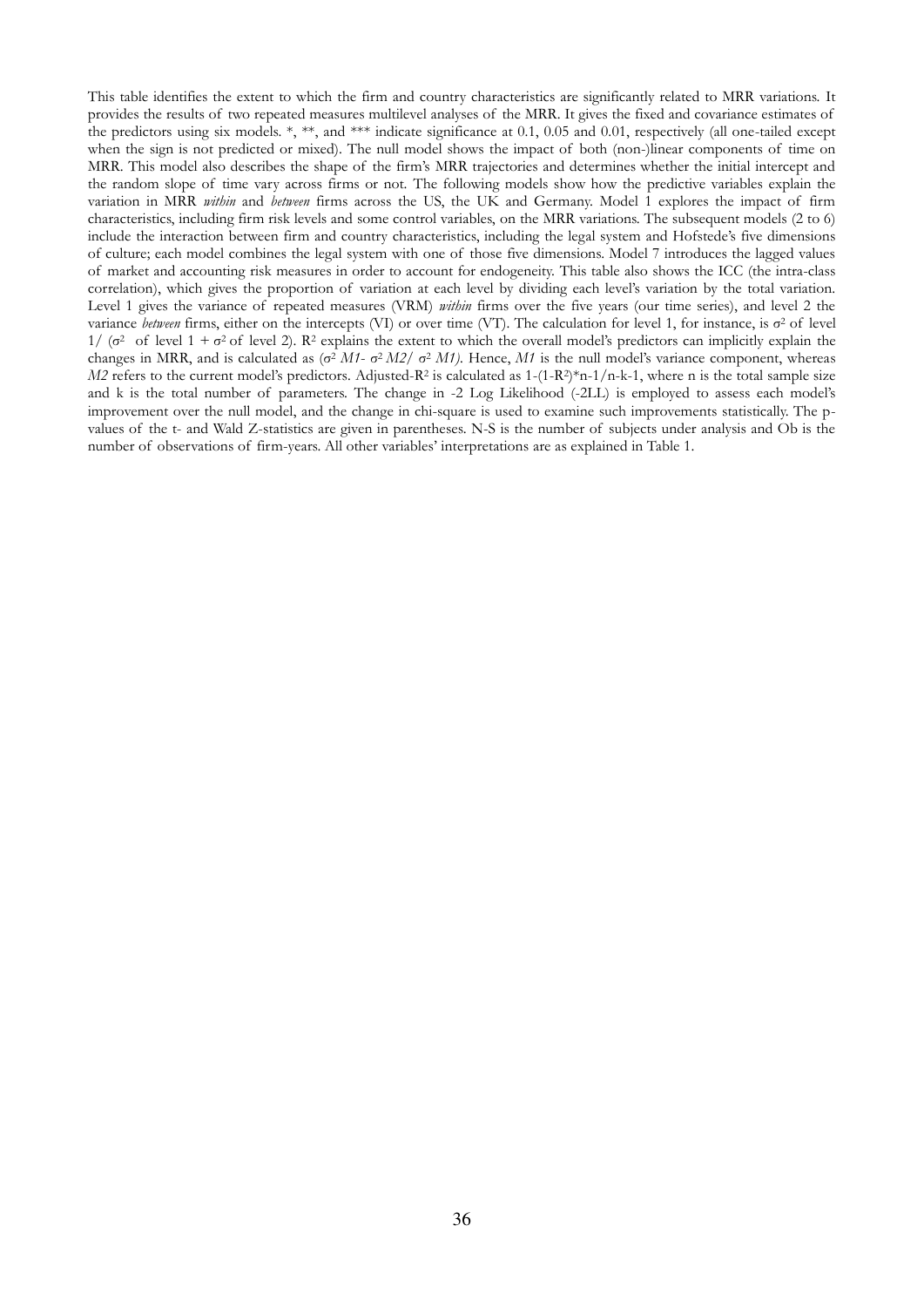This table identifies the extent to which the firm and country characteristics are significantly related to MRR variations. It provides the results of two repeated measures multilevel analyses of the MRR. It gives the fixed and covariance estimates of the predictors using six models. *, **, and *** indicate significance at 0.1, 0.05 and 0.01, respectively (all one-tailed except when the sign is not predicted or mixed). The null model shows the impact of both (non-)linear components of time on MRR. This model also describes the shape of the firm's MRR trajectories and determines whether the initial intercept and the random slope of time vary across firms or not. The following models show how the predictive variables explain the variation in MRR *within* and *between* firms across the US, the UK and Germany. Model 1 explores the impact of firm characteristics, including firm risk levels and some control variables, on the MRR variations. The subsequent models (2 to 6) include the interaction between firm and country characteristics, including the legal system and Hofstede's five dimensions of culture; each model combines the legal system with one of those five dimensions. Model 7 introduces the lagged values of market and accounting risk measures in order to account for endogeneity. This table also shows the ICC (the intra-class correlation), which gives the proportion of variation at each level by dividing each level's variation by the total variation. Level 1 gives the variance of repeated measures (VRM) *within* firms over the five years (our time series), and level 2 the variance *between* firms, either on the intercepts (VI) or over time (VT). The calculation for level 1, for instance, is $\sigma^2$ of level 1/ ($\sigma^2$ of level 1 + $\sigma^2$ of level 2). $R^2$ explains the extent to which the overall model's predictors can implicitly explain the changes in MRR, and is calculated as ($\sigma^2$ *M1*- $\sigma^2$ *M2*/ $\sigma^2$ *M1)*. Hence, *M1* is the null model's variance component, whereas *M2* refers to the current model's predictors. Adjusted-$R^2$ is calculated as 1-(1-$R^2$)*n-1/n-k-1, where n is the total sample size and k is the total number of parameters. The change in -2 Log Likelihood (-2LL) is employed to assess each model's improvement over the null model, and the change in chi-square is used to examine such improvements statistically. The p-values of the t- and Wald Z-statistics are given in parentheses. N-S is the number of subjects under analysis and Ob is the number of observations of firm-years. All other variables' interpretations are as explained in Table 1.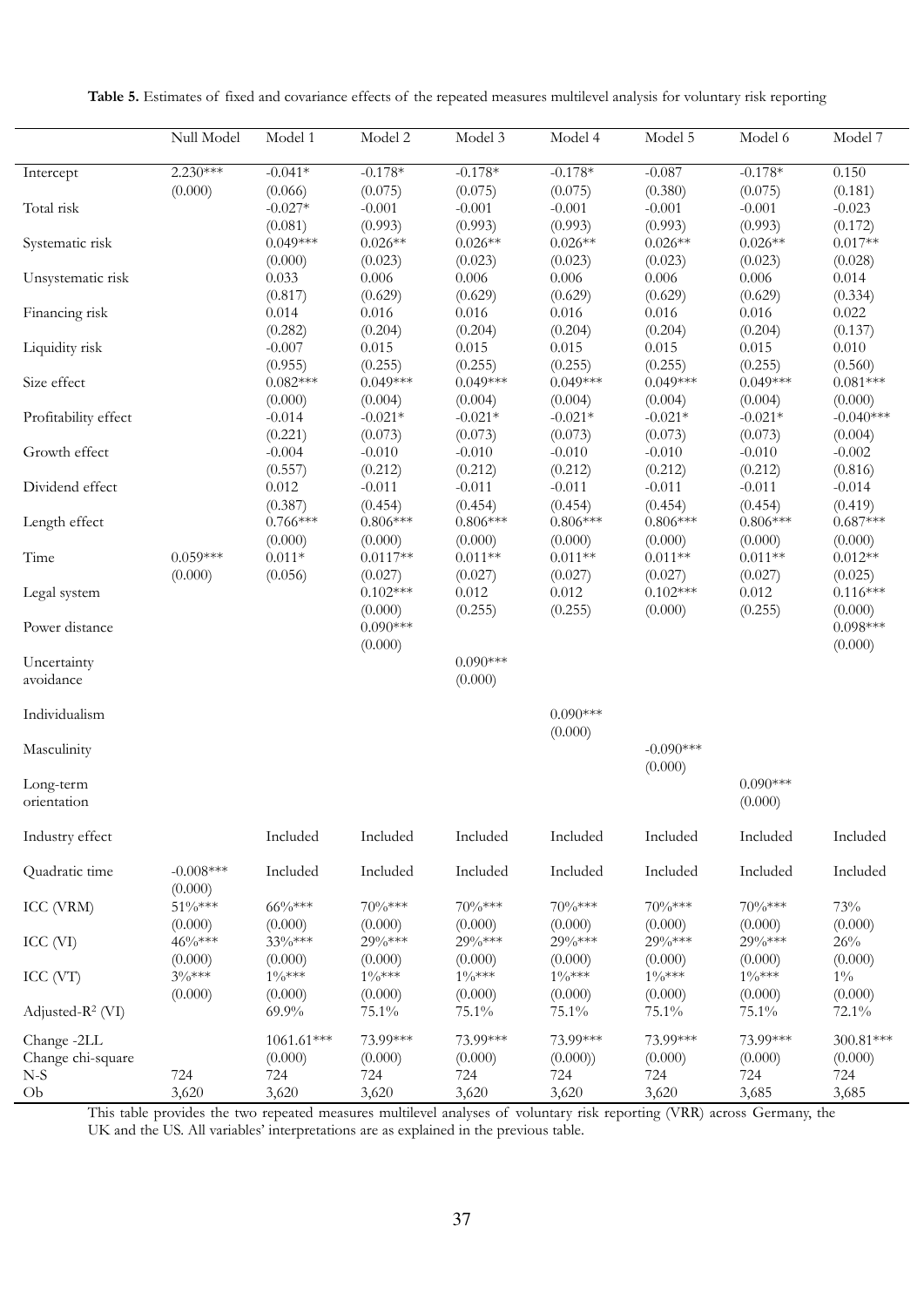**Table 5.** Estimates of fixed and covariance effects of the repeated measures multilevel analysis for voluntary risk reporting

| | Null Model | Model 1 | Model 2 | Model 3 | Model 4 | Model 5 | Model 6 | Model 7 |
|---|---|---|---|---|---|---|---|---|
| Intercept | 2.230*** | -0.041* | -0.178* | -0.178* | -0.178* | -0.087 | -0.178* | 0.150 |
| | (0.000) | (0.066) | (0.075) | (0.075) | (0.075) | (0.380) | (0.075) | (0.181) |
| Total risk | | -0.027* | -0.001 | -0.001 | -0.001 | -0.001 | -0.001 | -0.023 |
| | | (0.081) | (0.993) | (0.993) | (0.993) | (0.993) | (0.993) | (0.172) |
| Systematic risk | | 0.049*** | 0.026** | 0.026** | 0.026** | 0.026** | 0.026** | 0.017** |
| | | (0.000) | (0.023) | (0.023) | (0.023) | (0.023) | (0.023) | (0.028) |
| Unsystematic risk | | 0.033 | 0.006 | 0.006 | 0.006 | 0.006 | 0.006 | 0.014 |
| | | (0.817) | (0.629) | (0.629) | (0.629) | (0.629) | (0.629) | (0.334) |
| Financing risk | | 0.014 | 0.016 | 0.016 | 0.016 | 0.016 | 0.016 | 0.022 |
| | | (0.282) | (0.204) | (0.204) | (0.204) | (0.204) | (0.204) | (0.137) |
| Liquidity risk | | -0.007 | 0.015 | 0.015 | 0.015 | 0.015 | 0.015 | 0.010 |
| | | (0.955) | (0.255) | (0.255) | (0.255) | (0.255) | (0.255) | (0.560) |
| Size effect | | 0.082*** | 0.049*** | 0.049*** | 0.049*** | 0.049*** | 0.049*** | 0.081*** |
| | | (0.000) | (0.004) | (0.004) | (0.004) | (0.004) | (0.004) | (0.000) |
| Profitability effect | | -0.014 | -0.021* | -0.021* | -0.021* | -0.021* | -0.021* | -0.040*** |
| | | (0.221) | (0.073) | (0.073) | (0.073) | (0.073) | (0.073) | (0.004) |
| Growth effect | | -0.004 | -0.010 | -0.010 | -0.010 | -0.010 | -0.010 | -0.002 |
| | | (0.557) | (0.212) | (0.212) | (0.212) | (0.212) | (0.212) | (0.816) |
| Dividend effect | | 0.012 | -0.011 | -0.011 | -0.011 | -0.011 | -0.011 | -0.014 |
| | | (0.387) | (0.454) | (0.454) | (0.454) | (0.454) | (0.454) | (0.419) |
| Length effect | | 0.766*** | 0.806*** | 0.806*** | 0.806*** | 0.806*** | 0.806*** | 0.687*** |
| | | (0.000) | (0.000) | (0.000) | (0.000) | (0.000) | (0.000) | (0.000) |
| Time | 0.059*** | 0.011* | 0.0117** | 0.011** | 0.011** | 0.011** | 0.011** | 0.012** |
| | (0.000) | (0.056) | (0.027) | (0.027) | (0.027) | (0.027) | (0.027) | (0.025) |
| Legal system | | | 0.102*** | 0.012 | 0.012 | 0.102*** | 0.012 | 0.116*** |
| | | | (0.000) | (0.255) | (0.255) | (0.000) | (0.255) | (0.000) |
| Power distance | | | 0.090*** | | | | | 0.098*** |
| | | | (0.000) | | | | | (0.000) |
| Uncertainty avoidance | | | | 0.090*** | | | | |
| | | | | (0.000) | | | | |
| Individualism | | | | | 0.090*** | | | |
| | | | | | (0.000) | | | |
| Masculinity | | | | | | -0.090*** | | |
| | | | | | | (0.000) | | |
| Long-term orientation | | | | | | | 0.090*** | |
| | | | | | | | (0.000) | |
| Industry effect | | Included | Included | Included | Included | Included | Included | Included |
| Quadratic time | -0.008*** | Included | Included | Included | Included | Included | Included | Included |
| | (0.000) | | | | | | | |
| ICC (VRM) | 51%*** | 66%*** | 70%*** | 70%*** | 70%*** | 70%*** | 70%*** | 73% |
| | (0.000) | (0.000) | (0.000) | (0.000) | (0.000) | (0.000) | (0.000) | (0.000) |
| ICC (VI) | 46%*** | 33%*** | 29%*** | 29%*** | 29%*** | 29%*** | 29%*** | 26% |
| | (0.000) | (0.000) | (0.000) | (0.000) | (0.000) | (0.000) | (0.000) | (0.000) |
| ICC (VT) | 3%*** | 1%*** | 1%*** | 1%*** | 1%*** | 1%*** | 1%*** | 1% |
| | (0.000) | (0.000) | (0.000) | (0.000) | (0.000) | (0.000) | (0.000) | (0.000) |
| Adjusted-$R^2$ (VI) | | 69.9% | 75.1% | 75.1% | 75.1% | 75.1% | 75.1% | 72.1% |
| Change -2LL | | 1061.61*** | 73.99*** | 73.99*** | 73.99*** | 73.99*** | 73.99*** | 300.81*** |
| Change chi-square | | (0.000) | (0.000) | (0.000) | (0.000)) | (0.000) | (0.000) | (0.000) |
| N-S | 724 | 724 | 724 | 724 | 724 | 724 | 724 | 724 |
| Ob | 3,620 | 3,620 | 3,620 | 3,620 | 3,620 | 3,620 | 3,685 | 3,685 |

This table provides the two repeated measures multilevel analyses of voluntary risk reporting (VRR) across Germany, the UK and the US. All variables' interpretations are as explained in the previous table.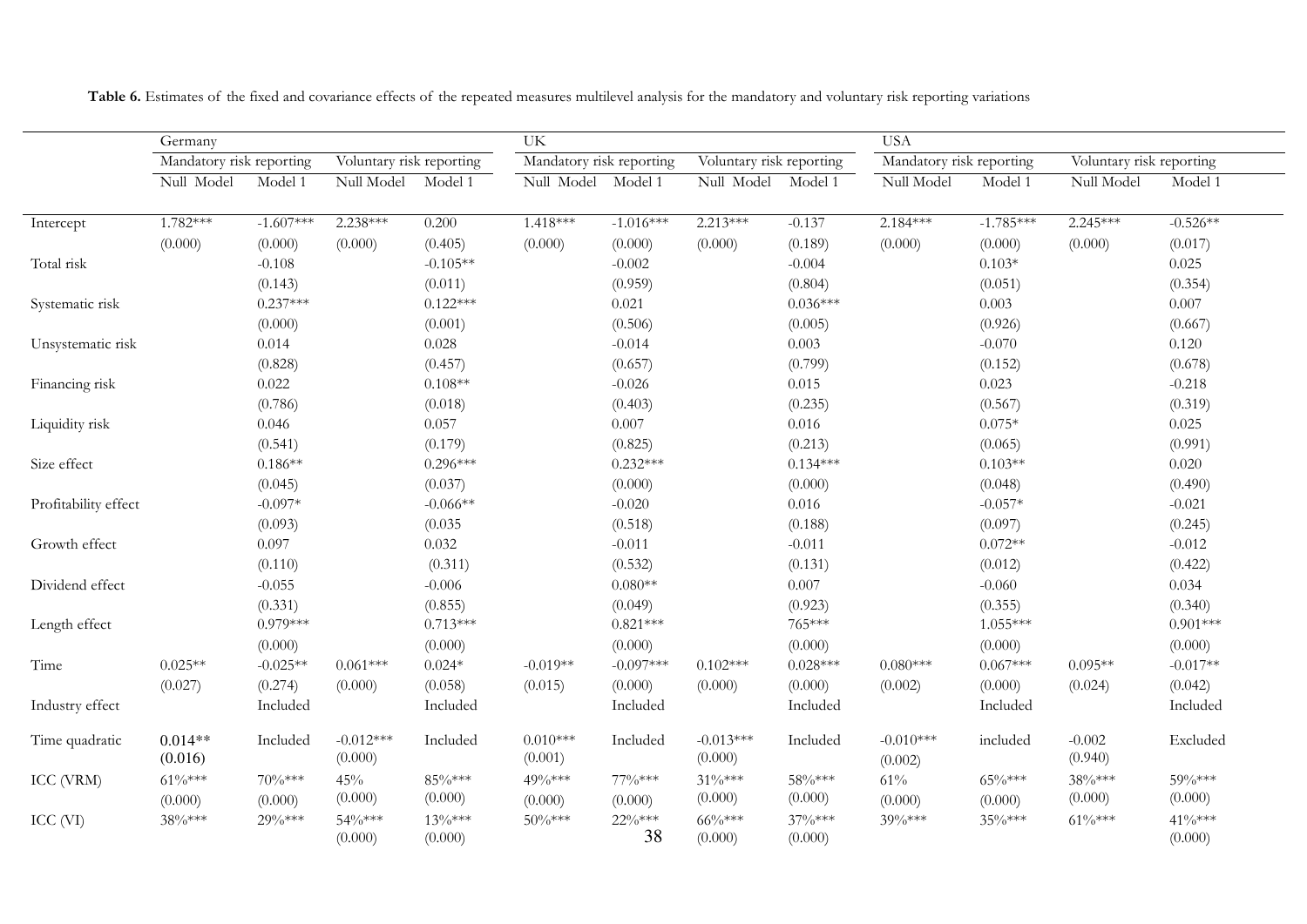**Table 6.** Estimates of the fixed and covariance effects of the repeated measures multilevel analysis for the mandatory and voluntary risk reporting variations

| | Germany | | | | UK | | | | USA | | | |
|---|---|---|---|---|---|---|---|---|---|---|---|---|
| | Mandatory risk reporting | | Voluntary risk reporting | | Mandatory risk reporting | | Voluntary risk reporting | | Mandatory risk reporting | | Voluntary risk reporting | |
| | Null Model | Model 1 | Null Model | Model 1 | Null Model | Model 1 | Null Model | Model 1 | Null Model | Model 1 | Null Model | Model 1 |
| Intercept | 1.782*** | -1.607*** | 2.238*** | 0.200 | 1.418*** | -1.016*** | 2.213*** | -0.137 | 2.184*** | -1.785*** | 2.245*** | -0.526** |
| | (0.000) | (0.000) | (0.000) | (0.405) | (0.000) | (0.000) | (0.000) | (0.189) | (0.000) | (0.000) | (0.000) | (0.017) |
| Total risk | | -0.108 | | -0.105** | | -0.002 | | -0.004 | | 0.103* | | 0.025 |
| | | (0.143) | | (0.011) | | (0.959) | | (0.804) | | (0.051) | | (0.354) |
| Systematic risk | | 0.237*** | | 0.122*** | | 0.021 | | 0.036*** | | 0.003 | | 0.007 |
| | | (0.000) | | (0.001) | | (0.506) | | (0.005) | | (0.926) | | (0.667) |
| Unsystematic risk | | 0.014 | | 0.028 | | -0.014 | | 0.003 | | -0.070 | | 0.120 |
| | | (0.828) | | (0.457) | | (0.657) | | (0.799) | | (0.152) | | (0.678) |
| Financing risk | | 0.022 | | 0.108** | | -0.026 | | 0.015 | | 0.023 | | -0.218 |
| | | (0.786) | | (0.018) | | (0.403) | | (0.235) | | (0.567) | | (0.319) |
| Liquidity risk | | 0.046 | | 0.057 | | 0.007 | | 0.016 | | 0.075* | | 0.025 |
| | | (0.541) | | (0.179) | | (0.825) | | (0.213) | | (0.065) | | (0.991) |
| Size effect | | 0.186** | | 0.296*** | | 0.232*** | | 0.134*** | | 0.103** | | 0.020 |
| | | (0.045) | | (0.037) | | (0.000) | | (0.000) | | (0.048) | | (0.490) |
| Profitability effect | | -0.097* | | -0.066** | | -0.020 | | 0.016 | | -0.057* | | -0.021 |
| | | (0.093) | | (0.035 | | (0.518) | | (0.188) | | (0.097) | | (0.245) |
| Growth effect | | 0.097 | | 0.032 | | -0.011 | | -0.011 | | 0.072** | | -0.012 |
| | | (0.110) | | (0.311) | | (0.532) | | (0.131) | | (0.012) | | (0.422) |
| Dividend effect | | -0.055 | | -0.006 | | 0.080** | | 0.007 | | -0.060 | | 0.034 |
| | | (0.331) | | (0.855) | | (0.049) | | (0.923) | | (0.355) | | (0.340) |
| Length effect | | 0.979*** | | 0.713*** | | 0.821*** | | 765*** | | 1.055*** | | 0.901*** |
| | | (0.000) | | (0.000) | | (0.000) | | (0.000) | | (0.000) | | (0.000) |
| Time | 0.025** | -0.025** | 0.061*** | 0.024* | -0.019** | -0.097*** | 0.102*** | 0.028*** | 0.080*** | 0.067*** | 0.095** | -0.017** |
| | (0.027) | (0.274) | (0.000) | (0.058) | (0.015) | (0.000) | (0.000) | (0.000) | (0.002) | (0.000) | (0.024) | (0.042) |
| Industry effect | | Included | | Included | | Included | | Included | | Included | | Included |
| Time quadratic | 0.014** (0.016) | Included | -0.012*** (0.000) | Included | 0.010*** (0.001) | Included | -0.013*** (0.000) | Included | -0.010*** (0.002) | included | -0.002 (0.940) | Excluded |
| ICC (VRM) | 61%*** | 70%*** | 45% | 85%*** | 49%*** | 77%*** | 31%*** | 58%*** | 61% | 65%*** | 38%*** | 59%*** |
| | (0.000) | (0.000) | (0.000) | (0.000) | (0.000) | (0.000) | (0.000) | (0.000) | (0.000) | (0.000) | (0.000) | (0.000) |
| ICC (VI) | 38%*** | 29%*** | 54%*** | 13%*** | 50%*** | 22%*** | 66%*** | 37%*** | 39%*** | 35%*** | 61%*** | 41%*** |
| | | | (0.000) | (0.000) | | | (0.000) | (0.000) | | | | (0.000) |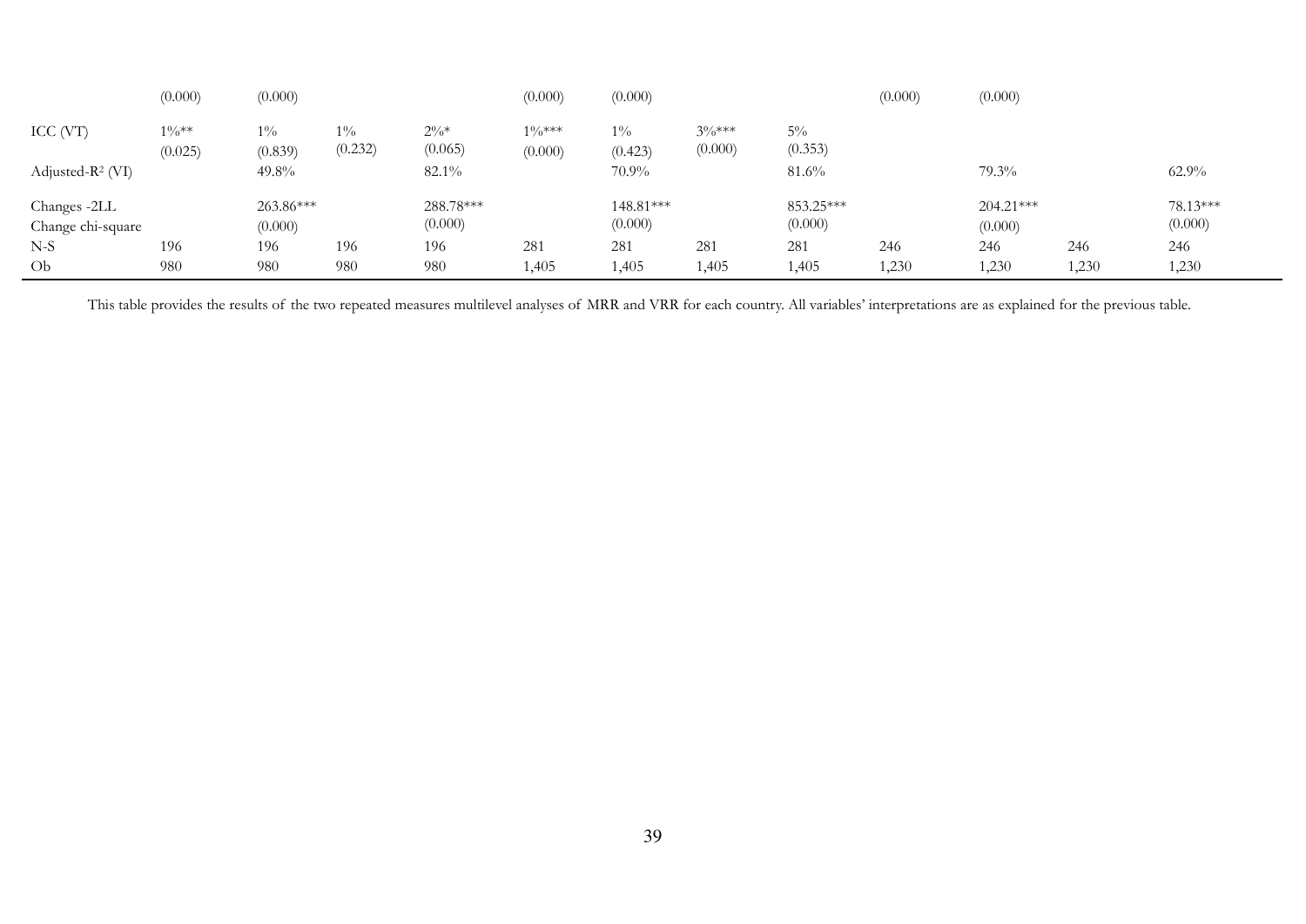| | | | | | | | | | | | | |
|---|---|---|---|---|---|---|---|---|---|---|---|---|
| | (0.000) | (0.000) | | | (0.000) | (0.000) | | | (0.000) | (0.000) | | |
| ICC (VT) | 1%** | 1% | 1% | 2%* | 1%*** | 1% | 3%*** | 5% | | | | |
| | (0.025) | (0.839) | (0.232) | (0.065) | (0.000) | (0.423) | (0.000) | (0.353) | | | | |
| Adjusted-$R^2$ (VI) | | 49.8% | | 82.1% | | 70.9% | | 81.6% | | 79.3% | | 62.9% |
| Changes -2LL | | 263.86*** | | 288.78*** | | 148.81*** | | 853.25*** | | 204.21*** | | 78.13*** |
| Change chi-square | | (0.000) | | (0.000) | | (0.000) | | (0.000) | | (0.000) | | (0.000) |
| N-S | 196 | 196 | 196 | 196 | 281 | 281 | 281 | 281 | 246 | 246 | 246 | 246 |
| Ob | 980 | 980 | 980 | 980 | 1,405 | 1,405 | 1,405 | 1,405 | 1,230 | 1,230 | 1,230 | 1,230 |

This table provides the results of the two repeated measures multilevel analyses of MRR and VRR for each country. All variables' interpretations are as explained for the previous table.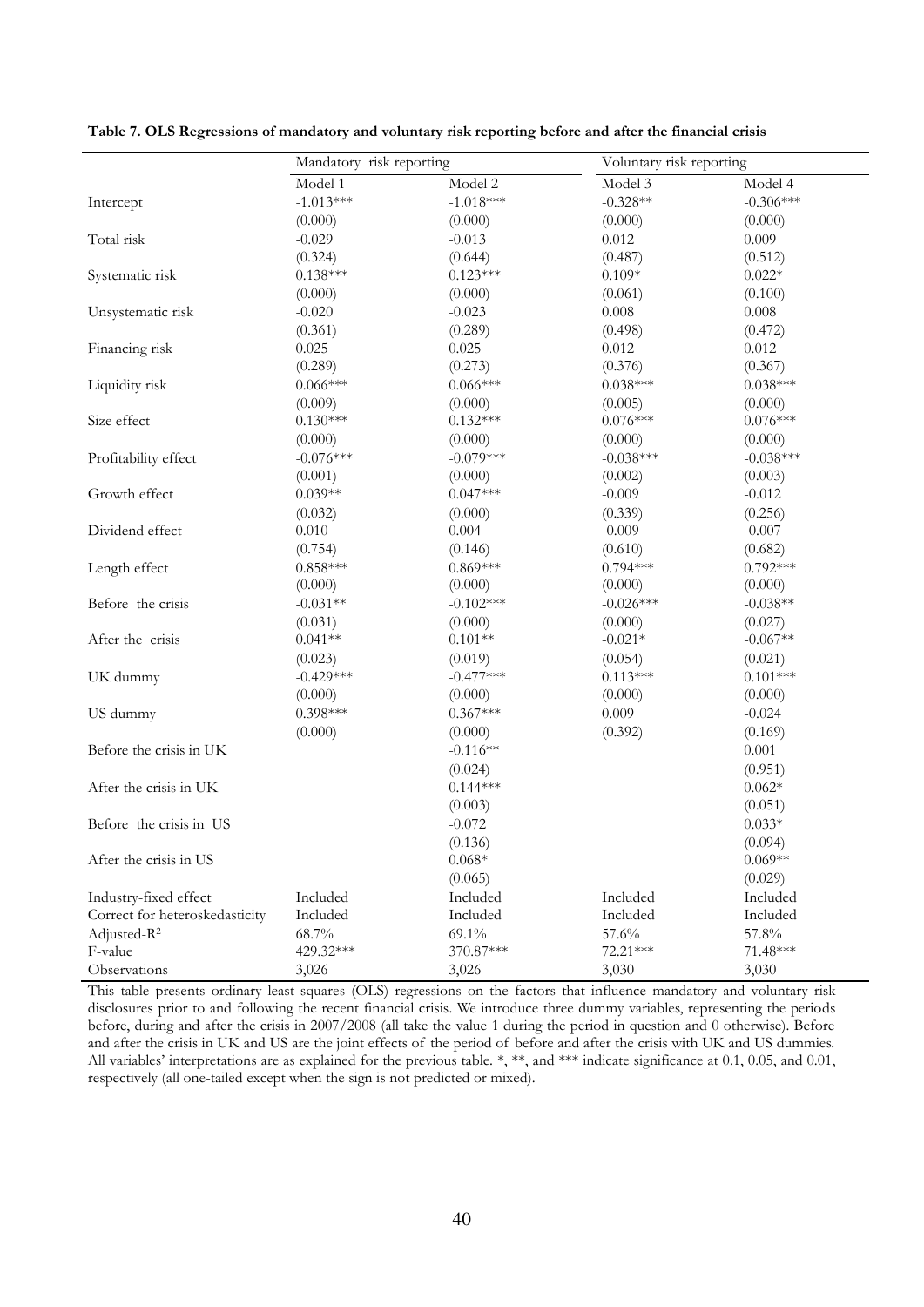**Table 7. OLS Regressions of mandatory and voluntary risk reporting before and after the financial crisis**

| | Mandatory risk reporting | | Voluntary risk reporting | |
|---|---|---|---|---|
| | Model 1 | Model 2 | Model 3 | Model 4 |
| Intercept | -1.013*** | -1.018*** | -0.328** | -0.306*** |
| | (0.000) | (0.000) | (0.000) | (0.000) |
| Total risk | -0.029 | -0.013 | 0.012 | 0.009 |
| | (0.324) | (0.644) | (0.487) | (0.512) |
| Systematic risk | 0.138*** | 0.123*** | 0.109* | 0.022* |
| | (0.000) | (0.000) | (0.061) | (0.100) |
| Unsystematic risk | -0.020 | -0.023 | 0.008 | 0.008 |
| | (0.361) | (0.289) | (0.498) | (0.472) |
| Financing risk | 0.025 | 0.025 | 0.012 | 0.012 |
| | (0.289) | (0.273) | (0.376) | (0.367) |
| Liquidity risk | 0.066*** | 0.066*** | 0.038*** | 0.038*** |
| | (0.009) | (0.000) | (0.005) | (0.000) |
| Size effect | 0.130*** | 0.132*** | 0.076*** | 0.076*** |
| | (0.000) | (0.000) | (0.000) | (0.000) |
| Profitability effect | -0.076*** | -0.079*** | -0.038*** | -0.038*** |
| | (0.001) | (0.000) | (0.002) | (0.003) |
| Growth effect | 0.039** | 0.047*** | -0.009 | -0.012 |
| | (0.032) | (0.000) | (0.339) | (0.256) |
| Dividend effect | 0.010 | 0.004 | -0.009 | -0.007 |
| | (0.754) | (0.146) | (0.610) | (0.682) |
| Length effect | 0.858*** | 0.869*** | 0.794*** | 0.792*** |
| | (0.000) | (0.000) | (0.000) | (0.000) |
| Before the crisis | -0.031** | -0.102*** | -0.026*** | -0.038** |
| | (0.031) | (0.000) | (0.000) | (0.027) |
| After the crisis | 0.041** | 0.101** | -0.021* | -0.067** |
| | (0.023) | (0.019) | (0.054) | (0.021) |
| UK dummy | -0.429*** | -0.477*** | 0.113*** | 0.101*** |
| | (0.000) | (0.000) | (0.000) | (0.000) |
| US dummy | 0.398*** | 0.367*** | 0.009 | -0.024 |
| | (0.000) | (0.000) | (0.392) | (0.169) |
| Before the crisis in UK | | -0.116** | | 0.001 |
| | | (0.024) | | (0.951) |
| After the crisis in UK | | 0.144*** | | 0.062* |
| | | (0.003) | | (0.051) |
| Before the crisis in US | | -0.072 | | 0.033* |
| | | (0.136) | | (0.094) |
| After the crisis in US | | 0.068* | | 0.069** |
| | | (0.065) | | (0.029) |
| Industry-fixed effect | Included | Included | Included | Included |
| Correct for heteroskedasticity | Included | Included | Included | Included |
| Adjusted-$R^2$ | 68.7% | 69.1% | 57.6% | 57.8% |
| F-value | 429.32*** | 370.87*** | 72.21*** | 71.48*** |
| Observations | 3,026 | 3,026 | 3,030 | 3,030 |

This table presents ordinary least squares (OLS) regressions on the factors that influence mandatory and voluntary risk disclosures prior to and following the recent financial crisis. We introduce three dummy variables, representing the periods before, during and after the crisis in 2007/2008 (all take the value 1 during the period in question and 0 otherwise). Before and after the crisis in UK and US are the joint effects of the period of before and after the crisis with UK and US dummies. All variables' interpretations are as explained for the previous table. *, **, and *** indicate significance at 0.1, 0.05, and 0.01, respectively (all one-tailed except when the sign is not predicted or mixed).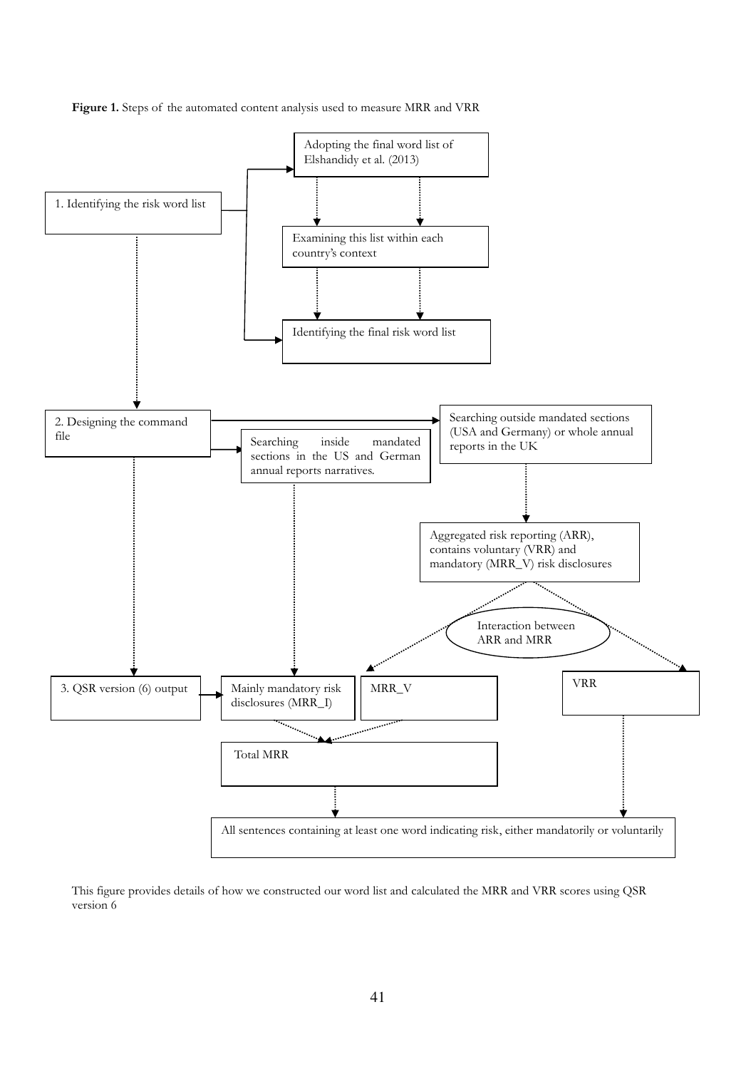**Figure 1.** Steps of the automated content analysis used to measure MRR and VRR

1. Identifying the risk word list

Adopting the final word list of Elshandidy et al. (2013)

Examining this list within each country's context

Identifying the final risk word list

2. Designing the command file

Searching inside mandated sections in the US and German annual reports narratives.

Searching outside mandated sections (USA and Germany) or whole annual reports in the UK

Aggregated risk reporting (ARR), contains voluntary (VRR) and mandatory (MRR_V) risk disclosures

Interaction between ARR and MRR

3. QSR version (6) output

Mainly mandatory risk disclosures (MRR_I)

MRR_V

VRR

Total MRR

All sentences containing at least one word indicating risk, either mandatorily or voluntarily

This figure provides details of how we constructed our word list and calculated the MRR and VRR scores using QSR version 6